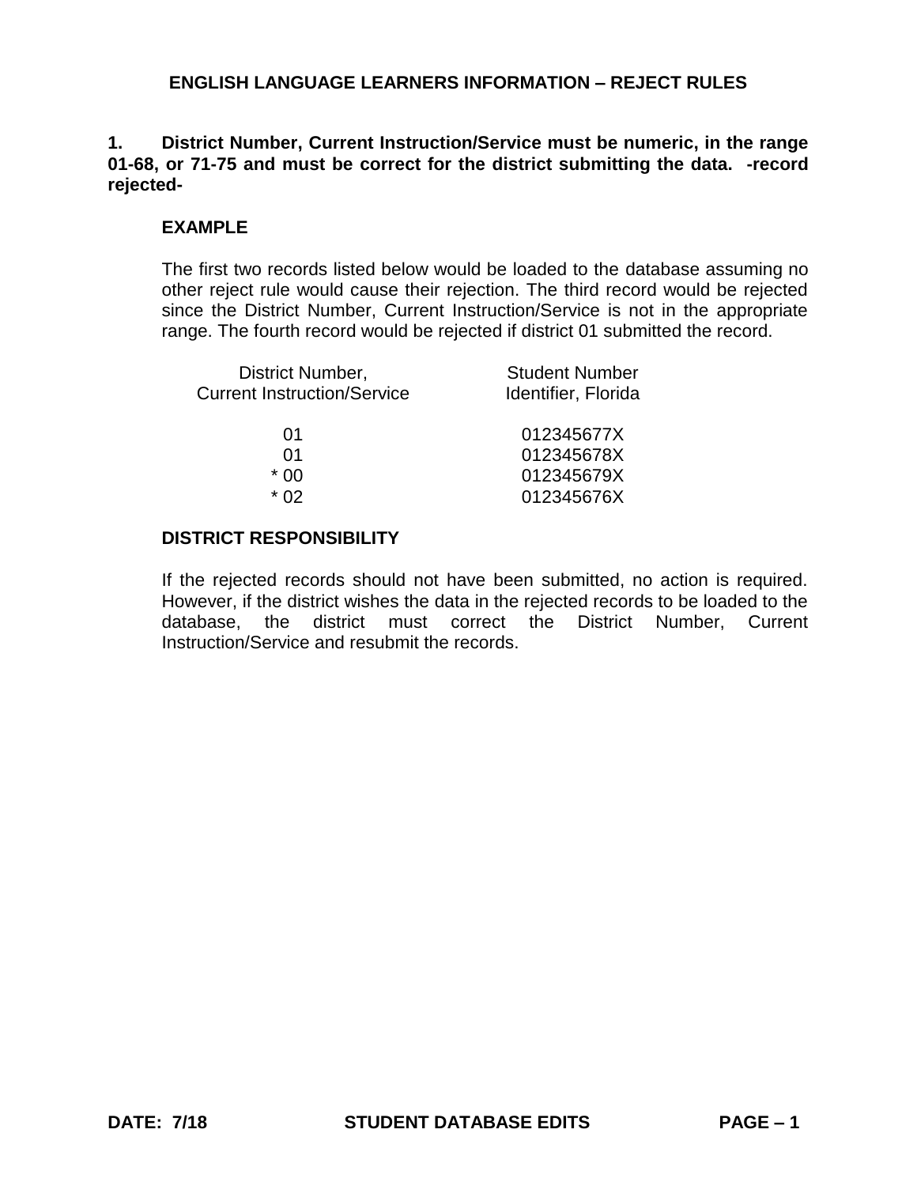# ENGLISH LANGUAGE LEARNERS INFORMATION – REJECT RULES

**1. District Number, Current Instruction/Service must be numeric, in the range 01-68, or 71-75 and must be correct for the district submitting the data. -record rejected-**

**EXAMPLE**

The first two records listed below would be loaded to the database assuming no other reject rule would cause their rejection. The third record would be rejected since the District Number, Current Instruction/Service is not in the appropriate range. The fourth record would be rejected if district 01 submitted the record.

| District Number, Current Instruction/Service | Student Number Identifier, Florida |
|---|---|
| 01 | 012345677X |
| 01 | 012345678X |
| * 00 | 012345679X |
| * 02 | 012345676X |

**DISTRICT RESPONSIBILITY**

If the rejected records should not have been submitted, no action is required. However, if the district wishes the data in the rejected records to be loaded to the database, the district must correct the District Number, Current Instruction/Service and resubmit the records.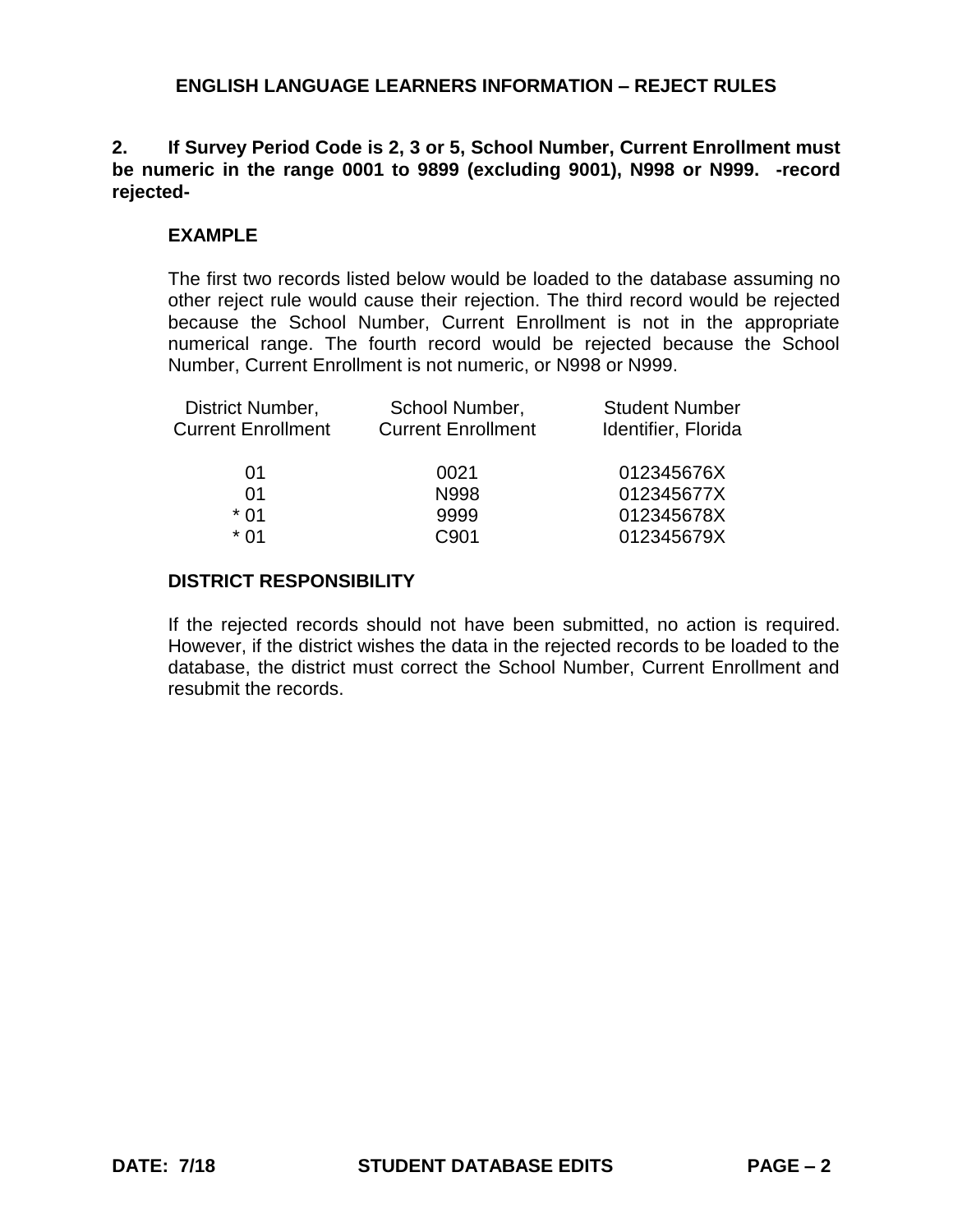## ENGLISH LANGUAGE LEARNERS INFORMATION – REJECT RULES

**2. If Survey Period Code is 2, 3 or 5, School Number, Current Enrollment must be numeric in the range 0001 to 9899 (excluding 9001), N998 or N999. -record rejected-**

**EXAMPLE**

The first two records listed below would be loaded to the database assuming no other reject rule would cause their rejection. The third record would be rejected because the School Number, Current Enrollment is not in the appropriate numerical range. The fourth record would be rejected because the School Number, Current Enrollment is not numeric, or N998 or N999.

| District Number, Current Enrollment | School Number, Current Enrollment | Student Number Identifier, Florida |
|---|---|---|
| 01 | 0021 | 012345676X |
| 01 | N998 | 012345677X |
| * 01 | 9999 | 012345678X |
| * 01 | C901 | 012345679X |

**DISTRICT RESPONSIBILITY**

If the rejected records should not have been submitted, no action is required. However, if the district wishes the data in the rejected records to be loaded to the database, the district must correct the School Number, Current Enrollment and resubmit the records.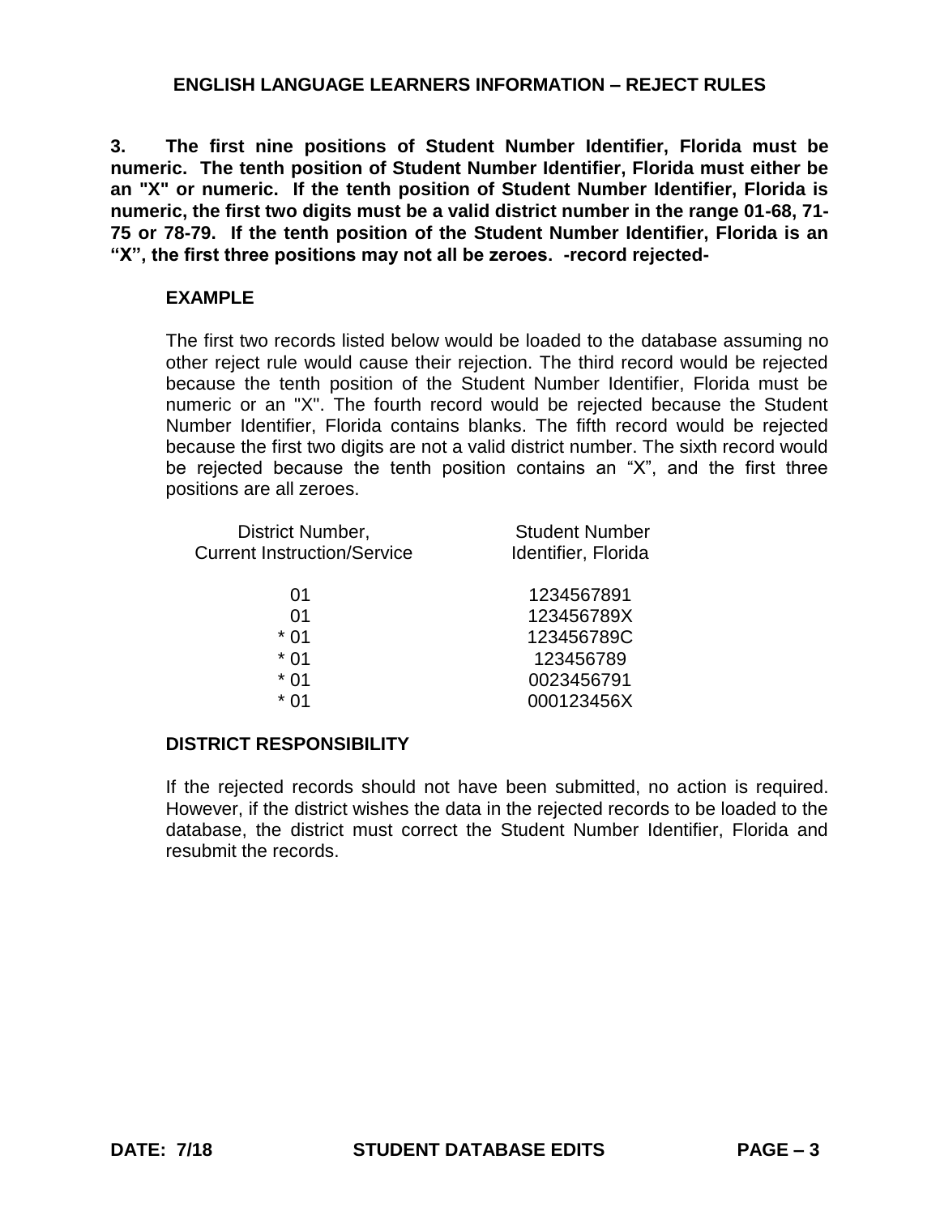## ENGLISH LANGUAGE LEARNERS INFORMATION – REJECT RULES

**3. The first nine positions of Student Number Identifier, Florida must be numeric. The tenth position of Student Number Identifier, Florida must either be an "X" or numeric. If the tenth position of Student Number Identifier, Florida is numeric, the first two digits must be a valid district number in the range 01-68, 71-75 or 78-79. If the tenth position of the Student Number Identifier, Florida is an "X", the first three positions may not all be zeroes. -record rejected-**

### EXAMPLE

The first two records listed below would be loaded to the database assuming no other reject rule would cause their rejection. The third record would be rejected because the tenth position of the Student Number Identifier, Florida must be numeric or an "X". The fourth record would be rejected because the Student Number Identifier, Florida contains blanks. The fifth record would be rejected because the first two digits are not a valid district number. The sixth record would be rejected because the tenth position contains an "X", and the first three positions are all zeroes.

| District Number, Current Instruction/Service | Student Number Identifier, Florida |
|---|---|
| 01 | 1234567891 |
| 01 | 123456789X |
| * 01 | 123456789C |
| * 01 | 123456789 |
| * 01 | 0023456791 |
| * 01 | 000123456X |

### DISTRICT RESPONSIBILITY

If the rejected records should not have been submitted, no action is required. However, if the district wishes the data in the rejected records to be loaded to the database, the district must correct the Student Number Identifier, Florida and resubmit the records.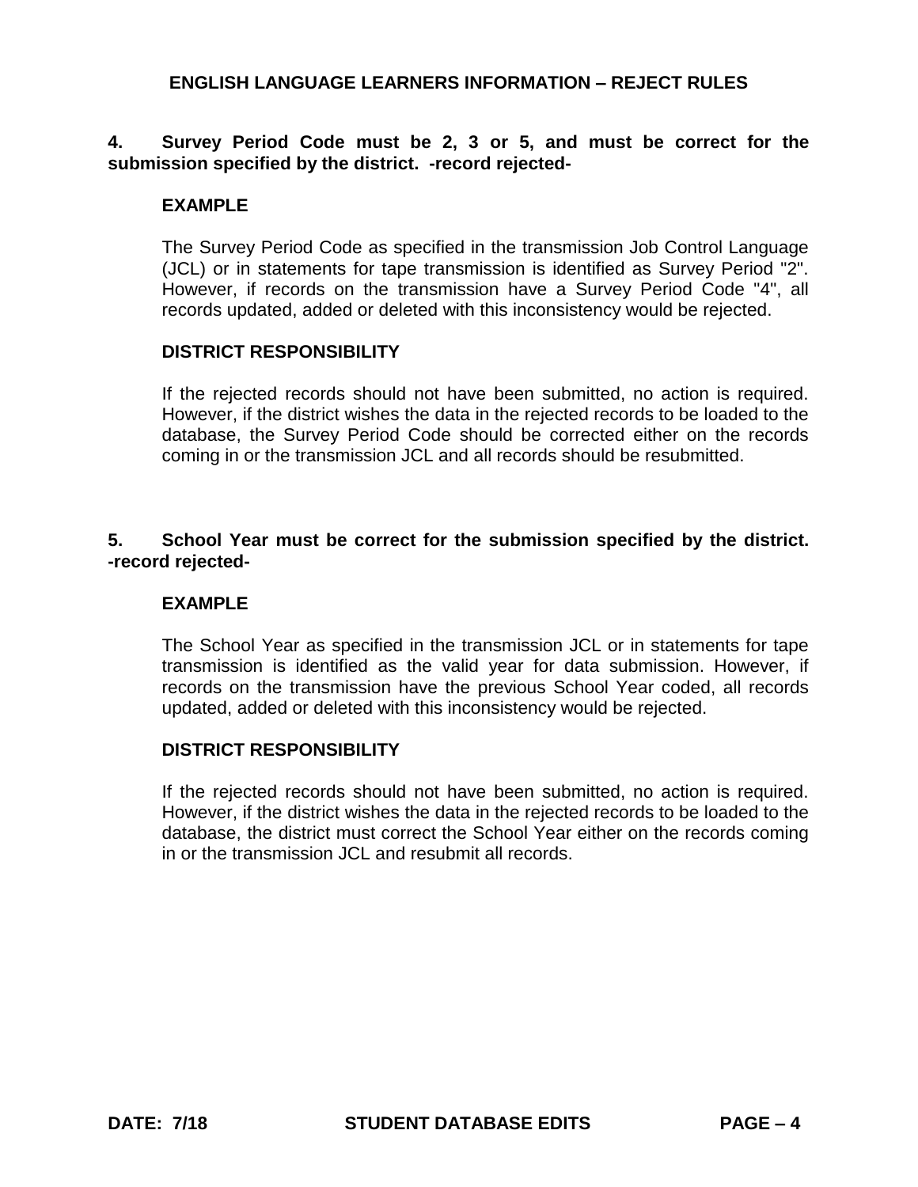## ENGLISH LANGUAGE LEARNERS INFORMATION – REJECT RULES

**4. Survey Period Code must be 2, 3 or 5, and must be correct for the submission specified by the district. -record rejected-**

**EXAMPLE**

The Survey Period Code as specified in the transmission Job Control Language (JCL) or in statements for tape transmission is identified as Survey Period "2". However, if records on the transmission have a Survey Period Code "4", all records updated, added or deleted with this inconsistency would be rejected.

**DISTRICT RESPONSIBILITY**

If the rejected records should not have been submitted, no action is required. However, if the district wishes the data in the rejected records to be loaded to the database, the Survey Period Code should be corrected either on the records coming in or the transmission JCL and all records should be resubmitted.

**5. School Year must be correct for the submission specified by the district. -record rejected-**

**EXAMPLE**

The School Year as specified in the transmission JCL or in statements for tape transmission is identified as the valid year for data submission. However, if records on the transmission have the previous School Year coded, all records updated, added or deleted with this inconsistency would be rejected.

**DISTRICT RESPONSIBILITY**

If the rejected records should not have been submitted, no action is required. However, if the district wishes the data in the rejected records to be loaded to the database, the district must correct the School Year either on the records coming in or the transmission JCL and resubmit all records.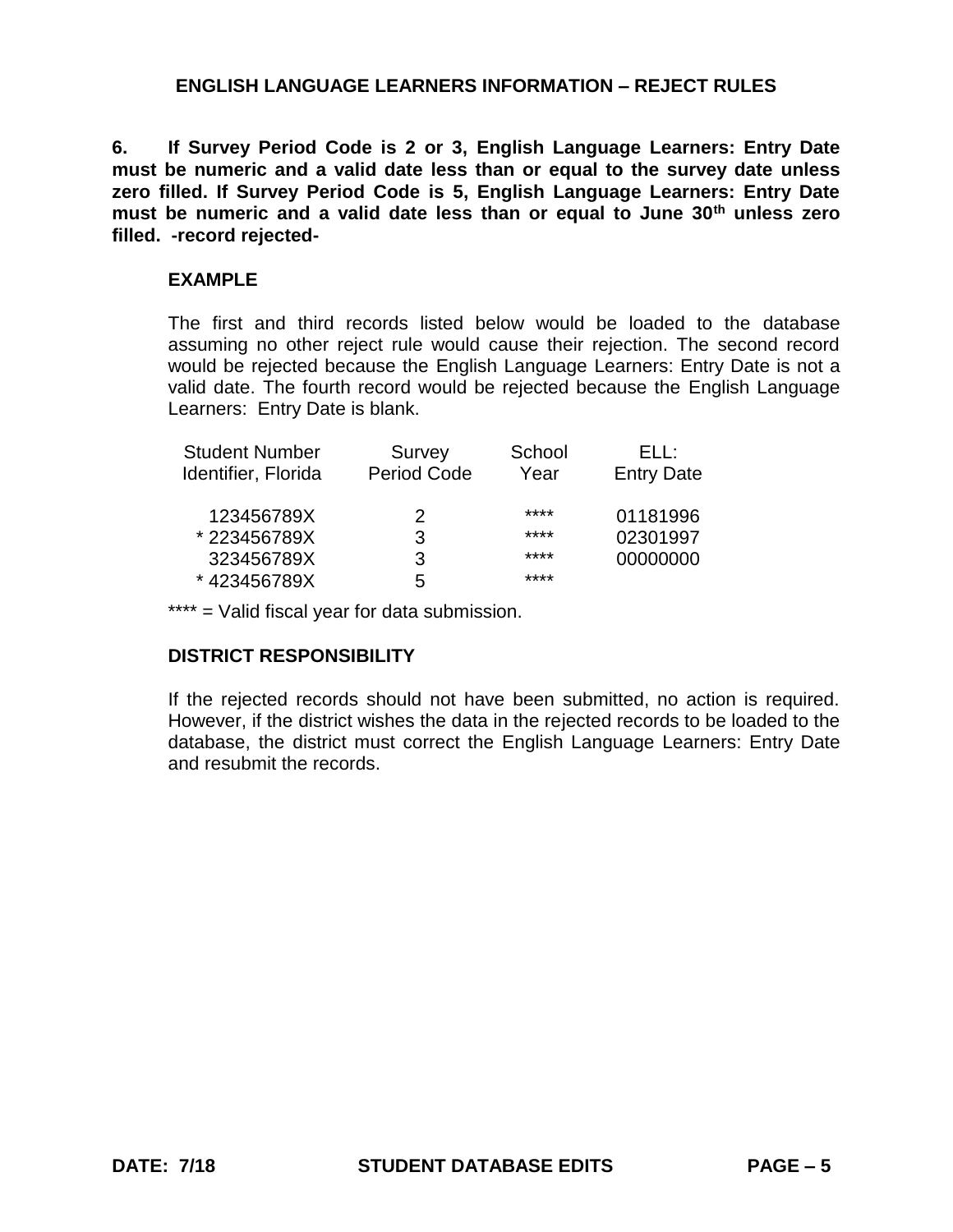## ENGLISH LANGUAGE LEARNERS INFORMATION – REJECT RULES

**6. If Survey Period Code is 2 or 3, English Language Learners: Entry Date must be numeric and a valid date less than or equal to the survey date unless zero filled. If Survey Period Code is 5, English Language Learners: Entry Date must be numeric and a valid date less than or equal to June 30th unless zero filled. -record rejected-**

### EXAMPLE

The first and third records listed below would be loaded to the database assuming no other reject rule would cause their rejection. The second record would be rejected because the English Language Learners: Entry Date is not a valid date. The fourth record would be rejected because the English Language Learners: Entry Date is blank.

| Student Number Identifier, Florida | Survey Period Code | School Year | ELL: Entry Date |
|---|---|---|---|
| 123456789X | 2 | **** | 01181996 |
| * 223456789X | 3 | **** | 02301997 |
| 323456789X | 3 | **** | 00000000 |
| * 423456789X | 5 | **** | |

**** = Valid fiscal year for data submission.

### DISTRICT RESPONSIBILITY

If the rejected records should not have been submitted, no action is required. However, if the district wishes the data in the rejected records to be loaded to the database, the district must correct the English Language Learners: Entry Date and resubmit the records.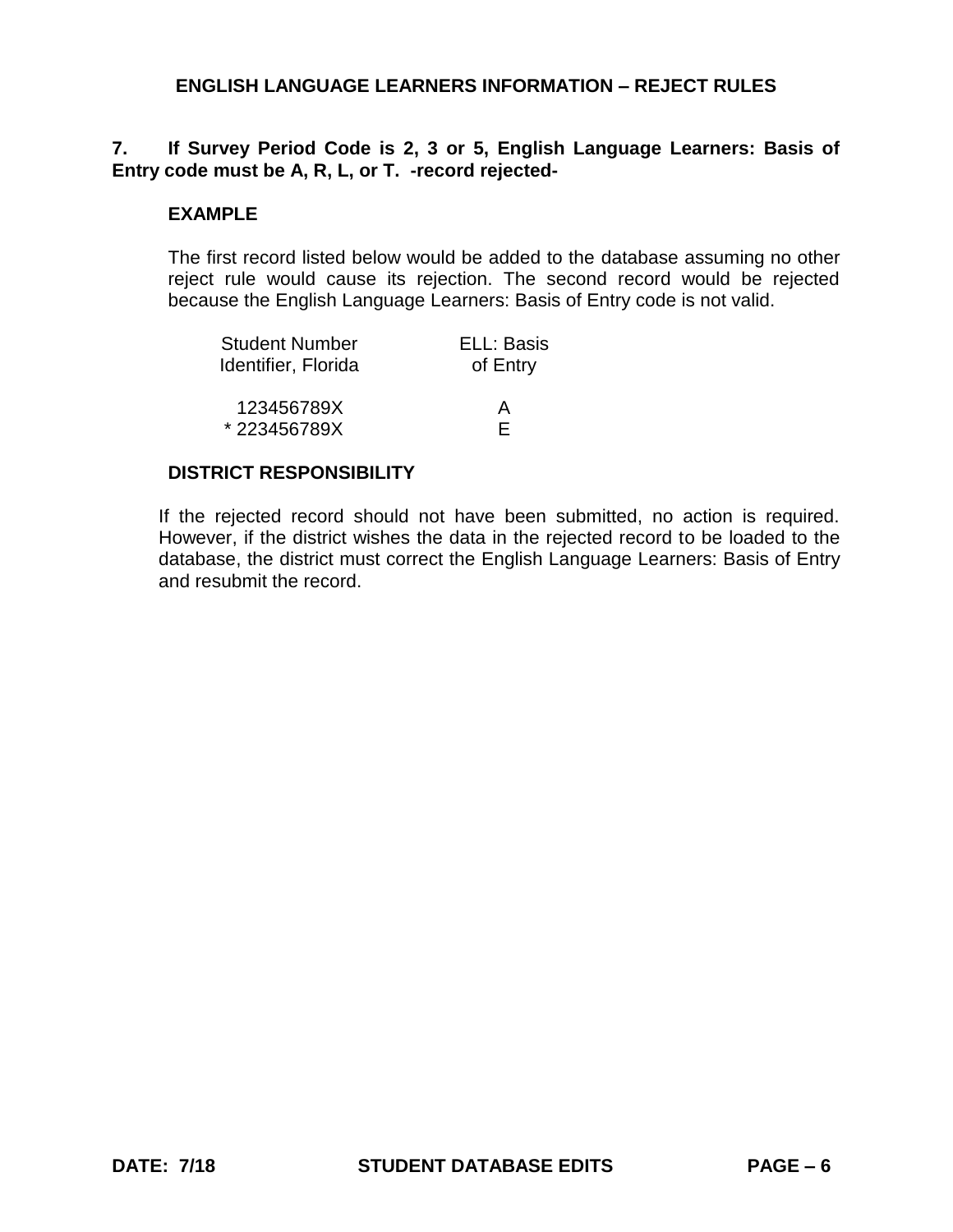## ENGLISH LANGUAGE LEARNERS INFORMATION – REJECT RULES

**7. If Survey Period Code is 2, 3 or 5, English Language Learners: Basis of Entry code must be A, R, L, or T. -record rejected-**

**EXAMPLE**

The first record listed below would be added to the database assuming no other reject rule would cause its rejection. The second record would be rejected because the English Language Learners: Basis of Entry code is not valid.

| Student Number Identifier, Florida | ELL: Basis of Entry |
|---|---|
| 123456789X | A |
| * 223456789X | E |

**DISTRICT RESPONSIBILITY**

If the rejected record should not have been submitted, no action is required. However, if the district wishes the data in the rejected record to be loaded to the database, the district must correct the English Language Learners: Basis of Entry and resubmit the record.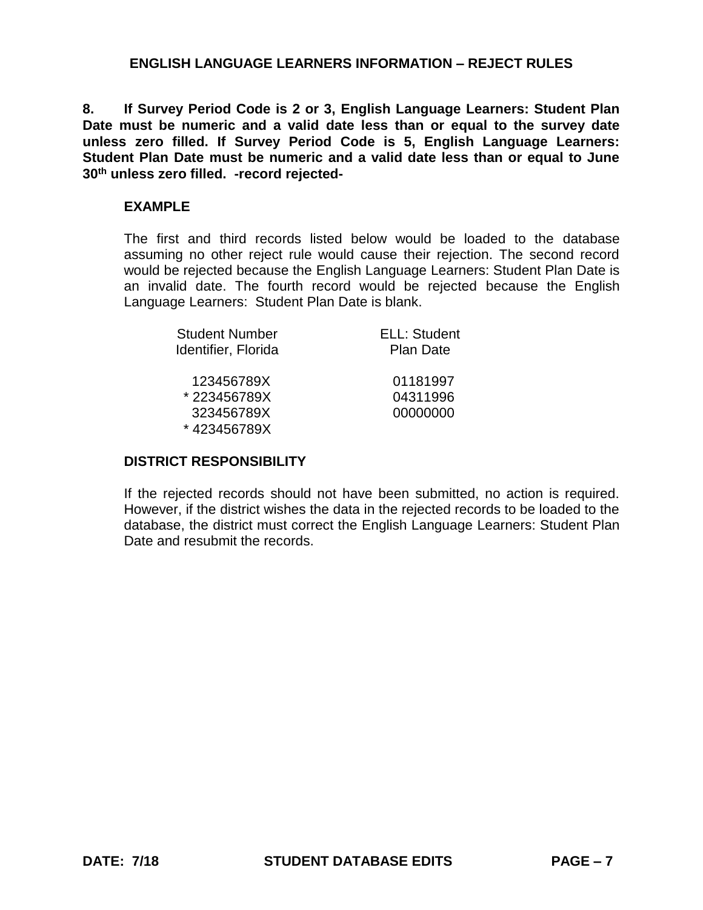## ENGLISH LANGUAGE LEARNERS INFORMATION – REJECT RULES

**8. If Survey Period Code is 2 or 3, English Language Learners: Student Plan Date must be numeric and a valid date less than or equal to the survey date unless zero filled. If Survey Period Code is 5, English Language Learners: Student Plan Date must be numeric and a valid date less than or equal to June 30th unless zero filled. -record rejected-**

**EXAMPLE**

The first and third records listed below would be loaded to the database assuming no other reject rule would cause their rejection. The second record would be rejected because the English Language Learners: Student Plan Date is an invalid date. The fourth record would be rejected because the English Language Learners: Student Plan Date is blank.

| Student Number Identifier, Florida | ELL: Student Plan Date |
|---|---|
| 123456789X | 01181997 |
| * 223456789X | 04311996 |
| 323456789X | 00000000 |
| * 423456789X | |

**DISTRICT RESPONSIBILITY**

If the rejected records should not have been submitted, no action is required. However, if the district wishes the data in the rejected records to be loaded to the database, the district must correct the English Language Learners: Student Plan Date and resubmit the records.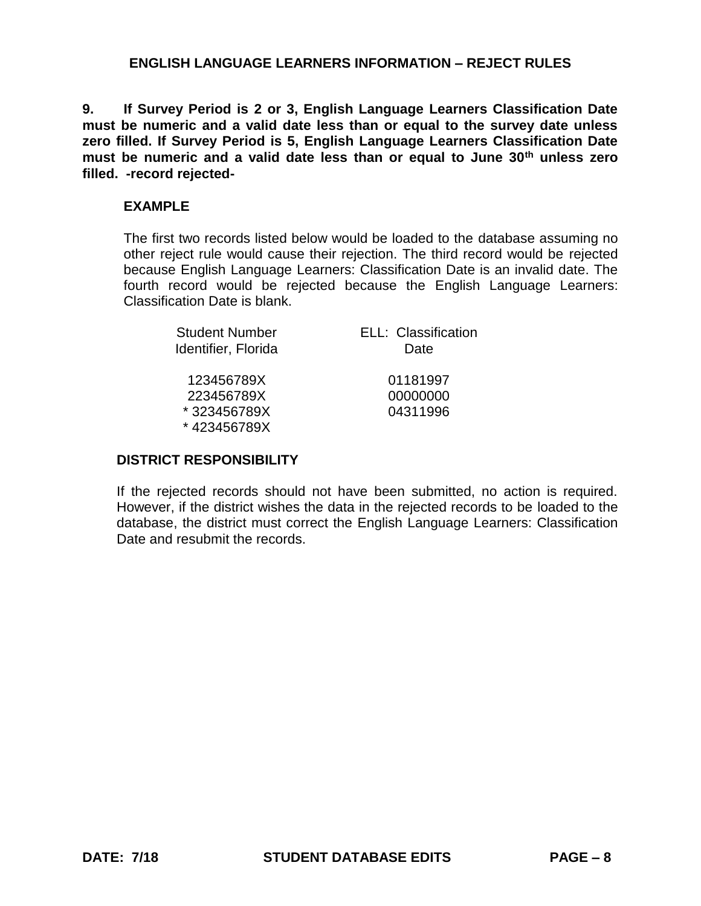## ENGLISH LANGUAGE LEARNERS INFORMATION – REJECT RULES

**9. If Survey Period is 2 or 3, English Language Learners Classification Date must be numeric and a valid date less than or equal to the survey date unless zero filled. If Survey Period is 5, English Language Learners Classification Date must be numeric and a valid date less than or equal to June 30th unless zero filled. -record rejected-**

**EXAMPLE**

The first two records listed below would be loaded to the database assuming no other reject rule would cause their rejection. The third record would be rejected because English Language Learners: Classification Date is an invalid date. The fourth record would be rejected because the English Language Learners: Classification Date is blank.

| Student Number Identifier, Florida | ELL: Classification Date |
| --- | --- |
| 123456789X | 01181997 |
| 223456789X | 00000000 |
| * 323456789X | 04311996 |
| * 423456789X | |

**DISTRICT RESPONSIBILITY**

If the rejected records should not have been submitted, no action is required. However, if the district wishes the data in the rejected records to be loaded to the database, the district must correct the English Language Learners: Classification Date and resubmit the records.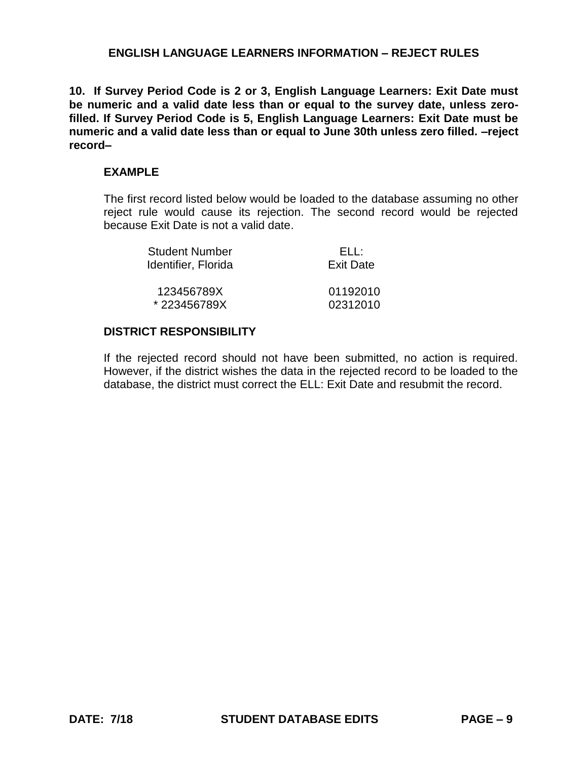## ENGLISH LANGUAGE LEARNERS INFORMATION – REJECT RULES

**10. If Survey Period Code is 2 or 3, English Language Learners: Exit Date must be numeric and a valid date less than or equal to the survey date, unless zero-filled. If Survey Period Code is 5, English Language Learners: Exit Date must be numeric and a valid date less than or equal to June 30th unless zero filled. –reject record–**

**EXAMPLE**

The first record listed below would be loaded to the database assuming no other reject rule would cause its rejection. The second record would be rejected because Exit Date is not a valid date.

| Student Number Identifier, Florida | ELL: Exit Date |
|---|---|
| 123456789X | 01192010 |
| * 223456789X | 02312010 |

**DISTRICT RESPONSIBILITY**

If the rejected record should not have been submitted, no action is required. However, if the district wishes the data in the rejected record to be loaded to the database, the district must correct the ELL: Exit Date and resubmit the record.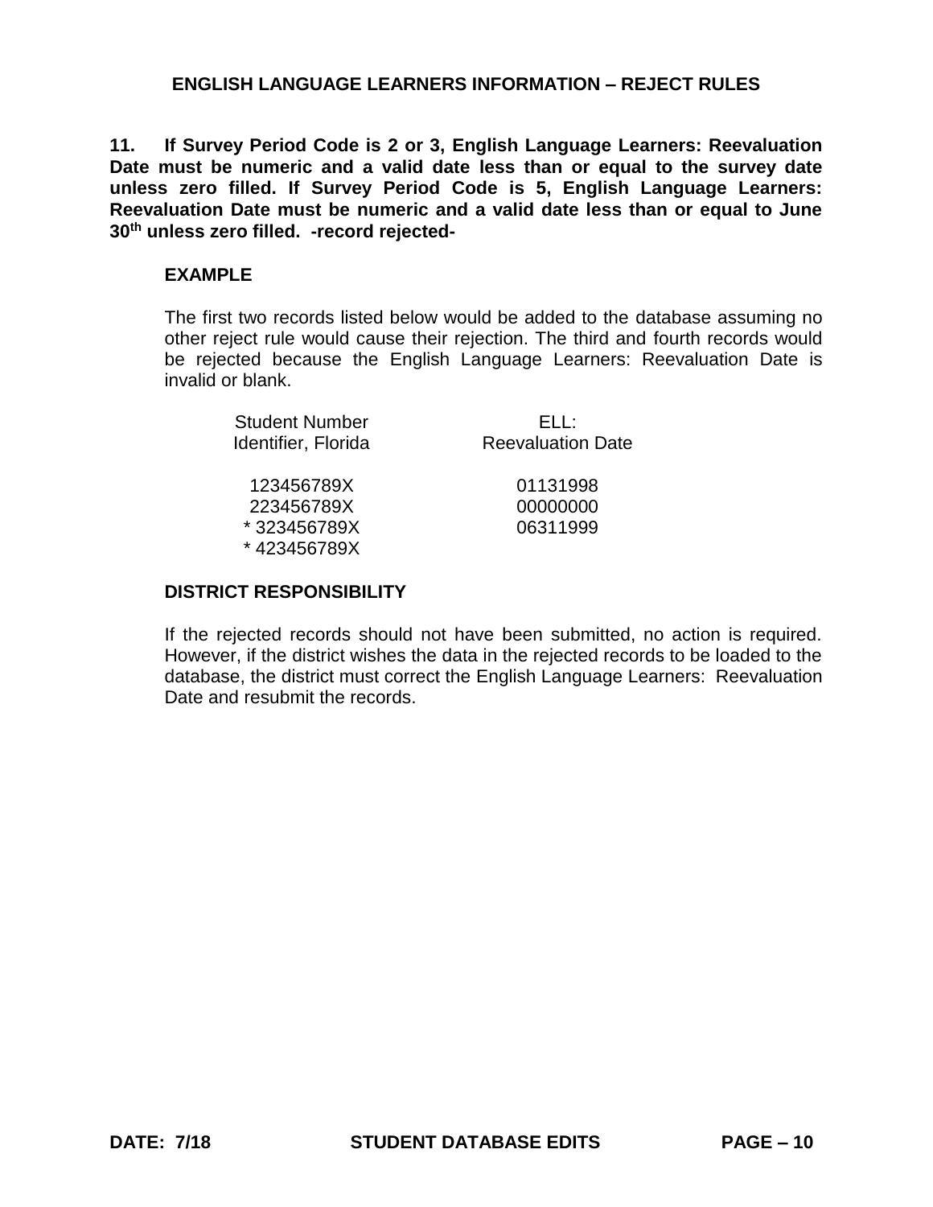## ENGLISH LANGUAGE LEARNERS INFORMATION – REJECT RULES

**11. If Survey Period Code is 2 or 3, English Language Learners: Reevaluation Date must be numeric and a valid date less than or equal to the survey date unless zero filled. If Survey Period Code is 5, English Language Learners: Reevaluation Date must be numeric and a valid date less than or equal to June 30th unless zero filled. -record rejected-**

**EXAMPLE**

The first two records listed below would be added to the database assuming no other reject rule would cause their rejection. The third and fourth records would be rejected because the English Language Learners: Reevaluation Date is invalid or blank.

| Student Number Identifier, Florida | ELL: Reevaluation Date |
|---|---|
| 123456789X | 01131998 |
| 223456789X | 00000000 |
| * 323456789X | 06311999 |
| * 423456789X | |

**DISTRICT RESPONSIBILITY**

If the rejected records should not have been submitted, no action is required. However, if the district wishes the data in the rejected records to be loaded to the database, the district must correct the English Language Learners: Reevaluation Date and resubmit the records.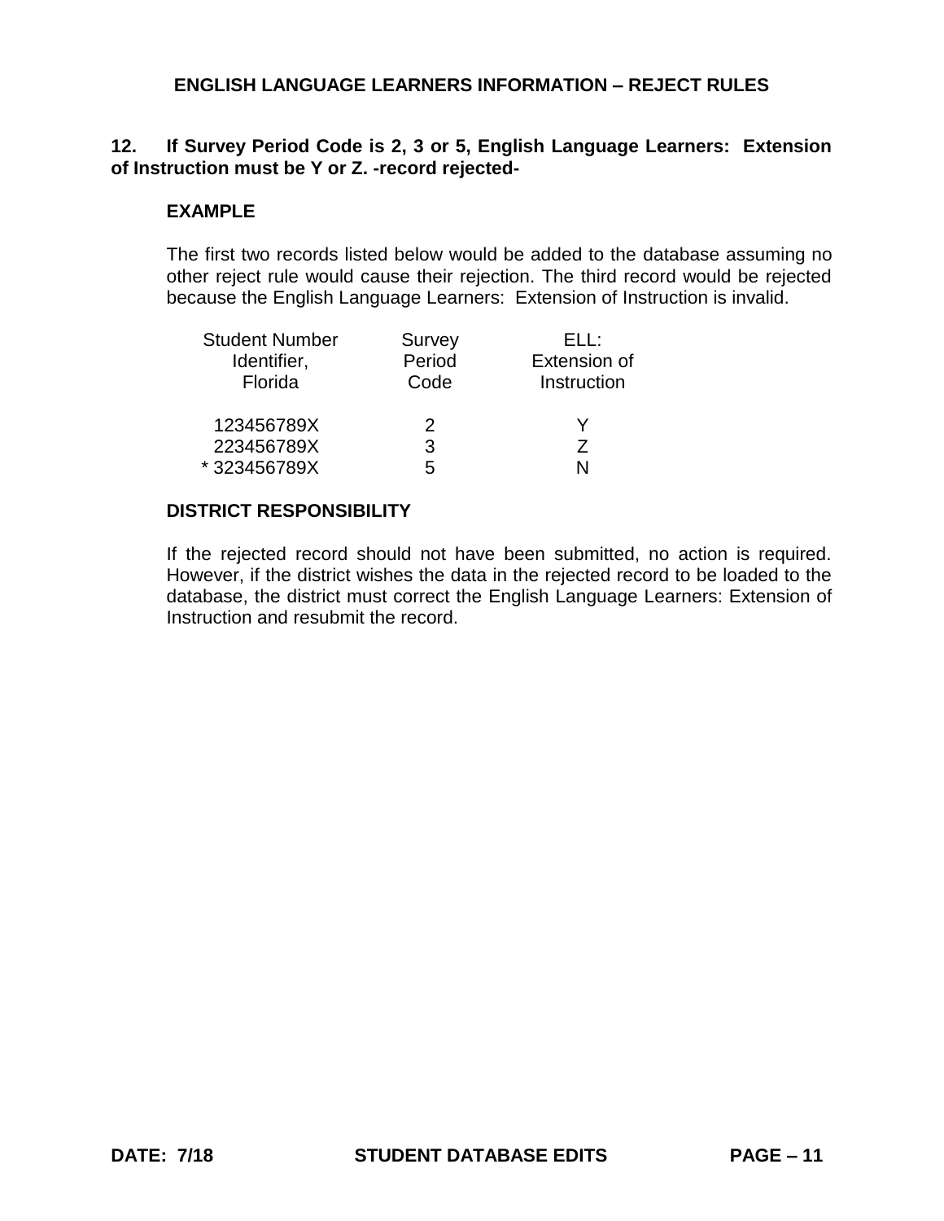## ENGLISH LANGUAGE LEARNERS INFORMATION – REJECT RULES

**12. If Survey Period Code is 2, 3 or 5, English Language Learners: Extension of Instruction must be Y or Z. -record rejected-**

**EXAMPLE**

The first two records listed below would be added to the database assuming no other reject rule would cause their rejection. The third record would be rejected because the English Language Learners: Extension of Instruction is invalid.

| Student Number Identifier, Florida | Survey Period Code | ELL: Extension of Instruction |
|---|---|---|
| 123456789X | 2 | Y |
| 223456789X | 3 | Z |
| * 323456789X | 5 | N |

**DISTRICT RESPONSIBILITY**

If the rejected record should not have been submitted, no action is required. However, if the district wishes the data in the rejected record to be loaded to the database, the district must correct the English Language Learners: Extension of Instruction and resubmit the record.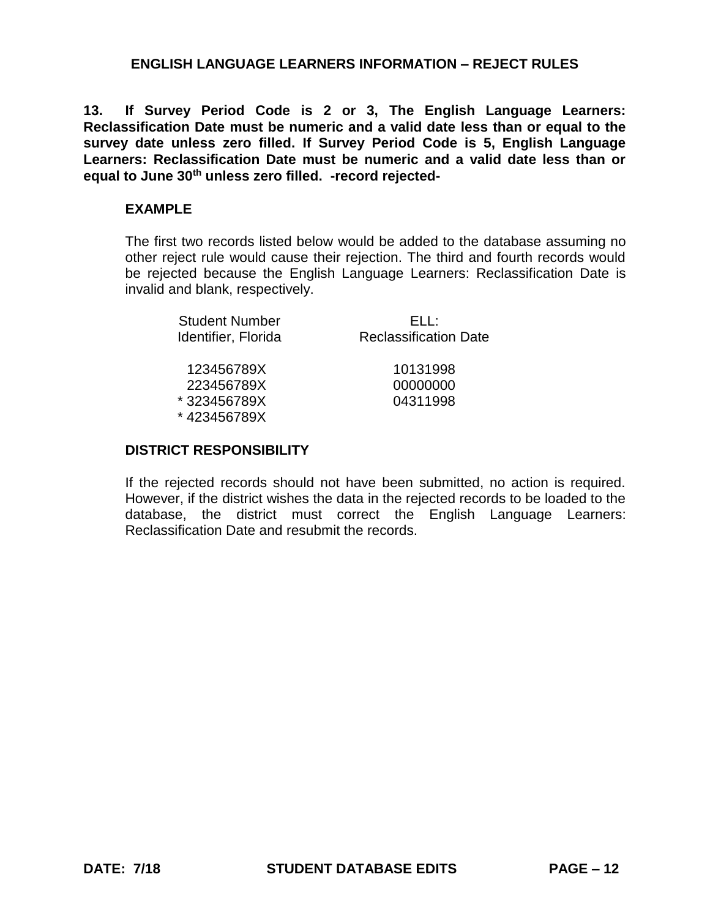## ENGLISH LANGUAGE LEARNERS INFORMATION – REJECT RULES

**13. If Survey Period Code is 2 or 3, The English Language Learners: Reclassification Date must be numeric and a valid date less than or equal to the survey date unless zero filled. If Survey Period Code is 5, English Language Learners: Reclassification Date must be numeric and a valid date less than or equal to June 30th unless zero filled. -record rejected-**

### EXAMPLE

The first two records listed below would be added to the database assuming no other reject rule would cause their rejection. The third and fourth records would be rejected because the English Language Learners: Reclassification Date is invalid and blank, respectively.

| Student Number Identifier, Florida | ELL: Reclassification Date |
|---|---|
| 123456789X | 10131998 |
| 223456789X | 00000000 |
| * 323456789X | 04311998 |
| * 423456789X | |

### DISTRICT RESPONSIBILITY

If the rejected records should not have been submitted, no action is required. However, if the district wishes the data in the rejected records to be loaded to the database, the district must correct the English Language Learners: Reclassification Date and resubmit the records.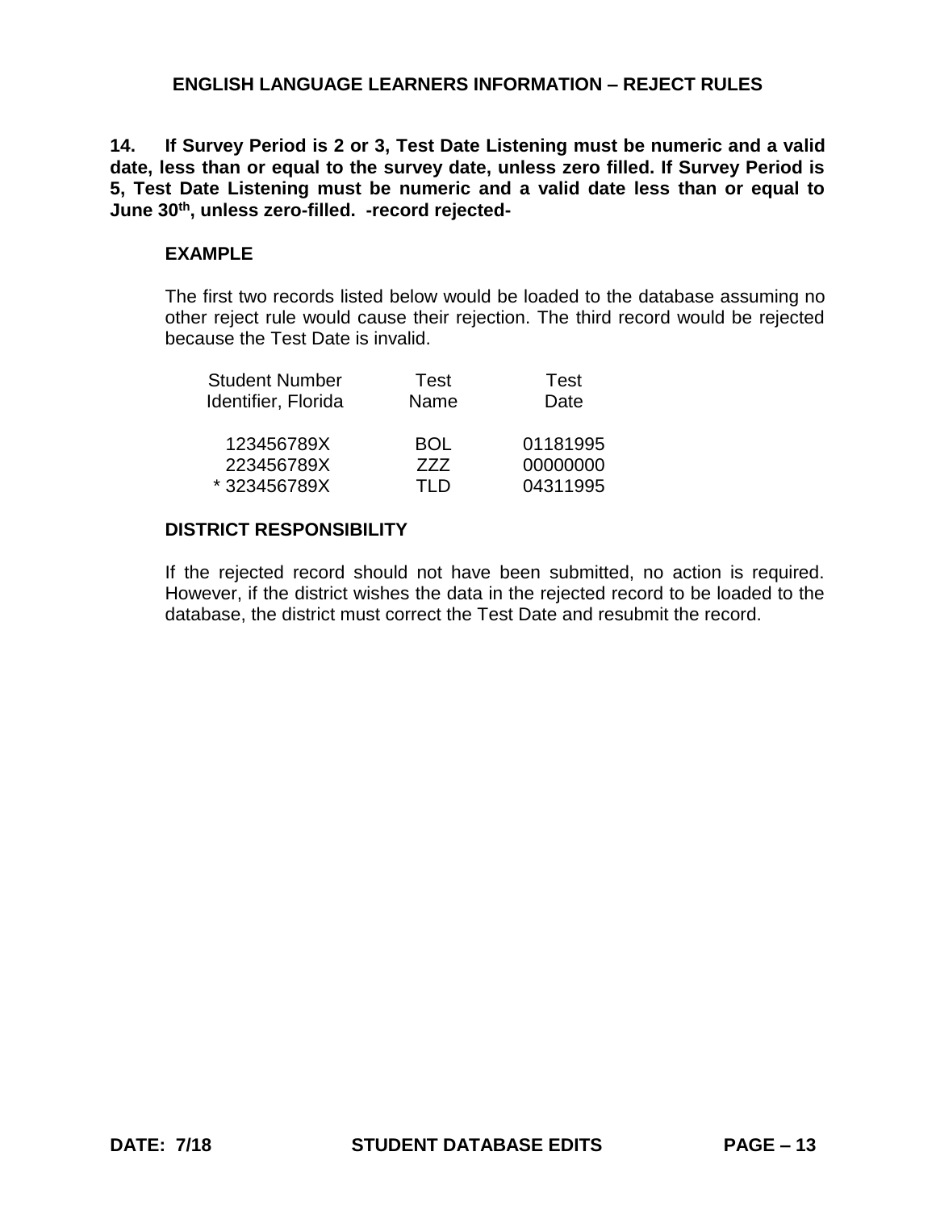## ENGLISH LANGUAGE LEARNERS INFORMATION – REJECT RULES

**14. If Survey Period is 2 or 3, Test Date Listening must be numeric and a valid date, less than or equal to the survey date, unless zero filled. If Survey Period is 5, Test Date Listening must be numeric and a valid date less than or equal to June 30th, unless zero-filled. -record rejected-**

### EXAMPLE

The first two records listed below would be loaded to the database assuming no other reject rule would cause their rejection. The third record would be rejected because the Test Date is invalid.

| Student Number Identifier, Florida | Test Name | Test Date |
|---|---|---|
| 123456789X | BOL | 01181995 |
| 223456789X | ZZZ | 00000000 |
| * 323456789X | TLD | 04311995 |

### DISTRICT RESPONSIBILITY

If the rejected record should not have been submitted, no action is required. However, if the district wishes the data in the rejected record to be loaded to the database, the district must correct the Test Date and resubmit the record.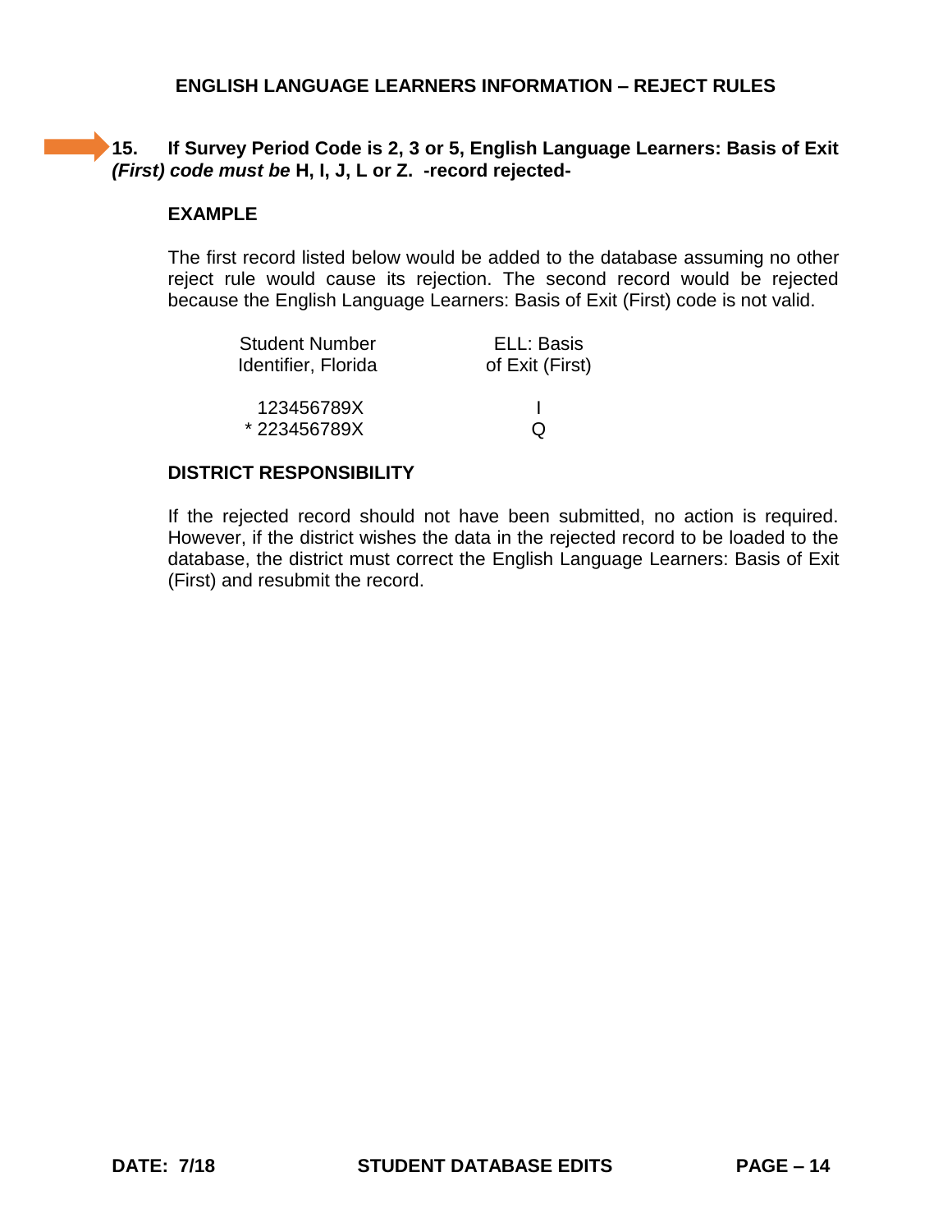## ENGLISH LANGUAGE LEARNERS INFORMATION – REJECT RULES

**15. If Survey Period Code is 2, 3 or 5, English Language Learners: Basis of Exit *(First) code must be* H, I, J, L or Z. -record rejected-**

### EXAMPLE

The first record listed below would be added to the database assuming no other reject rule would cause its rejection. The second record would be rejected because the English Language Learners: Basis of Exit (First) code is not valid.

| Student Number Identifier, Florida | ELL: Basis of Exit (First) |
|---|---|
| 123456789X | I |
| * 223456789X | Q |

### DISTRICT RESPONSIBILITY

If the rejected record should not have been submitted, no action is required. However, if the district wishes the data in the rejected record to be loaded to the database, the district must correct the English Language Learners: Basis of Exit (First) and resubmit the record.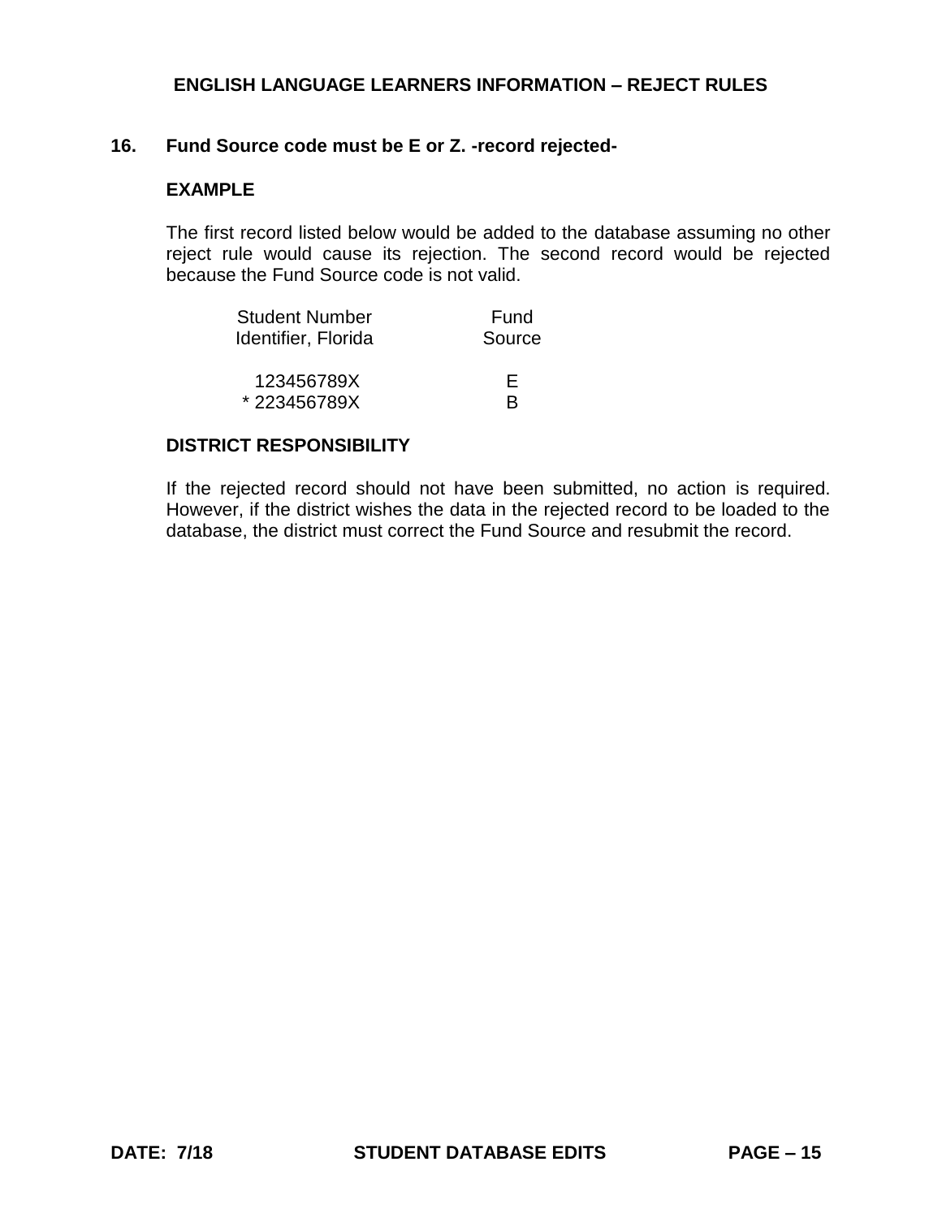## ENGLISH LANGUAGE LEARNERS INFORMATION – REJECT RULES

**16. Fund Source code must be E or Z. -record rejected-**

**EXAMPLE**

The first record listed below would be added to the database assuming no other reject rule would cause its rejection. The second record would be rejected because the Fund Source code is not valid.

| Student Number Identifier, Florida | Fund Source |
|---|---|
| 123456789X | E |
| * 223456789X | B |

**DISTRICT RESPONSIBILITY**

If the rejected record should not have been submitted, no action is required. However, if the district wishes the data in the rejected record to be loaded to the database, the district must correct the Fund Source and resubmit the record.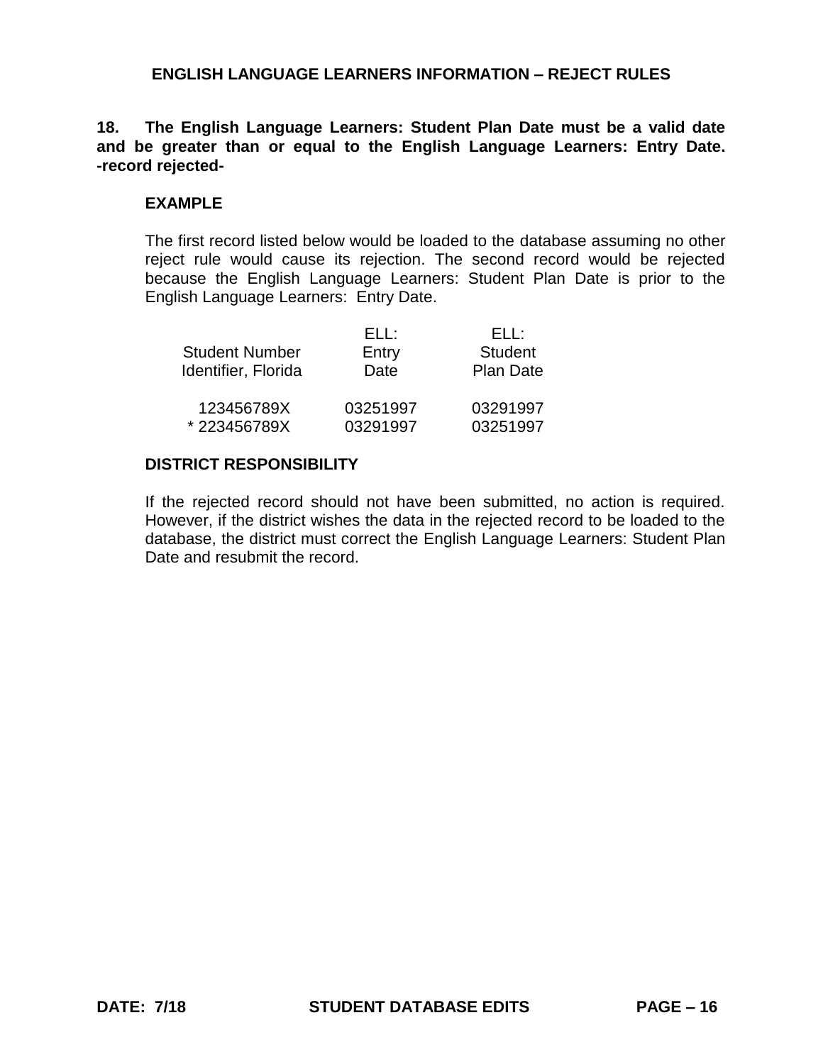## ENGLISH LANGUAGE LEARNERS INFORMATION – REJECT RULES

**18. The English Language Learners: Student Plan Date must be a valid date and be greater than or equal to the English Language Learners: Entry Date. -record rejected-**

### EXAMPLE

The first record listed below would be loaded to the database assuming no other reject rule would cause its rejection. The second record would be rejected because the English Language Learners: Student Plan Date is prior to the English Language Learners: Entry Date.

| Student Number Identifier, Florida | ELL: Entry Date | ELL: Student Plan Date |
|---|---|---|
| 123456789X | 03251997 | 03291997 |
| * 223456789X | 03291997 | 03251997 |

### DISTRICT RESPONSIBILITY

If the rejected record should not have been submitted, no action is required. However, if the district wishes the data in the rejected record to be loaded to the database, the district must correct the English Language Learners: Student Plan Date and resubmit the record.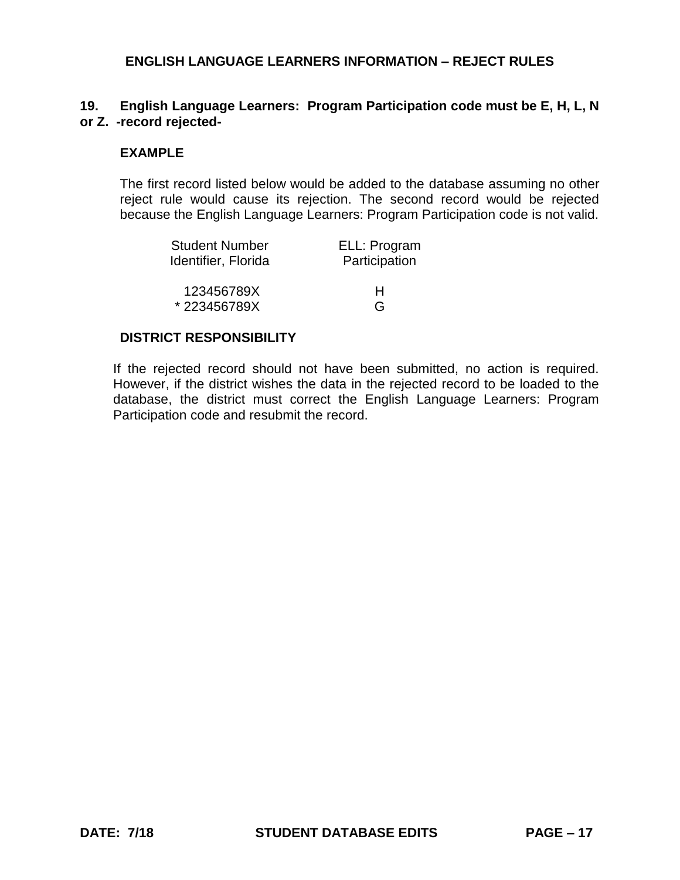## ENGLISH LANGUAGE LEARNERS INFORMATION – REJECT RULES

**19. English Language Learners: Program Participation code must be E, H, L, N or Z. -record rejected-**

**EXAMPLE**

The first record listed below would be added to the database assuming no other reject rule would cause its rejection. The second record would be rejected because the English Language Learners: Program Participation code is not valid.

| Student Number Identifier, Florida | ELL: Program Participation |
|---|---|
| 123456789X | H |
| * 223456789X | G |

**DISTRICT RESPONSIBILITY**

If the rejected record should not have been submitted, no action is required. However, if the district wishes the data in the rejected record to be loaded to the database, the district must correct the English Language Learners: Program Participation code and resubmit the record.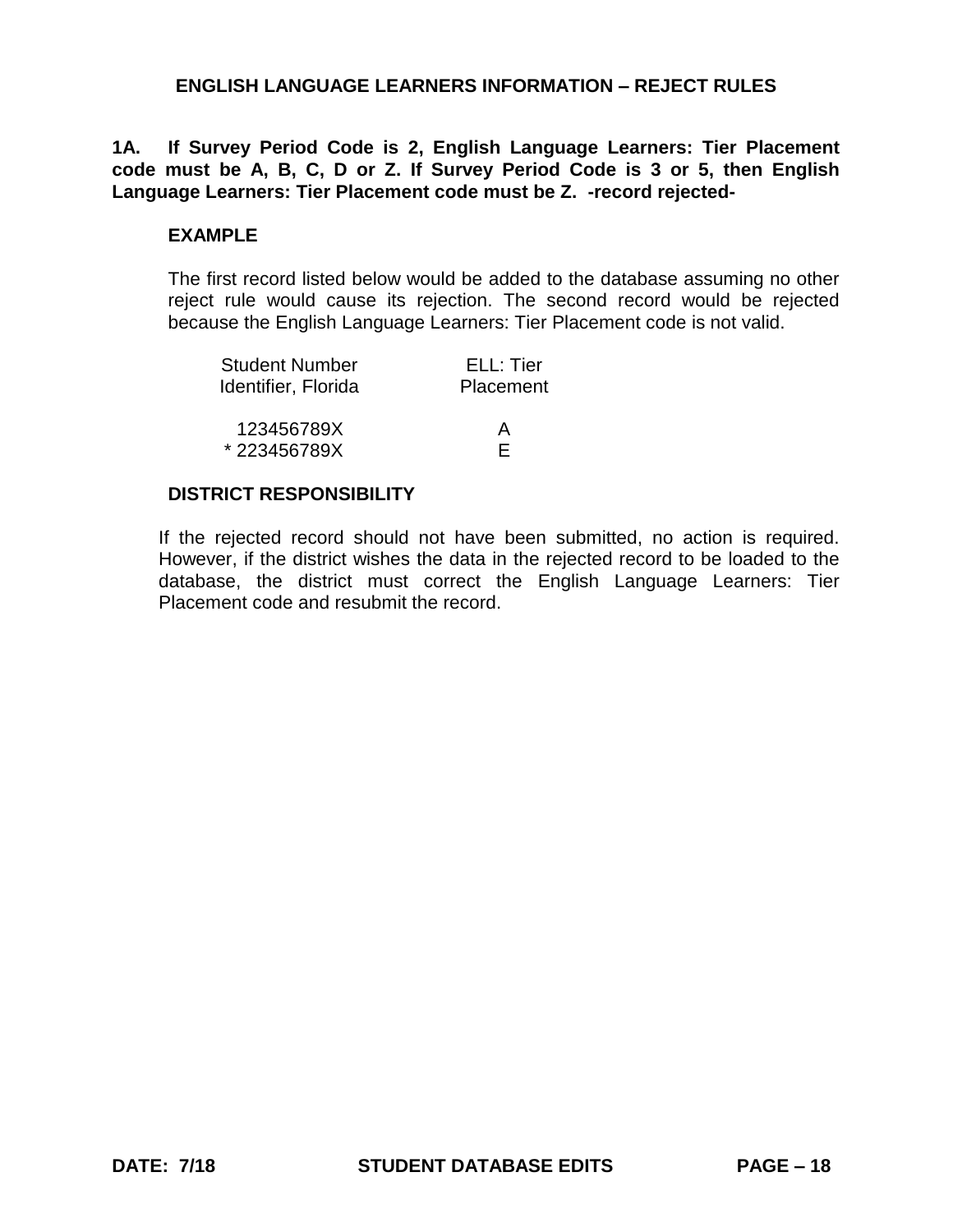# ENGLISH LANGUAGE LEARNERS INFORMATION – REJECT RULES

**1A. If Survey Period Code is 2, English Language Learners: Tier Placement code must be A, B, C, D or Z. If Survey Period Code is 3 or 5, then English Language Learners: Tier Placement code must be Z. -record rejected-**

**EXAMPLE**

The first record listed below would be added to the database assuming no other reject rule would cause its rejection. The second record would be rejected because the English Language Learners: Tier Placement code is not valid.

| Student Number Identifier, Florida | ELL: Tier Placement |
|---|---|
| 123456789X | A |
| * 223456789X | E |

**DISTRICT RESPONSIBILITY**

If the rejected record should not have been submitted, no action is required. However, if the district wishes the data in the rejected record to be loaded to the database, the district must correct the English Language Learners: Tier Placement code and resubmit the record.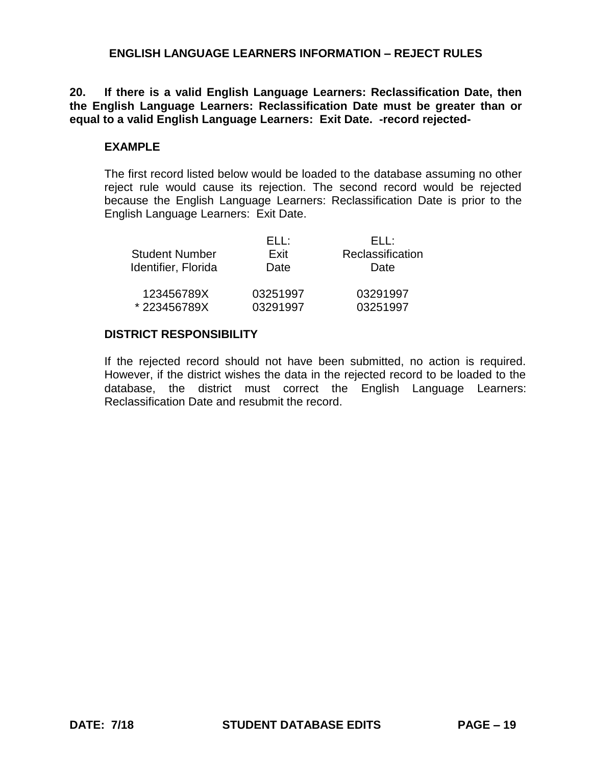## ENGLISH LANGUAGE LEARNERS INFORMATION – REJECT RULES

**20. If there is a valid English Language Learners: Reclassification Date, then the English Language Learners: Reclassification Date must be greater than or equal to a valid English Language Learners: Exit Date. -record rejected-**

**EXAMPLE**

The first record listed below would be loaded to the database assuming no other reject rule would cause its rejection. The second record would be rejected because the English Language Learners: Reclassification Date is prior to the English Language Learners: Exit Date.

| Student Number Identifier, Florida | ELL: Exit Date | ELL: Reclassification Date |
|---|---|---|
| 123456789X | 03251997 | 03291997 |
| * 223456789X | 03291997 | 03251997 |

**DISTRICT RESPONSIBILITY**

If the rejected record should not have been submitted, no action is required. However, if the district wishes the data in the rejected record to be loaded to the database, the district must correct the English Language Learners: Reclassification Date and resubmit the record.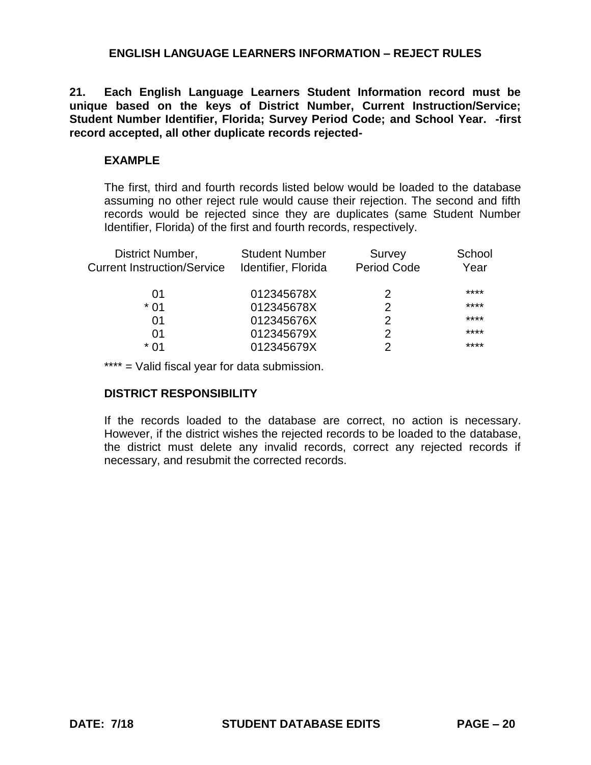## ENGLISH LANGUAGE LEARNERS INFORMATION – REJECT RULES

**21. Each English Language Learners Student Information record must be unique based on the keys of District Number, Current Instruction/Service; Student Number Identifier, Florida; Survey Period Code; and School Year. -first record accepted, all other duplicate records rejected-**

### EXAMPLE

The first, third and fourth records listed below would be loaded to the database assuming no other reject rule would cause their rejection. The second and fifth records would be rejected since they are duplicates (same Student Number Identifier, Florida) of the first and fourth records, respectively.

| District Number, Current Instruction/Service | Student Number Identifier, Florida | Survey Period Code | School Year |
|---|---|---|---|
| 01 | 012345678X | 2 | **** |
| * 01 | 012345678X | 2 | **** |
| 01 | 012345676X | 2 | **** |
| 01 | 012345679X | 2 | **** |
| * 01 | 012345679X | 2 | **** |

**** = Valid fiscal year for data submission.

### DISTRICT RESPONSIBILITY

If the records loaded to the database are correct, no action is necessary. However, if the district wishes the rejected records to be loaded to the database, the district must delete any invalid records, correct any rejected records if necessary, and resubmit the corrected records.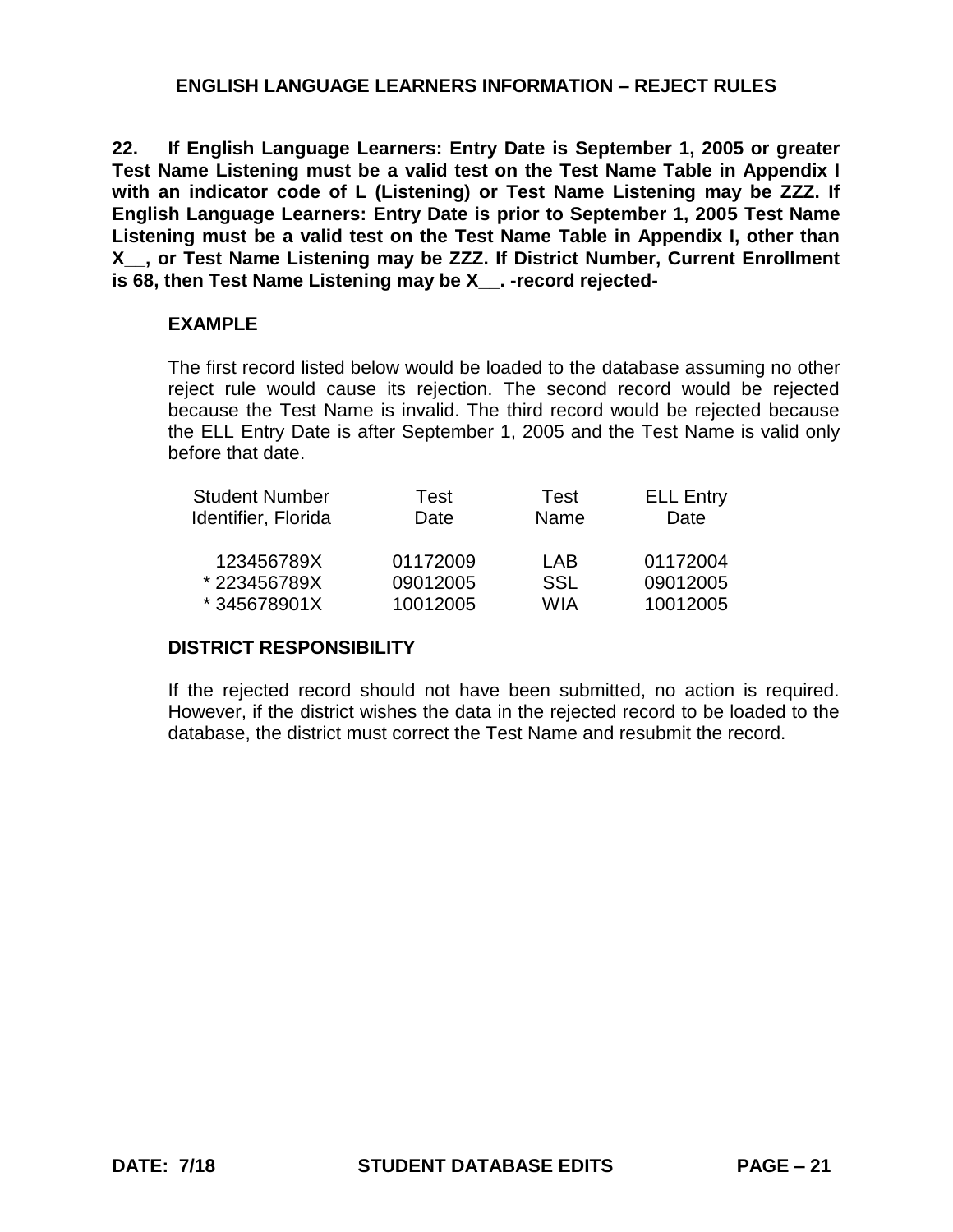## ENGLISH LANGUAGE LEARNERS INFORMATION – REJECT RULES

**22. If English Language Learners: Entry Date is September 1, 2005 or greater Test Name Listening must be a valid test on the Test Name Table in Appendix I with an indicator code of L (Listening) or Test Name Listening may be ZZZ. If English Language Learners: Entry Date is prior to September 1, 2005 Test Name Listening must be a valid test on the Test Name Table in Appendix I, other than X__, or Test Name Listening may be ZZZ. If District Number, Current Enrollment is 68, then Test Name Listening may be X__. -record rejected-**

### EXAMPLE

The first record listed below would be loaded to the database assuming no other reject rule would cause its rejection. The second record would be rejected because the Test Name is invalid. The third record would be rejected because the ELL Entry Date is after September 1, 2005 and the Test Name is valid only before that date.

| Student Number Identifier, Florida | Test Date | Test Name | ELL Entry Date |
|---|---|---|---|
| 123456789X | 01172009 | LAB | 01172004 |
| * 223456789X | 09012005 | SSL | 09012005 |
| * 345678901X | 10012005 | WIA | 10012005 |

### DISTRICT RESPONSIBILITY

If the rejected record should not have been submitted, no action is required. However, if the district wishes the data in the rejected record to be loaded to the database, the district must correct the Test Name and resubmit the record.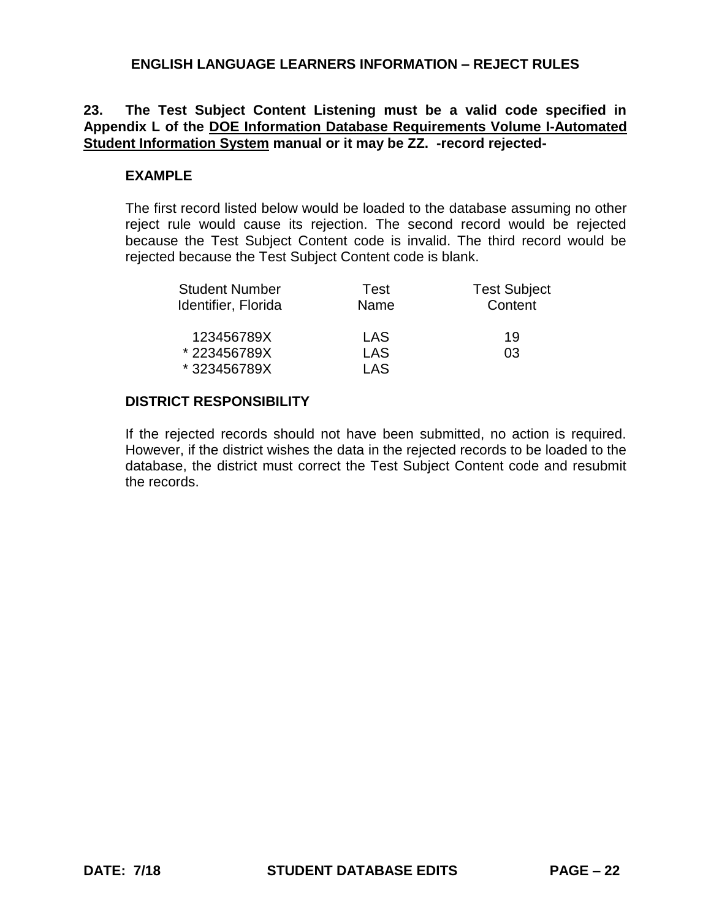## ENGLISH LANGUAGE LEARNERS INFORMATION – REJECT RULES

**23. The Test Subject Content Listening must be a valid code specified in Appendix L of the <u>DOE Information Database Requirements Volume I-Automated Student Information System</u> manual or it may be ZZ. -record rejected-**

### EXAMPLE

The first record listed below would be loaded to the database assuming no other reject rule would cause its rejection. The second record would be rejected because the Test Subject Content code is invalid. The third record would be rejected because the Test Subject Content code is blank.

| Student Number Identifier, Florida | Test Name | Test Subject Content |
|---|---|---|
| 123456789X | LAS | 19 |
| * 223456789X | LAS | 03 |
| * 323456789X | LAS | |

### DISTRICT RESPONSIBILITY

If the rejected records should not have been submitted, no action is required. However, if the district wishes the data in the rejected records to be loaded to the database, the district must correct the Test Subject Content code and resubmit the records.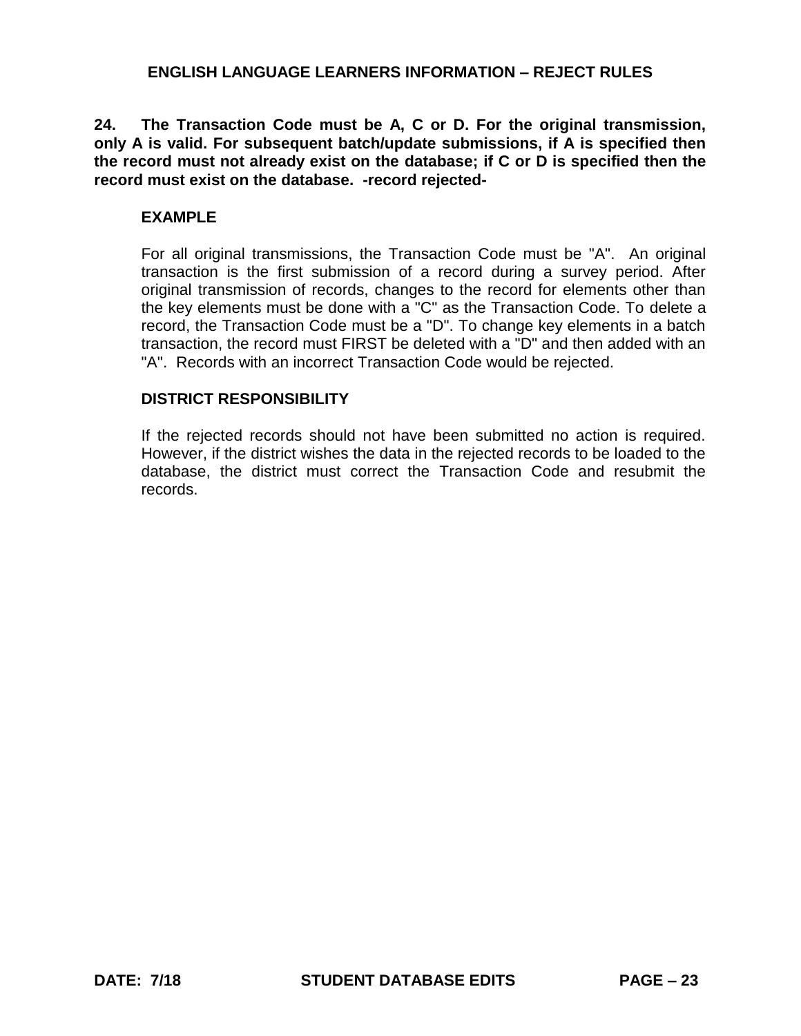## ENGLISH LANGUAGE LEARNERS INFORMATION – REJECT RULES

**24. The Transaction Code must be A, C or D. For the original transmission, only A is valid. For subsequent batch/update submissions, if A is specified then the record must not already exist on the database; if C or D is specified then the record must exist on the database. -record rejected-**

**EXAMPLE**

For all original transmissions, the Transaction Code must be "A". An original transaction is the first submission of a record during a survey period. After original transmission of records, changes to the record for elements other than the key elements must be done with a "C" as the Transaction Code. To delete a record, the Transaction Code must be a "D". To change key elements in a batch transaction, the record must FIRST be deleted with a "D" and then added with an "A". Records with an incorrect Transaction Code would be rejected.

**DISTRICT RESPONSIBILITY**

If the rejected records should not have been submitted no action is required. However, if the district wishes the data in the rejected records to be loaded to the database, the district must correct the Transaction Code and resubmit the records.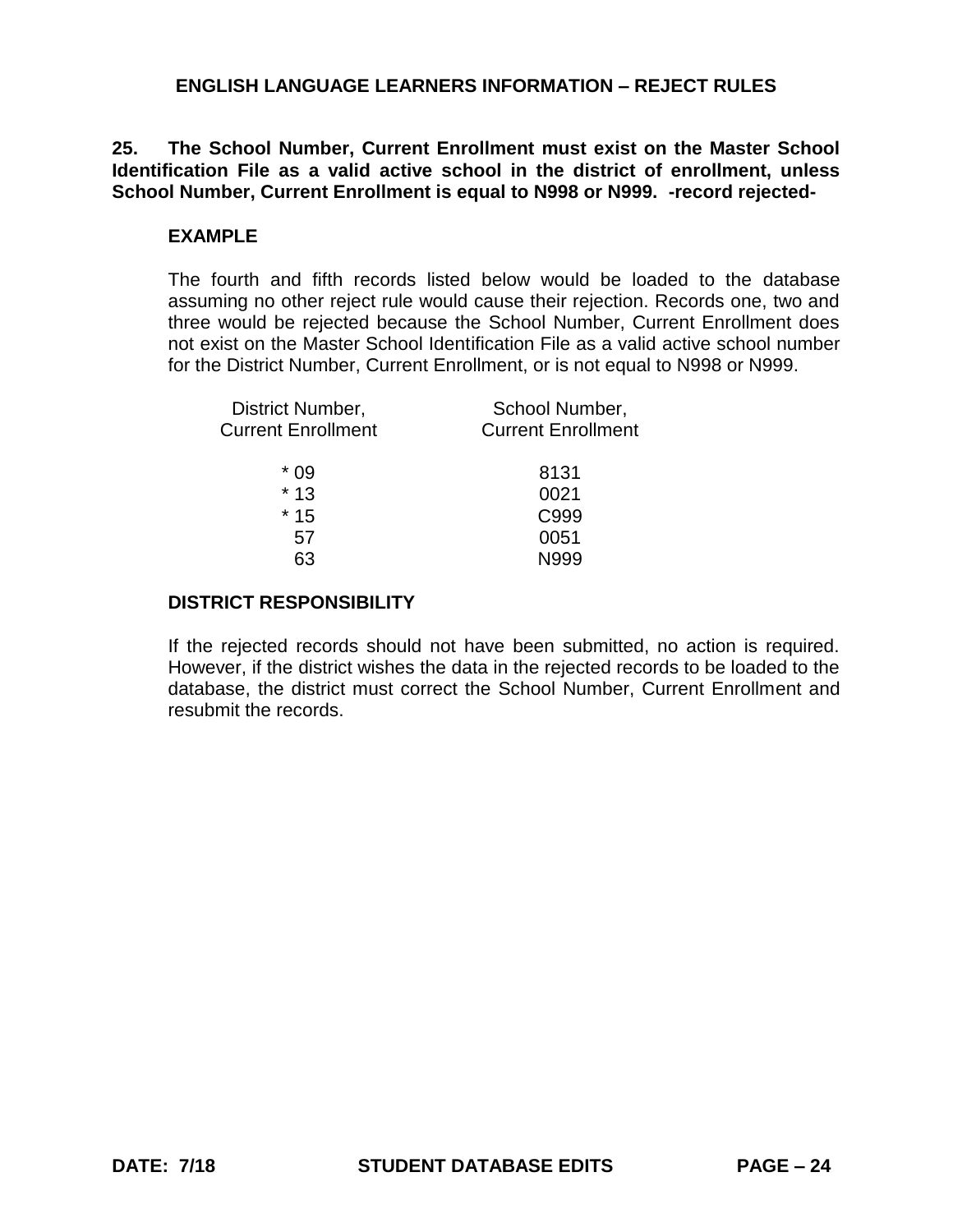## ENGLISH LANGUAGE LEARNERS INFORMATION – REJECT RULES

**25. The School Number, Current Enrollment must exist on the Master School Identification File as a valid active school in the district of enrollment, unless School Number, Current Enrollment is equal to N998 or N999. -record rejected-**

**EXAMPLE**

The fourth and fifth records listed below would be loaded to the database assuming no other reject rule would cause their rejection. Records one, two and three would be rejected because the School Number, Current Enrollment does not exist on the Master School Identification File as a valid active school number for the District Number, Current Enrollment, or is not equal to N998 or N999.

| District Number, Current Enrollment | School Number, Current Enrollment |
|---|---|
| * 09 | 8131 |
| * 13 | 0021 |
| * 15 | C999 |
| 57 | 0051 |
| 63 | N999 |

**DISTRICT RESPONSIBILITY**

If the rejected records should not have been submitted, no action is required. However, if the district wishes the data in the rejected records to be loaded to the database, the district must correct the School Number, Current Enrollment and resubmit the records.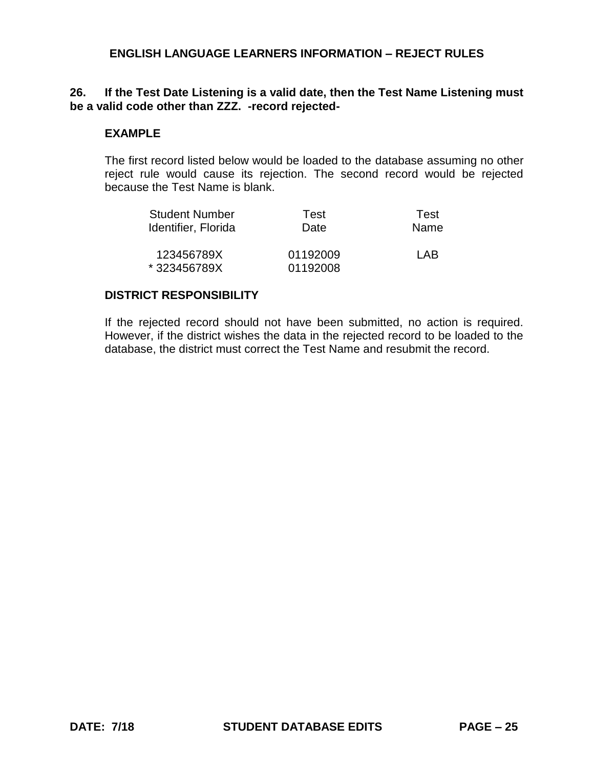## ENGLISH LANGUAGE LEARNERS INFORMATION – REJECT RULES

**26. If the Test Date Listening is a valid date, then the Test Name Listening must be a valid code other than ZZZ. -record rejected-**

### EXAMPLE

The first record listed below would be loaded to the database assuming no other reject rule would cause its rejection. The second record would be rejected because the Test Name is blank.

| Student Number Identifier, Florida | Test Date | Test Name |
|---|---|---|
| 123456789X | 01192009 | LAB |
| * 323456789X | 01192008 | |

### DISTRICT RESPONSIBILITY

If the rejected record should not have been submitted, no action is required. However, if the district wishes the data in the rejected record to be loaded to the database, the district must correct the Test Name and resubmit the record.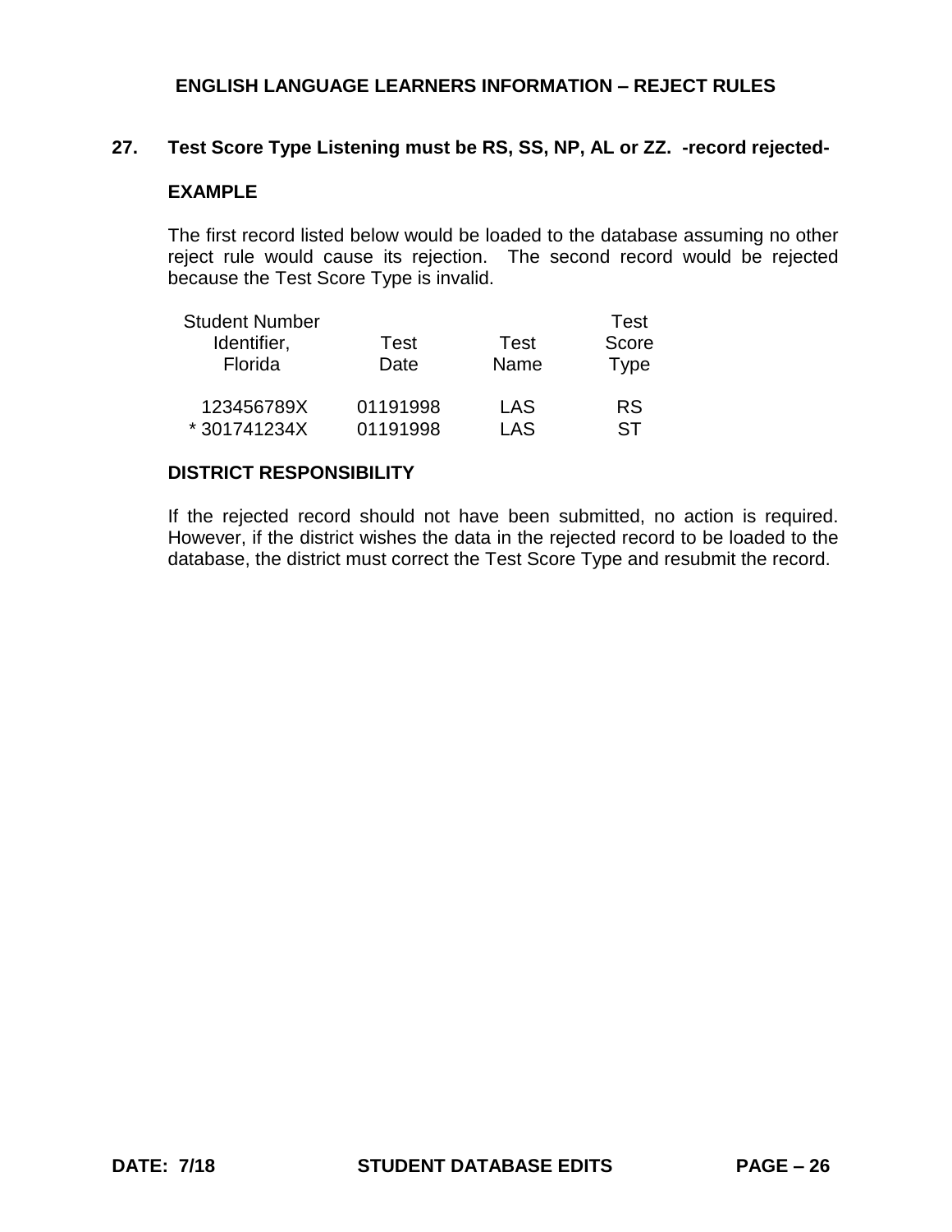## ENGLISH LANGUAGE LEARNERS INFORMATION – REJECT RULES

**27. Test Score Type Listening must be RS, SS, NP, AL or ZZ. -record rejected-**

**EXAMPLE**

The first record listed below would be loaded to the database assuming no other reject rule would cause its rejection. The second record would be rejected because the Test Score Type is invalid.

| Student Number Identifier, Florida | Test Date | Test Name | Test Score Type |
|---|---|---|---|
| 123456789X | 01191998 | LAS | RS |
| * 301741234X | 01191998 | LAS | ST |

**DISTRICT RESPONSIBILITY**

If the rejected record should not have been submitted, no action is required. However, if the district wishes the data in the rejected record to be loaded to the database, the district must correct the Test Score Type and resubmit the record.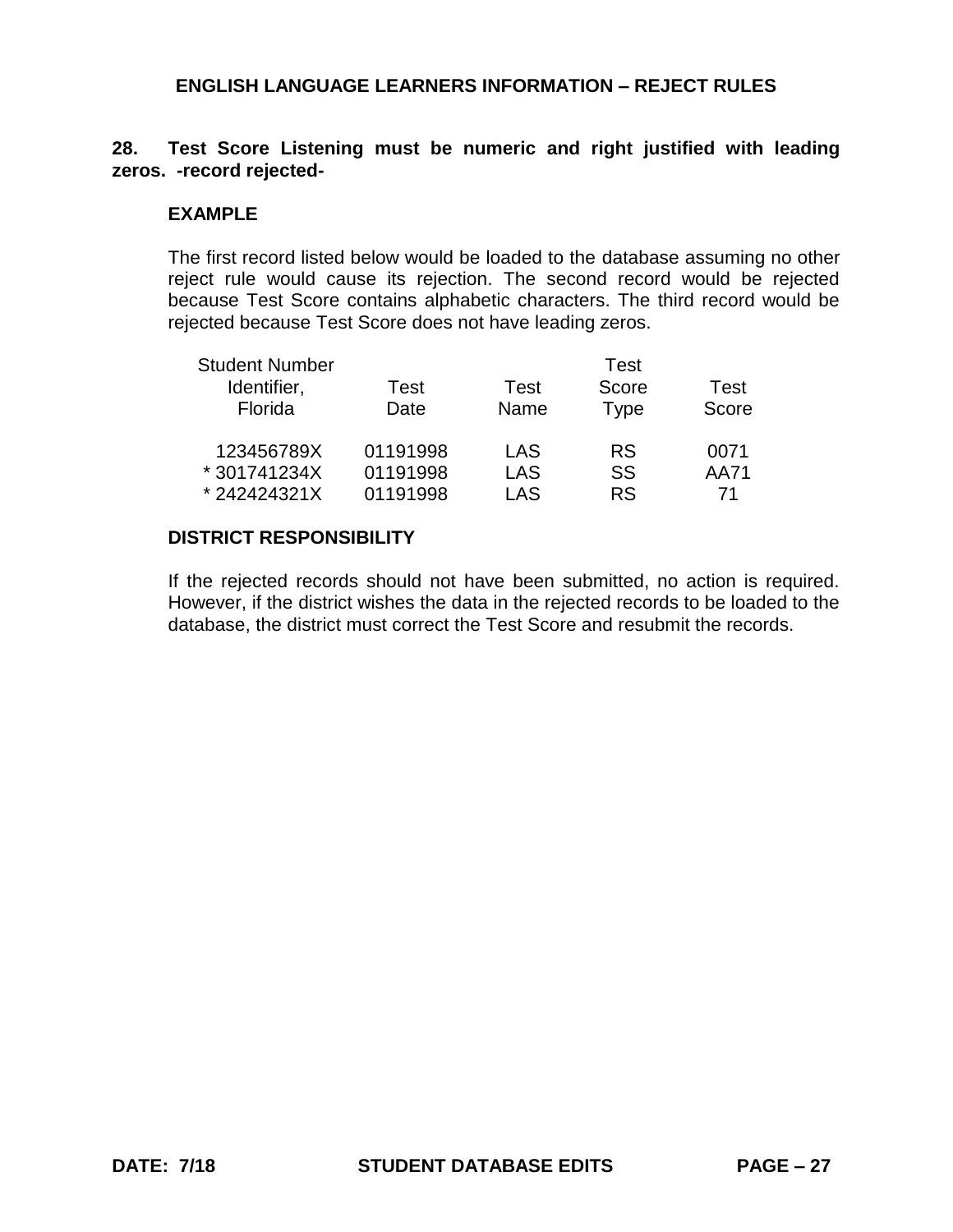## ENGLISH LANGUAGE LEARNERS INFORMATION – REJECT RULES

**28. Test Score Listening must be numeric and right justified with leading zeros. -record rejected-**

**EXAMPLE**

The first record listed below would be loaded to the database assuming no other reject rule would cause its rejection. The second record would be rejected because Test Score contains alphabetic characters. The third record would be rejected because Test Score does not have leading zeros.

| Student Number Identifier, Florida | Test Date | Test Name | Test Score Type | Test Score |
|---|---|---|---|---|
| 123456789X | 01191998 | LAS | RS | 0071 |
| * 301741234X | 01191998 | LAS | SS | AA71 |
| * 242424321X | 01191998 | LAS | RS | 71 |

**DISTRICT RESPONSIBILITY**

If the rejected records should not have been submitted, no action is required. However, if the district wishes the data in the rejected records to be loaded to the database, the district must correct the Test Score and resubmit the records.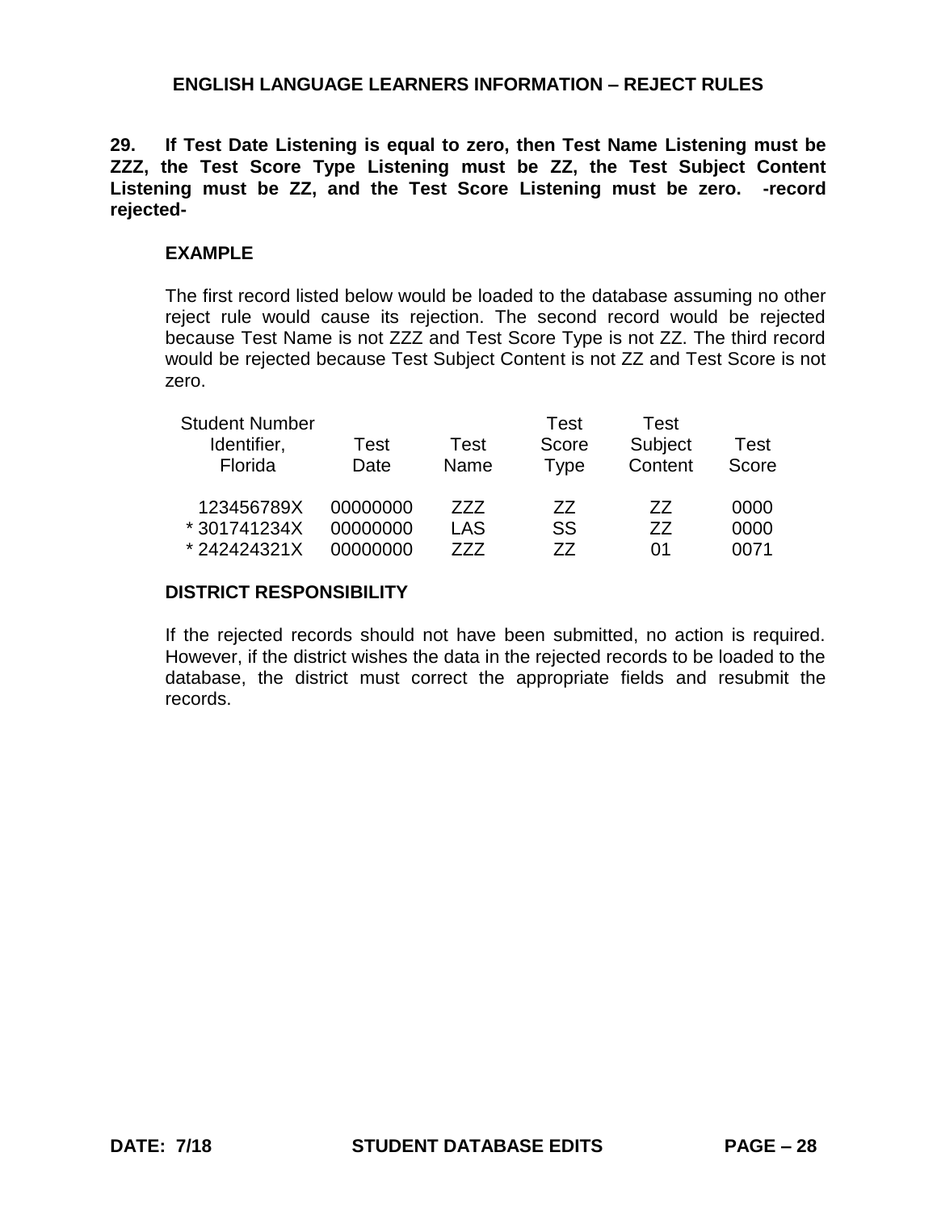## ENGLISH LANGUAGE LEARNERS INFORMATION – REJECT RULES

**29. If Test Date Listening is equal to zero, then Test Name Listening must be ZZZ, the Test Score Type Listening must be ZZ, the Test Subject Content Listening must be ZZ, and the Test Score Listening must be zero. -record rejected-**

### EXAMPLE

The first record listed below would be loaded to the database assuming no other reject rule would cause its rejection. The second record would be rejected because Test Name is not ZZZ and Test Score Type is not ZZ. The third record would be rejected because Test Subject Content is not ZZ and Test Score is not zero.

| Student Number Identifier, Florida | Test Date | Test Name | Test Score Type | Test Subject Content | Test Score |
|---|---|---|---|---|---|
| 123456789X | 00000000 | ZZZ | ZZ | ZZ | 0000 |
| * 301741234X | 00000000 | LAS | SS | ZZ | 0000 |
| * 242424321X | 00000000 | ZZZ | ZZ | 01 | 0071 |

### DISTRICT RESPONSIBILITY

If the rejected records should not have been submitted, no action is required. However, if the district wishes the data in the rejected records to be loaded to the database, the district must correct the appropriate fields and resubmit the records.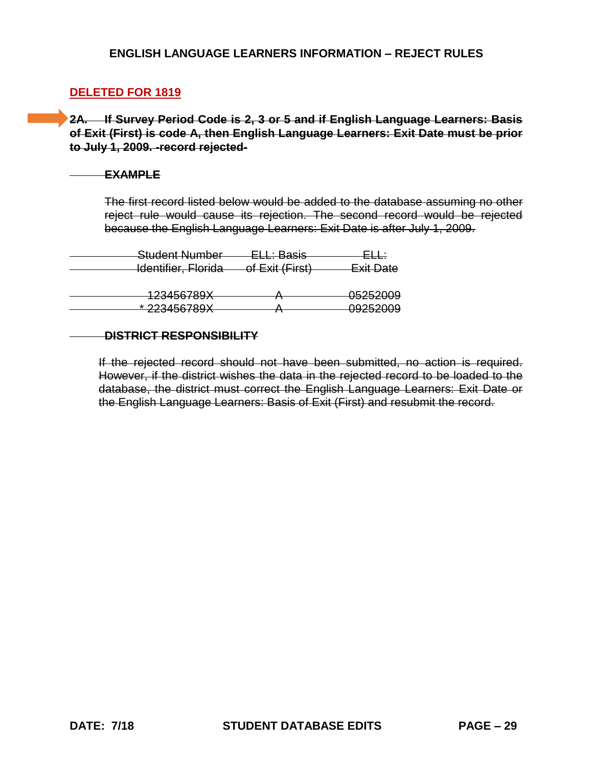# ENGLISH LANGUAGE LEARNERS INFORMATION – REJECT RULES

**DELETED FOR 1819**

~~**2A. If Survey Period Code is 2, 3 or 5 and if English Language Learners: Basis of Exit (First) is code A, then English Language Learners: Exit Date must be prior to July 1, 2009. -record rejected-**~~

~~**EXAMPLE**~~

~~The first record listed below would be added to the database assuming no other reject rule would cause its rejection. The second record would be rejected because the English Language Learners: Exit Date is after July 1, 2009.~~

| ~~Student Number Identifier, Florida~~ | ~~ELL: Basis of Exit (First)~~ | ~~ELL: Exit Date~~ |
|---|---|---|
| ~~123456789X~~ | ~~A~~ | ~~05252009~~ |
| ~~* 223456789X~~ | ~~A~~ | ~~09252009~~ |

~~**DISTRICT RESPONSIBILITY**~~

~~If the rejected record should not have been submitted, no action is required. However, if the district wishes the data in the rejected record to be loaded to the database, the district must correct the English Language Learners: Exit Date or the English Language Learners: Basis of Exit (First) and resubmit the record.~~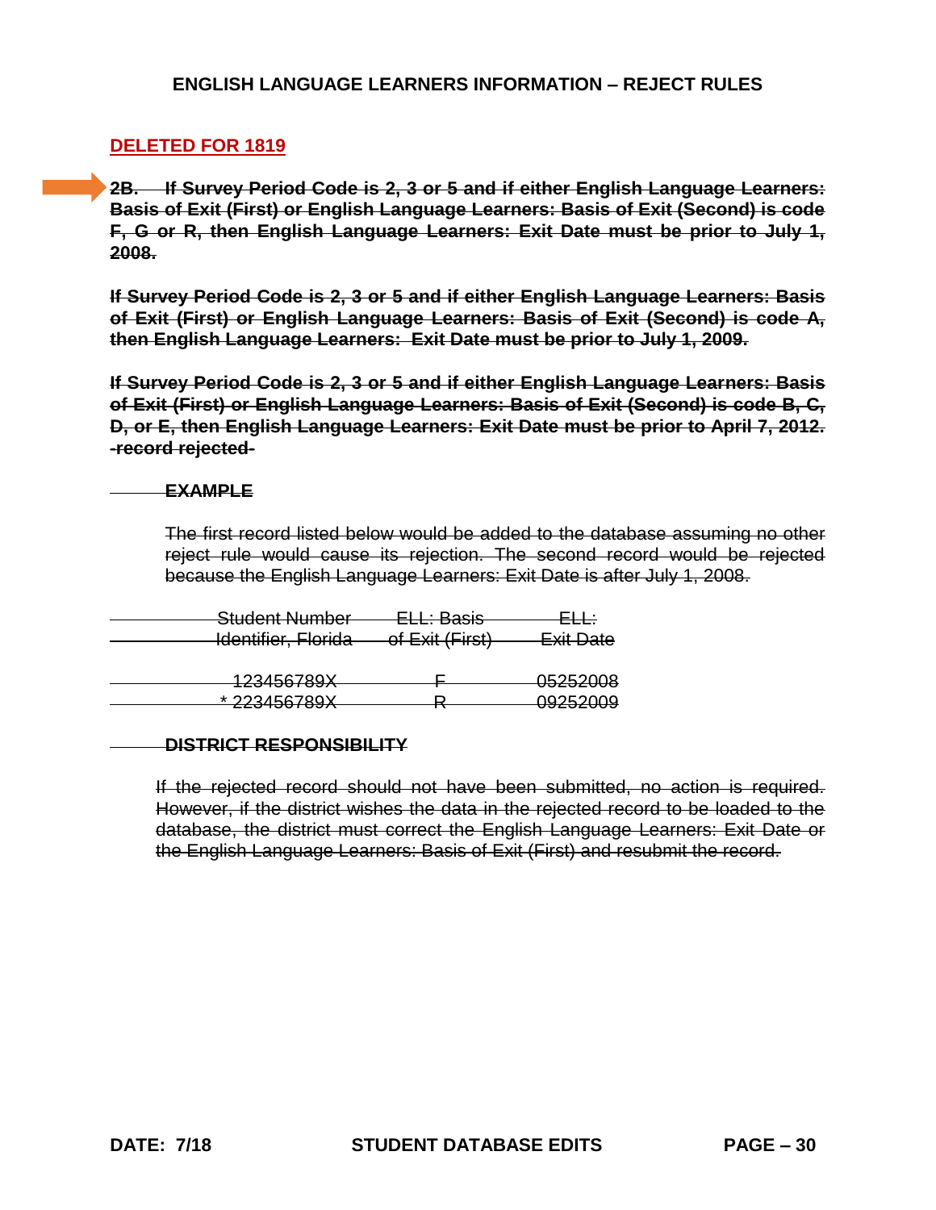## ENGLISH LANGUAGE LEARNERS INFORMATION – REJECT RULES

**DELETED FOR 1819**

~~**2B. If Survey Period Code is 2, 3 or 5 and if either English Language Learners: Basis of Exit (First) or English Language Learners: Basis of Exit (Second) is code F, G or R, then English Language Learners: Exit Date must be prior to July 1, 2008.**~~

~~**If Survey Period Code is 2, 3 or 5 and if either English Language Learners: Basis of Exit (First) or English Language Learners: Basis of Exit (Second) is code A, then English Language Learners: Exit Date must be prior to July 1, 2009.**~~

~~**If Survey Period Code is 2, 3 or 5 and if either English Language Learners: Basis of Exit (First) or English Language Learners: Basis of Exit (Second) is code B, C, D, or E, then English Language Learners: Exit Date must be prior to April 7, 2012. -record rejected-**~~

~~**EXAMPLE**~~

~~The first record listed below would be added to the database assuming no other reject rule would cause its rejection. The second record would be rejected because the English Language Learners: Exit Date is after July 1, 2008.~~

| ~~Student Number Identifier, Florida~~ | ~~ELL: Basis of Exit (First)~~ | ~~ELL: Exit Date~~ |
|---|---|---|
| ~~123456789X~~ | ~~F~~ | ~~05252008~~ |
| ~~* 223456789X~~ | ~~R~~ | ~~09252009~~ |

~~**DISTRICT RESPONSIBILITY**~~

~~If the rejected record should not have been submitted, no action is required. However, if the district wishes the data in the rejected record to be loaded to the database, the district must correct the English Language Learners: Exit Date or the English Language Learners: Basis of Exit (First) and resubmit the record.~~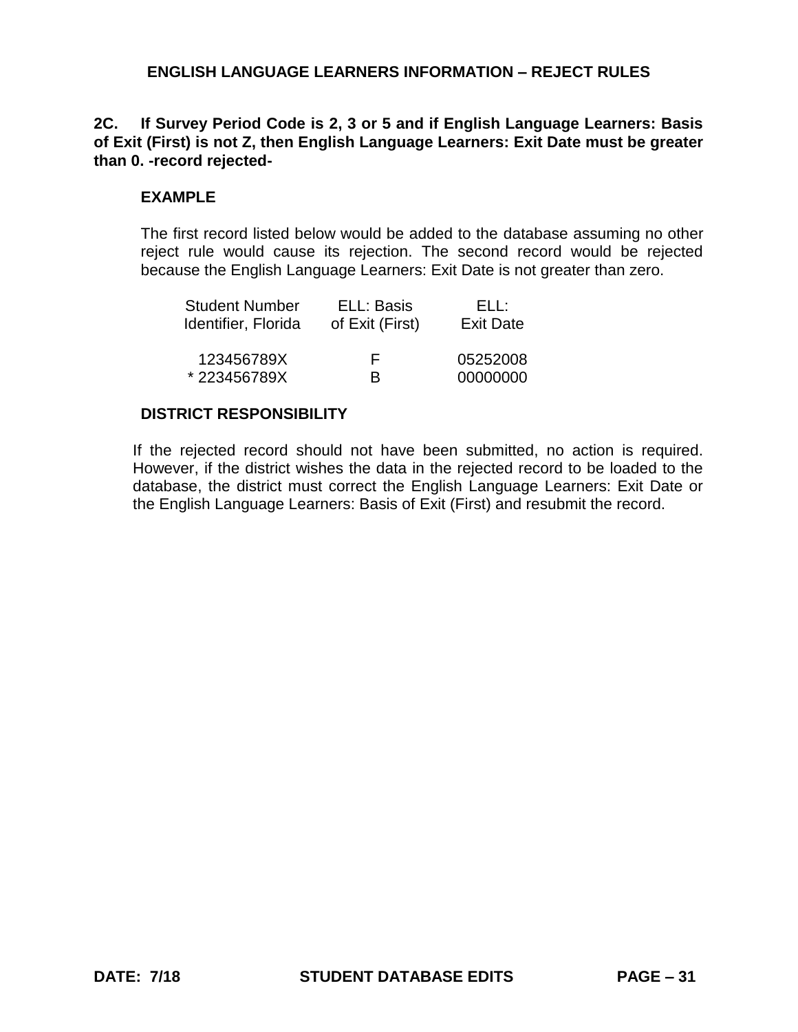## ENGLISH LANGUAGE LEARNERS INFORMATION – REJECT RULES

**2C. If Survey Period Code is 2, 3 or 5 and if English Language Learners: Basis of Exit (First) is not Z, then English Language Learners: Exit Date must be greater than 0. -record rejected-**

### EXAMPLE

The first record listed below would be added to the database assuming no other reject rule would cause its rejection. The second record would be rejected because the English Language Learners: Exit Date is not greater than zero.

| Student Number Identifier, Florida | ELL: Basis of Exit (First) | ELL: Exit Date |
|---|---|---|
| 123456789X | F | 05252008 |
| * 223456789X | B | 00000000 |

### DISTRICT RESPONSIBILITY

If the rejected record should not have been submitted, no action is required. However, if the district wishes the data in the rejected record to be loaded to the database, the district must correct the English Language Learners: Exit Date or the English Language Learners: Basis of Exit (First) and resubmit the record.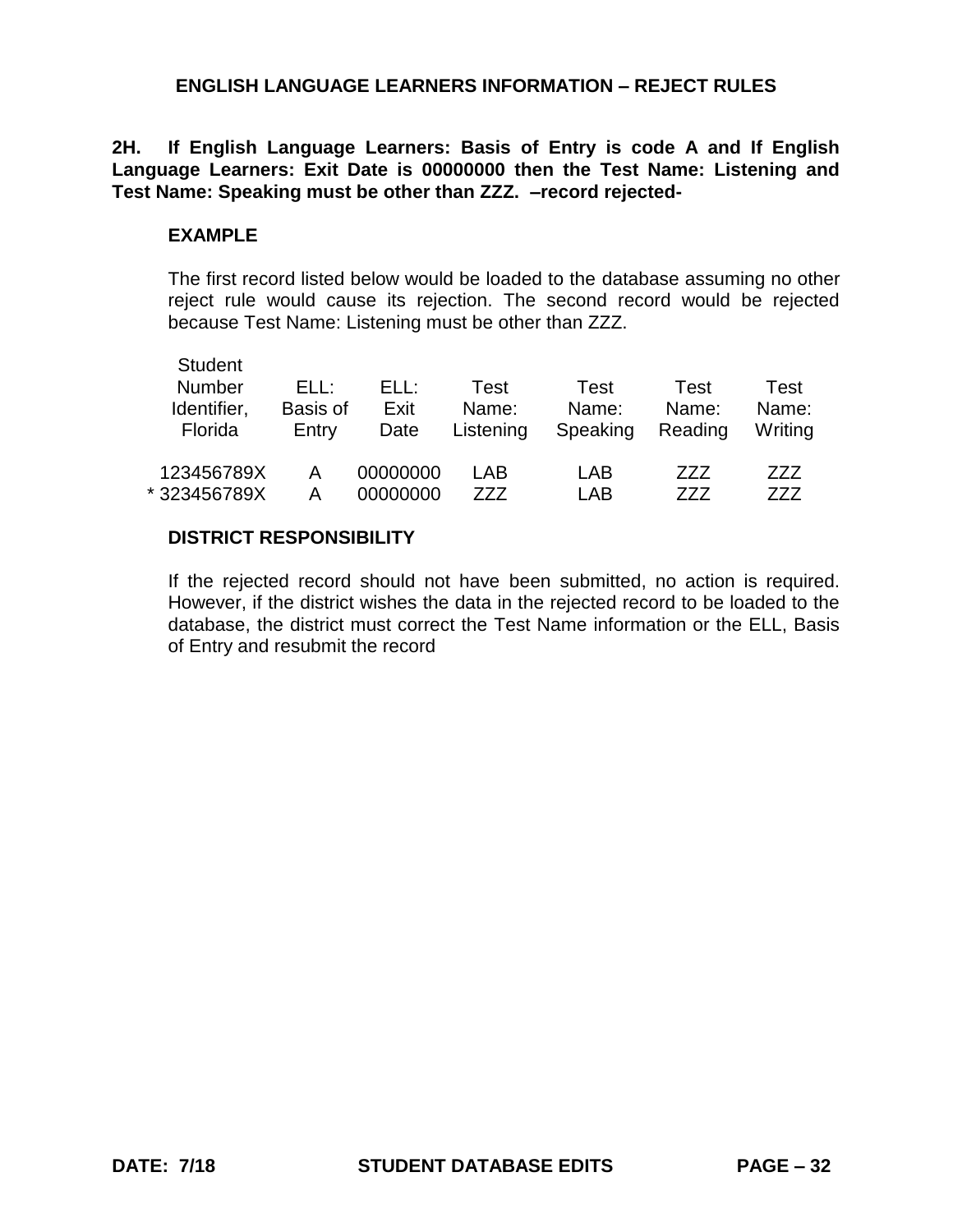## ENGLISH LANGUAGE LEARNERS INFORMATION – REJECT RULES

**2H. If English Language Learners: Basis of Entry is code A and If English Language Learners: Exit Date is 00000000 then the Test Name: Listening and Test Name: Speaking must be other than ZZZ. –record rejected-**

**EXAMPLE**

The first record listed below would be loaded to the database assuming no other reject rule would cause its rejection. The second record would be rejected because Test Name: Listening must be other than ZZZ.

| Student Number Identifier, Florida | ELL: Basis of Entry | ELL: Exit Date | Test Name: Listening | Test Name: Speaking | Test Name: Reading | Test Name: Writing |
|---|---|---|---|---|---|---|
| 123456789X | A | 00000000 | LAB | LAB | ZZZ | ZZZ |
| * 323456789X | A | 00000000 | ZZZ | LAB | ZZZ | ZZZ |

**DISTRICT RESPONSIBILITY**

If the rejected record should not have been submitted, no action is required. However, if the district wishes the data in the rejected record to be loaded to the database, the district must correct the Test Name information or the ELL, Basis of Entry and resubmit the record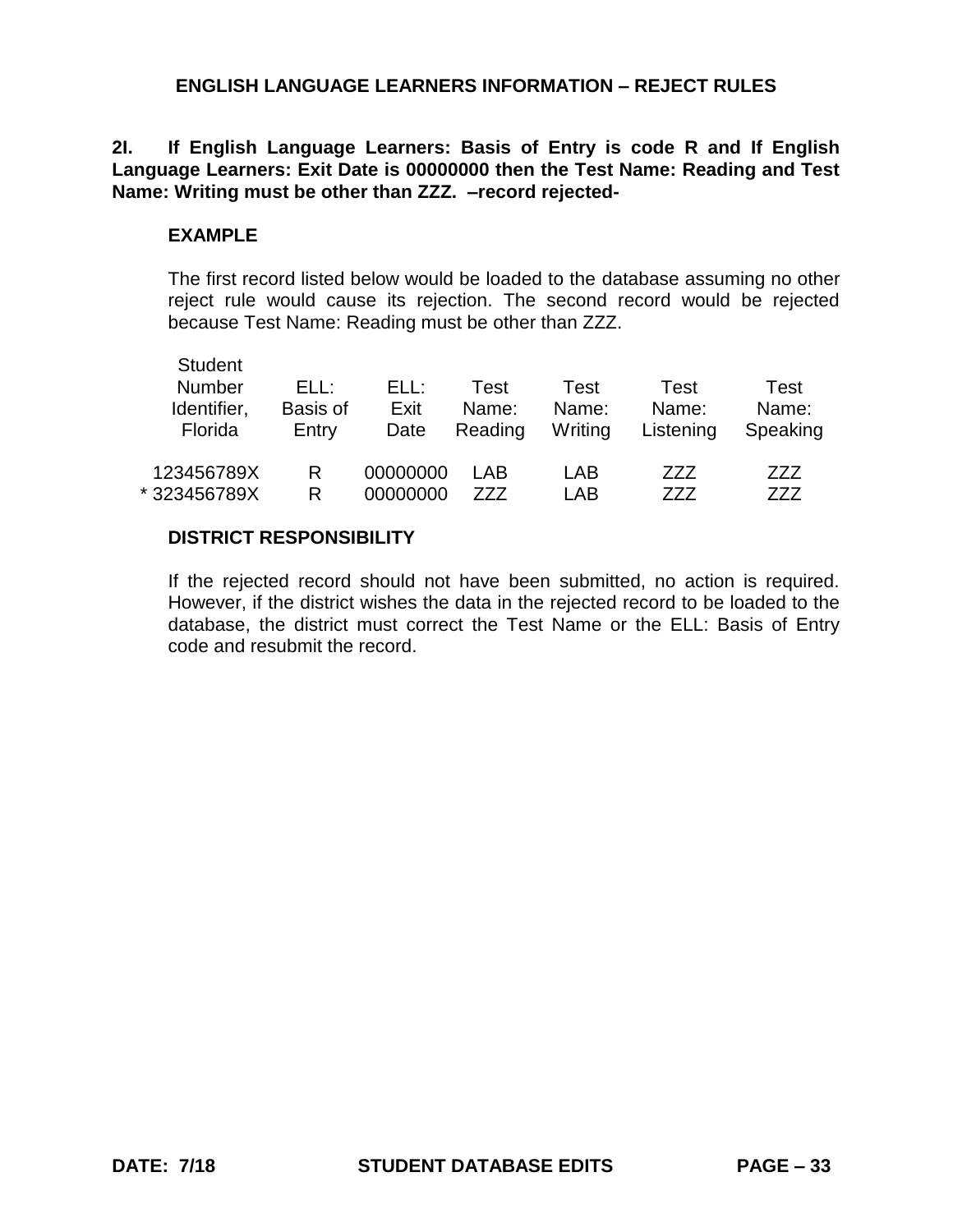## ENGLISH LANGUAGE LEARNERS INFORMATION – REJECT RULES

**2I. If English Language Learners: Basis of Entry is code R and If English Language Learners: Exit Date is 00000000 then the Test Name: Reading and Test Name: Writing must be other than ZZZ. –record rejected-**

**EXAMPLE**

The first record listed below would be loaded to the database assuming no other reject rule would cause its rejection. The second record would be rejected because Test Name: Reading must be other than ZZZ.

| Student Number Identifier, Florida | ELL: Basis of Entry | ELL: Exit Date | Test Name: Reading | Test Name: Writing | Test Name: Listening | Test Name: Speaking |
|---|---|---|---|---|---|---|
| 123456789X | R | 00000000 | LAB | LAB | ZZZ | ZZZ |
| * 323456789X | R | 00000000 | ZZZ | LAB | ZZZ | ZZZ |

**DISTRICT RESPONSIBILITY**

If the rejected record should not have been submitted, no action is required. However, if the district wishes the data in the rejected record to be loaded to the database, the district must correct the Test Name or the ELL: Basis of Entry code and resubmit the record.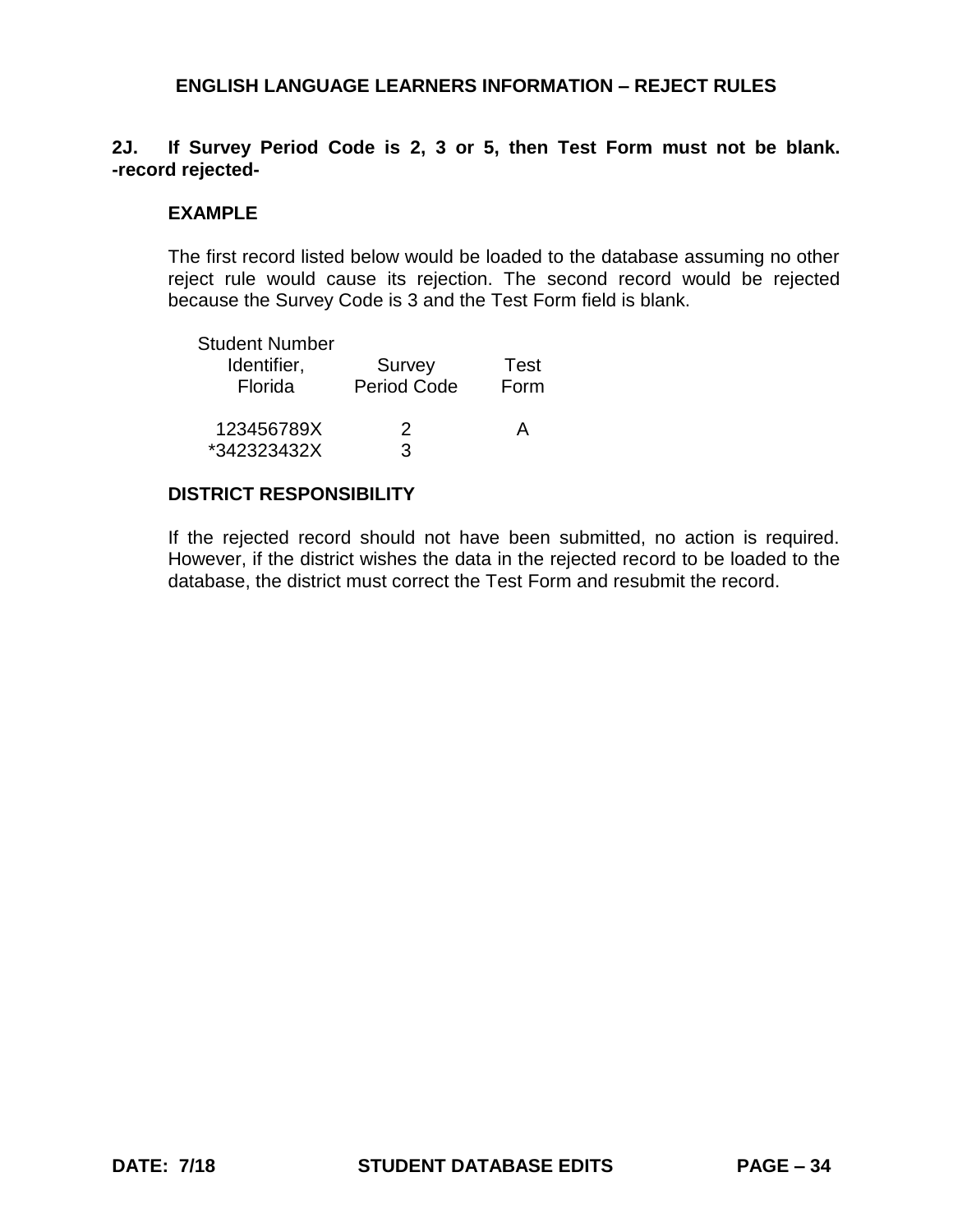## ENGLISH LANGUAGE LEARNERS INFORMATION – REJECT RULES

**2J. If Survey Period Code is 2, 3 or 5, then Test Form must not be blank. -record rejected-**

**EXAMPLE**

The first record listed below would be loaded to the database assuming no other reject rule would cause its rejection. The second record would be rejected because the Survey Code is 3 and the Test Form field is blank.

| Student Number Identifier, Florida | Survey Period Code | Test Form |
|---|---|---|
| 123456789X | 2 | A |
| *342323432X | 3 | |

**DISTRICT RESPONSIBILITY**

If the rejected record should not have been submitted, no action is required. However, if the district wishes the data in the rejected record to be loaded to the database, the district must correct the Test Form and resubmit the record.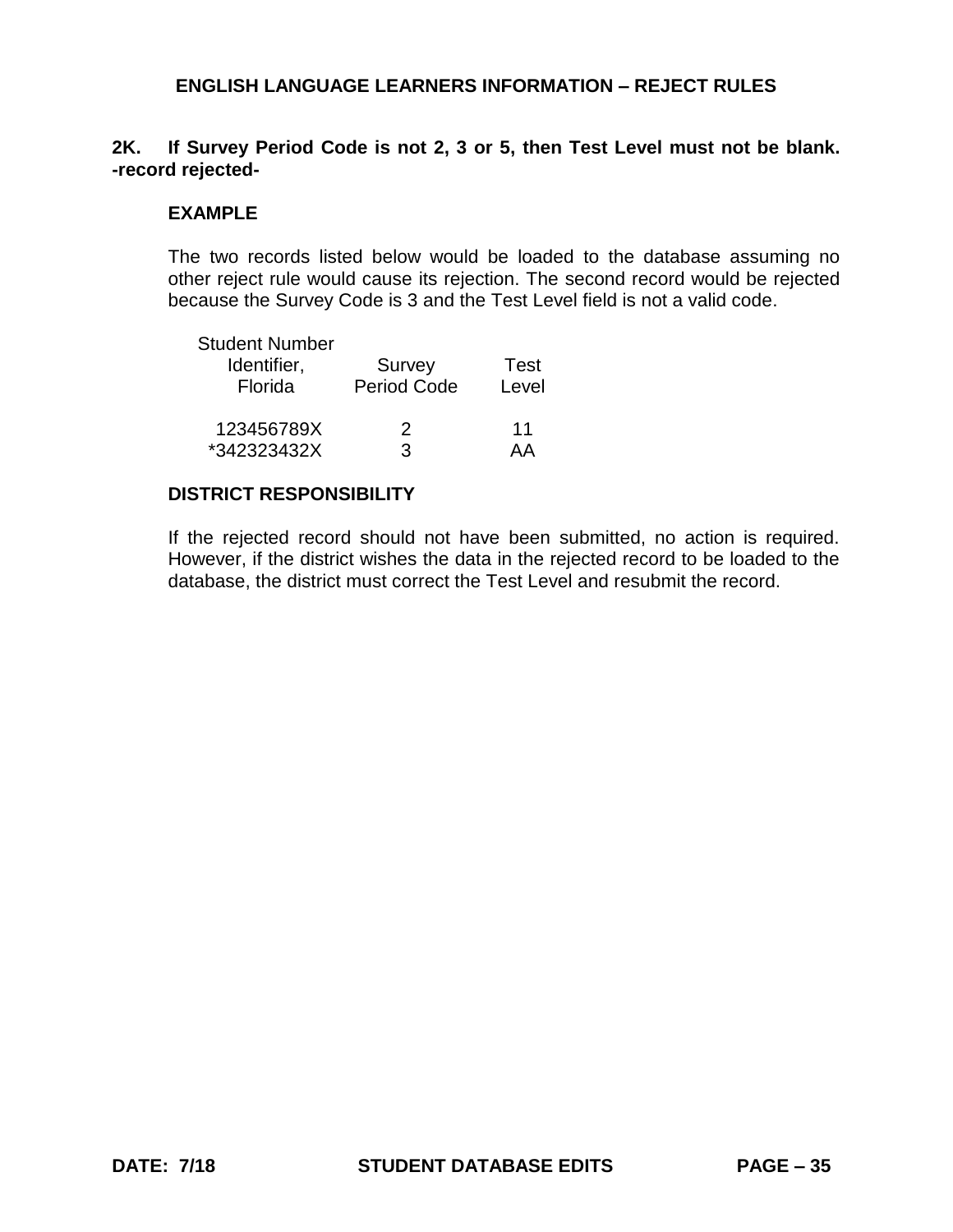## ENGLISH LANGUAGE LEARNERS INFORMATION – REJECT RULES

**2K. If Survey Period Code is not 2, 3 or 5, then Test Level must not be blank. -record rejected-**

### EXAMPLE

The two records listed below would be loaded to the database assuming no other reject rule would cause its rejection. The second record would be rejected because the Survey Code is 3 and the Test Level field is not a valid code.

| Student Number Identifier, Florida | Survey Period Code | Test Level |
|---|---|---|
| 123456789X | 2 | 11 |
| *342323432X | 3 | AA |

### DISTRICT RESPONSIBILITY

If the rejected record should not have been submitted, no action is required. However, if the district wishes the data in the rejected record to be loaded to the database, the district must correct the Test Level and resubmit the record.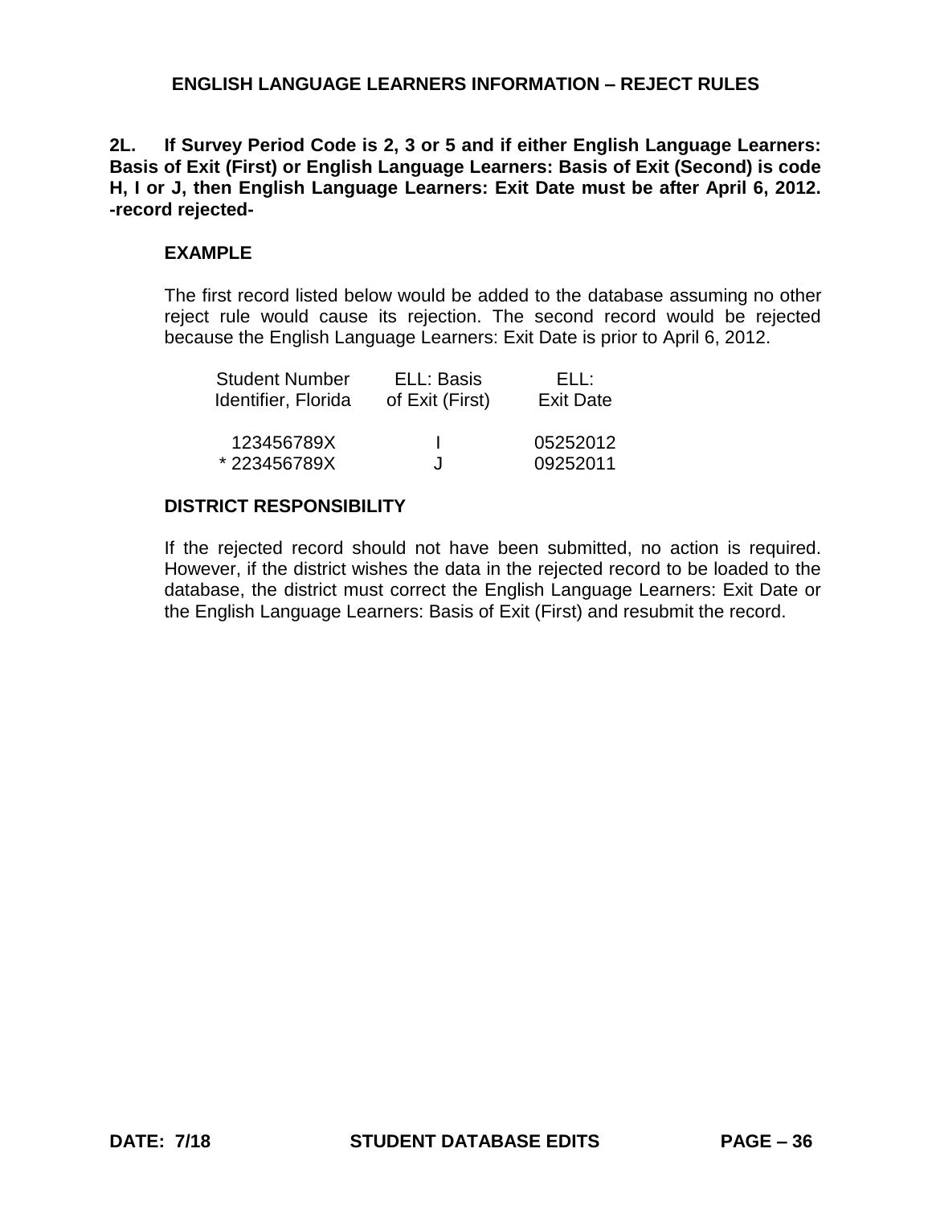## ENGLISH LANGUAGE LEARNERS INFORMATION – REJECT RULES

**2L. If Survey Period Code is 2, 3 or 5 and if either English Language Learners: Basis of Exit (First) or English Language Learners: Basis of Exit (Second) is code H, I or J, then English Language Learners: Exit Date must be after April 6, 2012. -record rejected-**

### EXAMPLE

The first record listed below would be added to the database assuming no other reject rule would cause its rejection. The second record would be rejected because the English Language Learners: Exit Date is prior to April 6, 2012.

| Student Number Identifier, Florida | ELL: Basis of Exit (First) | ELL: Exit Date |
|---|---|---|
| 123456789X | I | 05252012 |
| * 223456789X | J | 09252011 |

### DISTRICT RESPONSIBILITY

If the rejected record should not have been submitted, no action is required. However, if the district wishes the data in the rejected record to be loaded to the database, the district must correct the English Language Learners: Exit Date or the English Language Learners: Basis of Exit (First) and resubmit the record.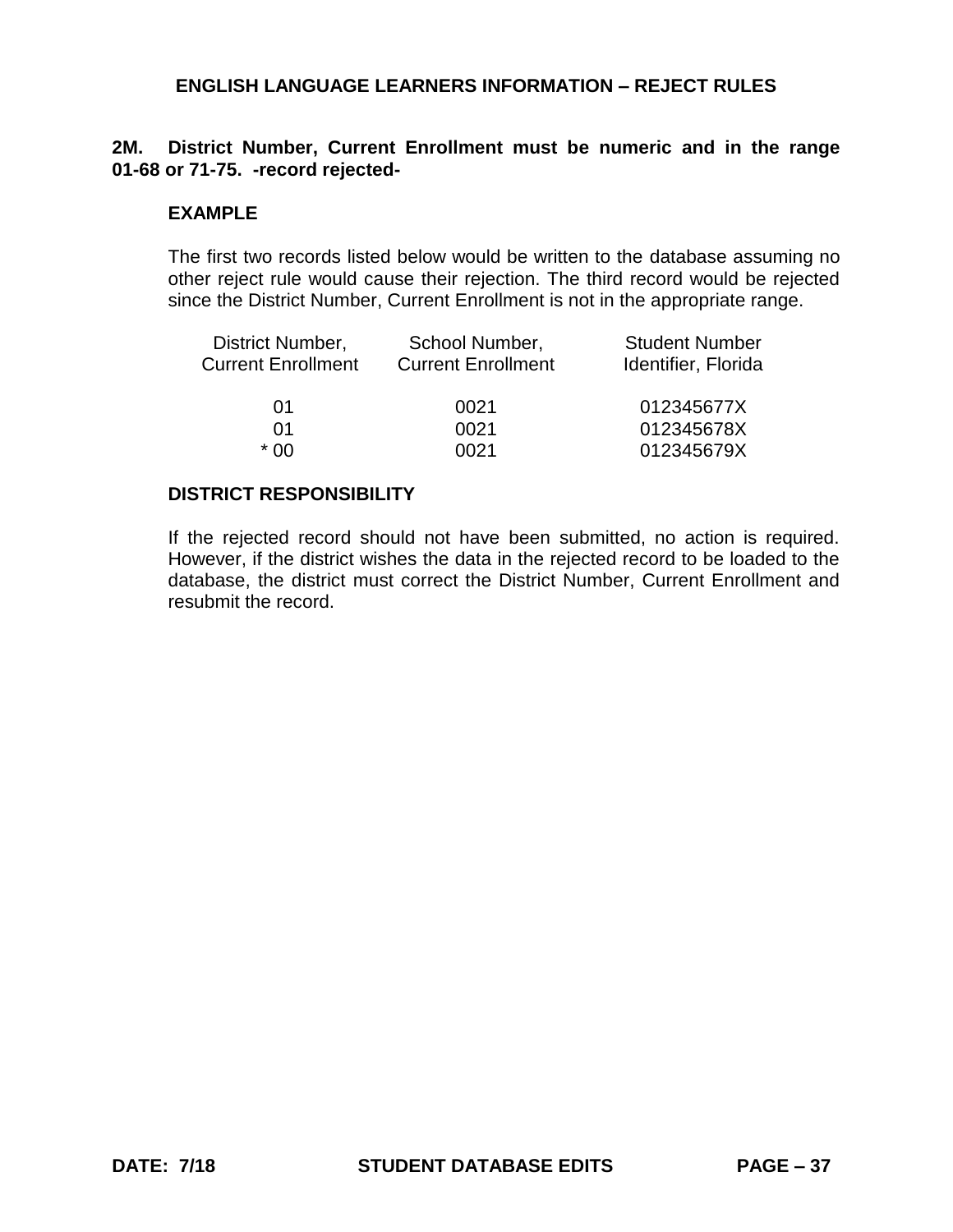## ENGLISH LANGUAGE LEARNERS INFORMATION – REJECT RULES

**2M. District Number, Current Enrollment must be numeric and in the range 01-68 or 71-75. -record rejected-**

**EXAMPLE**

The first two records listed below would be written to the database assuming no other reject rule would cause their rejection. The third record would be rejected since the District Number, Current Enrollment is not in the appropriate range.

| District Number, Current Enrollment | School Number, Current Enrollment | Student Number Identifier, Florida |
|---|---|---|
| 01 | 0021 | 012345677X |
| 01 | 0021 | 012345678X |
| * 00 | 0021 | 012345679X |

**DISTRICT RESPONSIBILITY**

If the rejected record should not have been submitted, no action is required. However, if the district wishes the data in the rejected record to be loaded to the database, the district must correct the District Number, Current Enrollment and resubmit the record.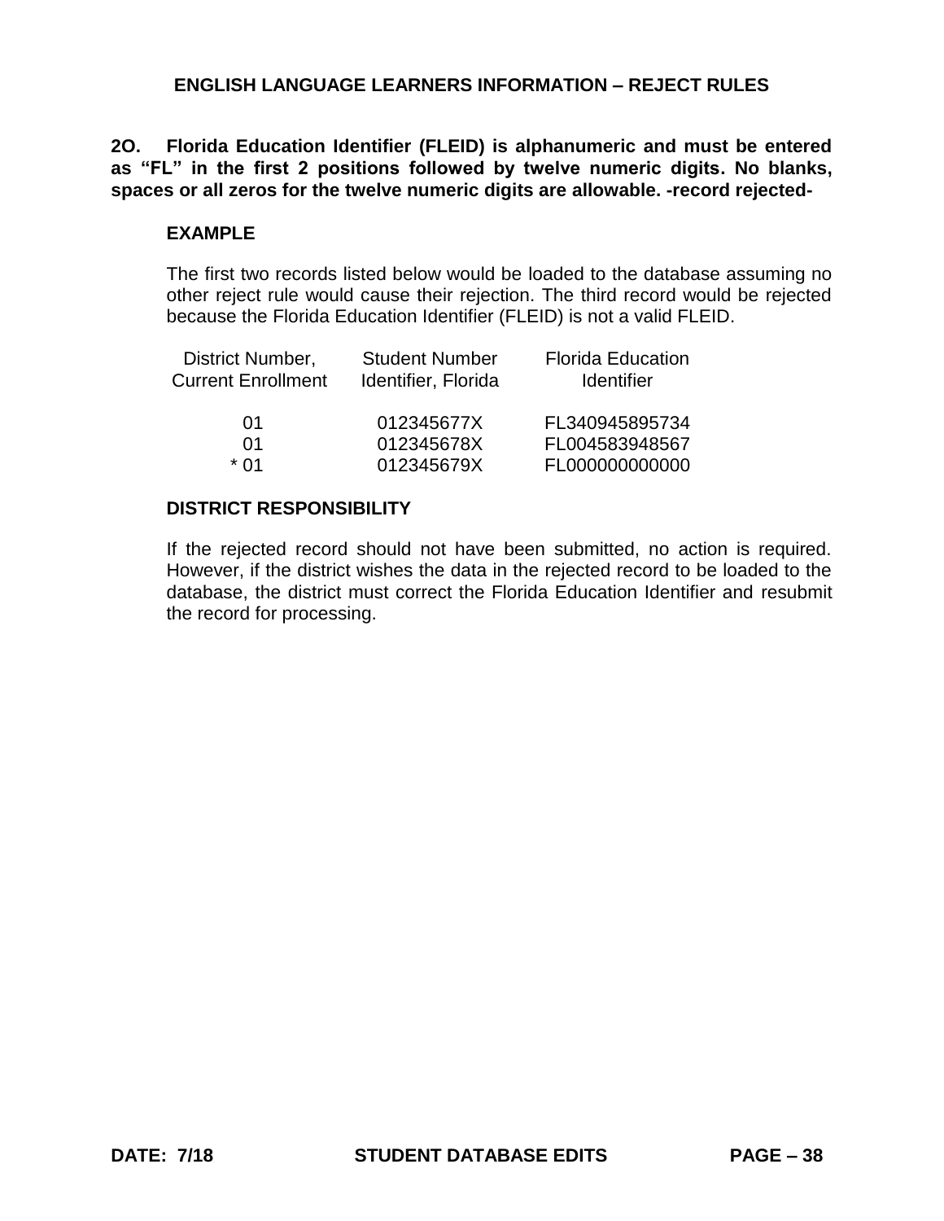## ENGLISH LANGUAGE LEARNERS INFORMATION – REJECT RULES

**2O. Florida Education Identifier (FLEID) is alphanumeric and must be entered as "FL" in the first 2 positions followed by twelve numeric digits. No blanks, spaces or all zeros for the twelve numeric digits are allowable. -record rejected-**

### EXAMPLE

The first two records listed below would be loaded to the database assuming no other reject rule would cause their rejection. The third record would be rejected because the Florida Education Identifier (FLEID) is not a valid FLEID.

| District Number, Current Enrollment | Student Number Identifier, Florida | Florida Education Identifier |
|---|---|---|
| 01 | 012345677X | FL340945895734 |
| 01 | 012345678X | FL004583948567 |
| * 01 | 012345679X | FL000000000000 |

### DISTRICT RESPONSIBILITY

If the rejected record should not have been submitted, no action is required. However, if the district wishes the data in the rejected record to be loaded to the database, the district must correct the Florida Education Identifier and resubmit the record for processing.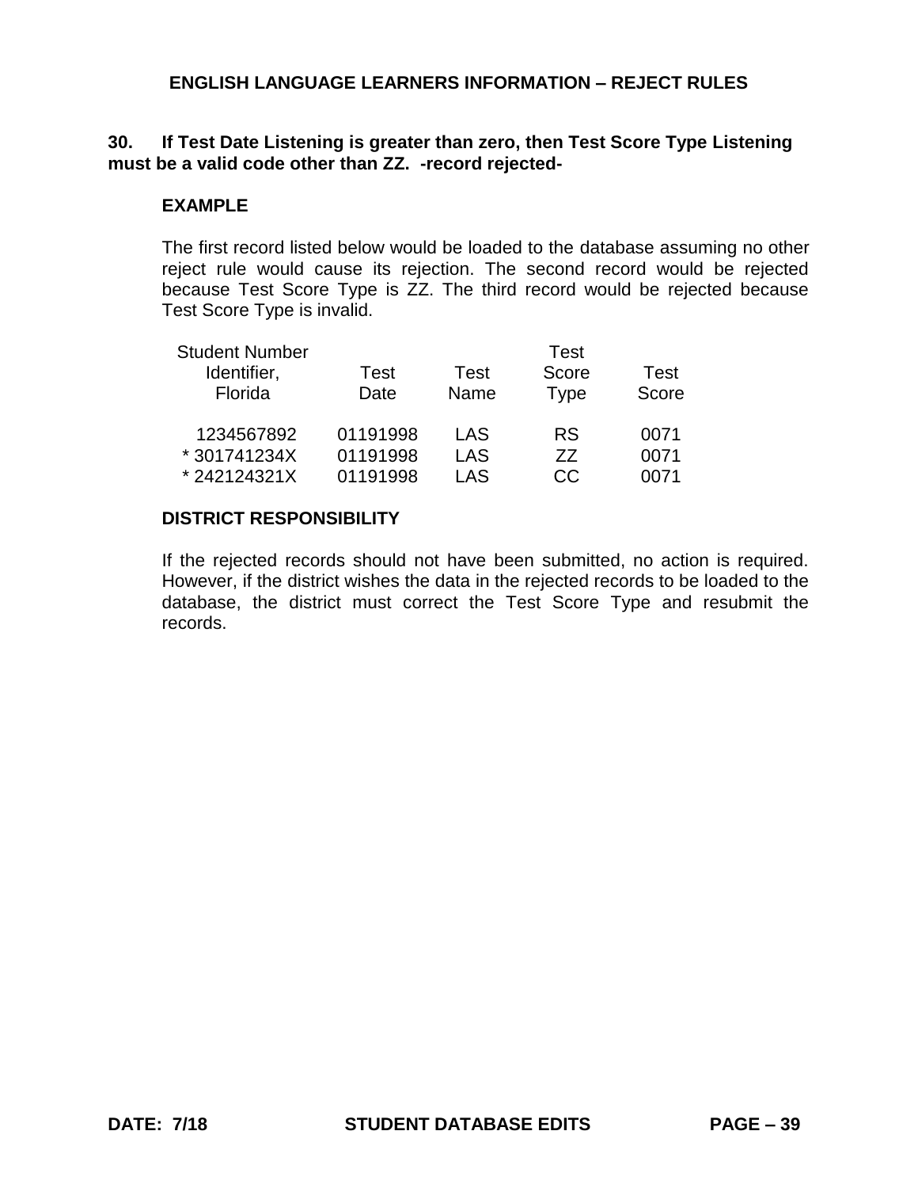## ENGLISH LANGUAGE LEARNERS INFORMATION – REJECT RULES

**30. If Test Date Listening is greater than zero, then Test Score Type Listening must be a valid code other than ZZ. -record rejected-**

**EXAMPLE**

The first record listed below would be loaded to the database assuming no other reject rule would cause its rejection. The second record would be rejected because Test Score Type is ZZ. The third record would be rejected because Test Score Type is invalid.

| Student Number Identifier, Florida | Test Date | Test Name | Test Score Type | Test Score |
|---|---|---|---|---|
| 1234567892 | 01191998 | LAS | RS | 0071 |
| * 301741234X | 01191998 | LAS | ZZ | 0071 |
| * 242124321X | 01191998 | LAS | CC | 0071 |

**DISTRICT RESPONSIBILITY**

If the rejected records should not have been submitted, no action is required. However, if the district wishes the data in the rejected records to be loaded to the database, the district must correct the Test Score Type and resubmit the records.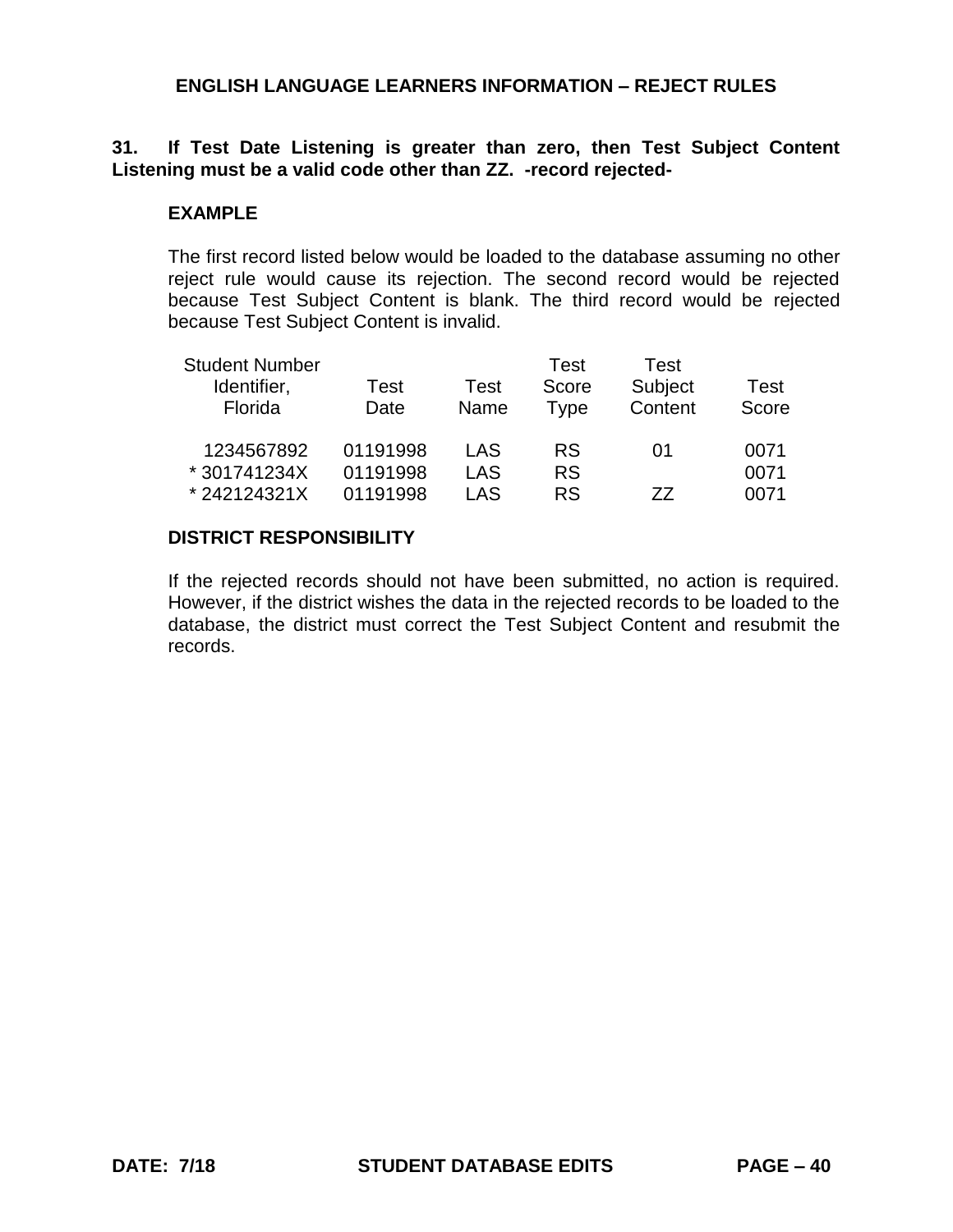## ENGLISH LANGUAGE LEARNERS INFORMATION – REJECT RULES

**31. If Test Date Listening is greater than zero, then Test Subject Content Listening must be a valid code other than ZZ. -record rejected-**

**EXAMPLE**

The first record listed below would be loaded to the database assuming no other reject rule would cause its rejection. The second record would be rejected because Test Subject Content is blank. The third record would be rejected because Test Subject Content is invalid.

| Student Number Identifier, Florida | Test Date | Test Name | Test Score Type | Test Subject Content | Test Score |
|---|---|---|---|---|---|
| 1234567892 | 01191998 | LAS | RS | 01 | 0071 |
| * 301741234X | 01191998 | LAS | RS | | 0071 |
| * 242124321X | 01191998 | LAS | RS | ZZ | 0071 |

**DISTRICT RESPONSIBILITY**

If the rejected records should not have been submitted, no action is required. However, if the district wishes the data in the rejected records to be loaded to the database, the district must correct the Test Subject Content and resubmit the records.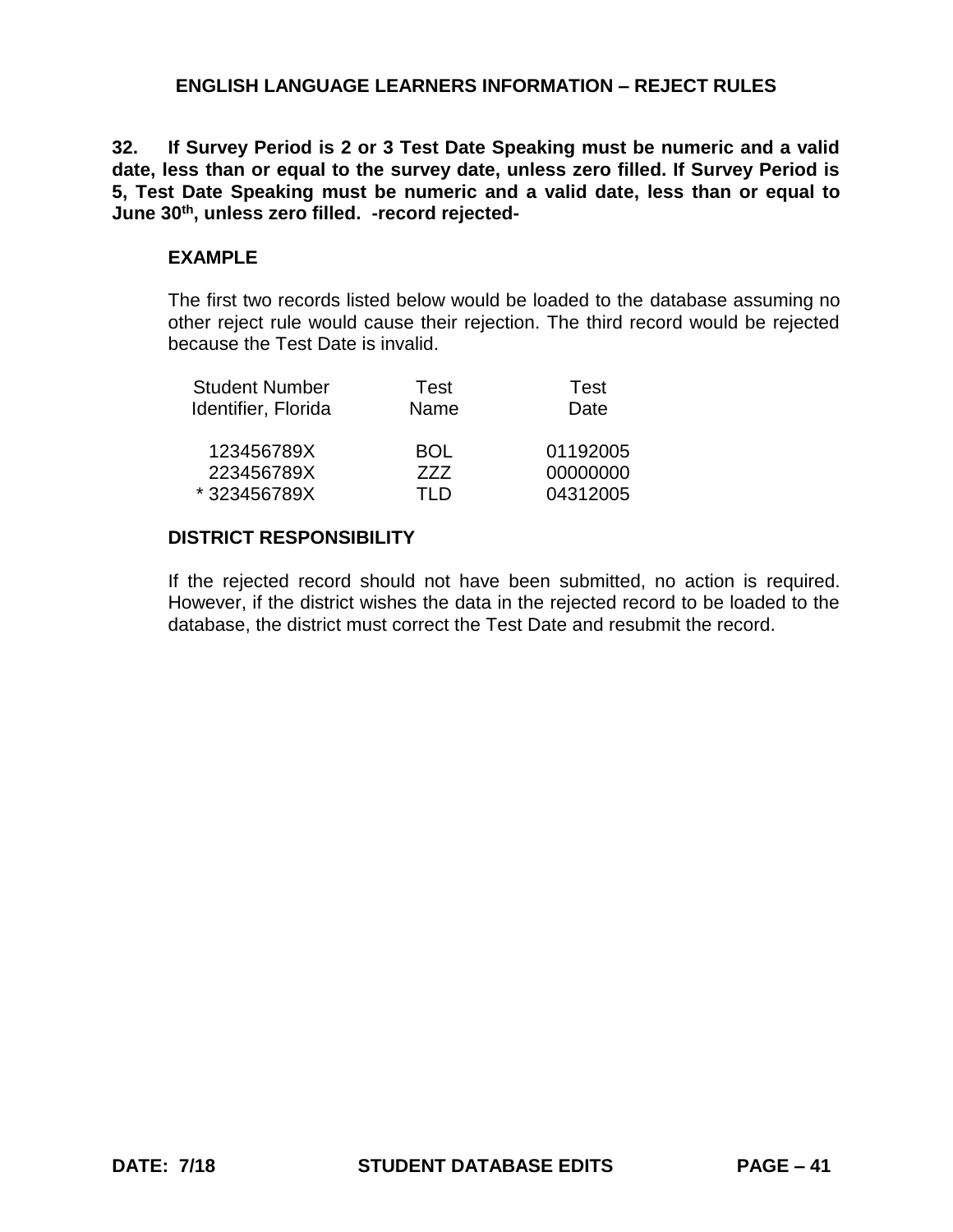## ENGLISH LANGUAGE LEARNERS INFORMATION – REJECT RULES

**32. If Survey Period is 2 or 3 Test Date Speaking must be numeric and a valid date, less than or equal to the survey date, unless zero filled. If Survey Period is 5, Test Date Speaking must be numeric and a valid date, less than or equal to June 30th, unless zero filled. -record rejected-**

**EXAMPLE**

The first two records listed below would be loaded to the database assuming no other reject rule would cause their rejection. The third record would be rejected because the Test Date is invalid.

| Student Number Identifier, Florida | Test Name | Test Date |
|---|---|---|
| 123456789X | BOL | 01192005 |
| 223456789X | ZZZ | 00000000 |
| * 323456789X | TLD | 04312005 |

**DISTRICT RESPONSIBILITY**

If the rejected record should not have been submitted, no action is required. However, if the district wishes the data in the rejected record to be loaded to the database, the district must correct the Test Date and resubmit the record.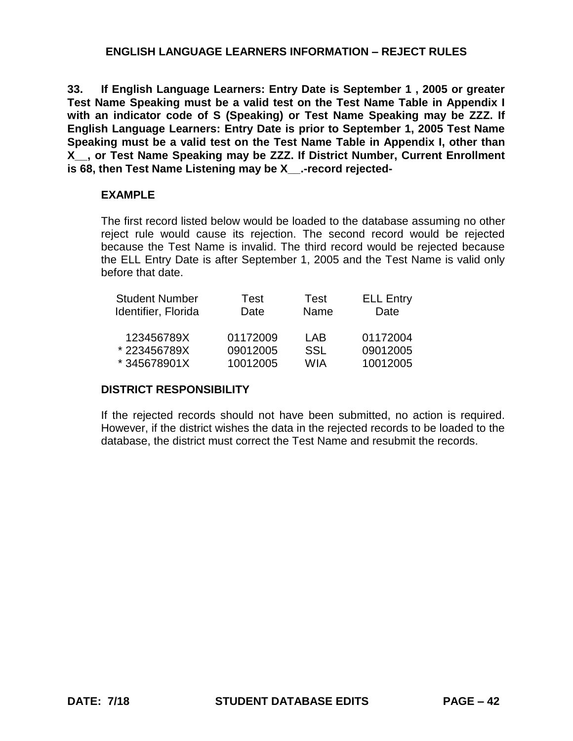## ENGLISH LANGUAGE LEARNERS INFORMATION – REJECT RULES

**33. If English Language Learners: Entry Date is September 1 , 2005 or greater Test Name Speaking must be a valid test on the Test Name Table in Appendix I with an indicator code of S (Speaking) or Test Name Speaking may be ZZZ. If English Language Learners: Entry Date is prior to September 1, 2005 Test Name Speaking must be a valid test on the Test Name Table in Appendix I, other than X__, or Test Name Speaking may be ZZZ. If District Number, Current Enrollment is 68, then Test Name Listening may be X__.-record rejected-**

**EXAMPLE**

The first record listed below would be loaded to the database assuming no other reject rule would cause its rejection. The second record would be rejected because the Test Name is invalid. The third record would be rejected because the ELL Entry Date is after September 1, 2005 and the Test Name is valid only before that date.

| Student Number Identifier, Florida | Test Date | Test Name | ELL Entry Date |
|---|---|---|---|
| 123456789X | 01172009 | LAB | 01172004 |
| * 223456789X | 09012005 | SSL | 09012005 |
| * 345678901X | 10012005 | WIA | 10012005 |

**DISTRICT RESPONSIBILITY**

If the rejected records should not have been submitted, no action is required. However, if the district wishes the data in the rejected records to be loaded to the database, the district must correct the Test Name and resubmit the records.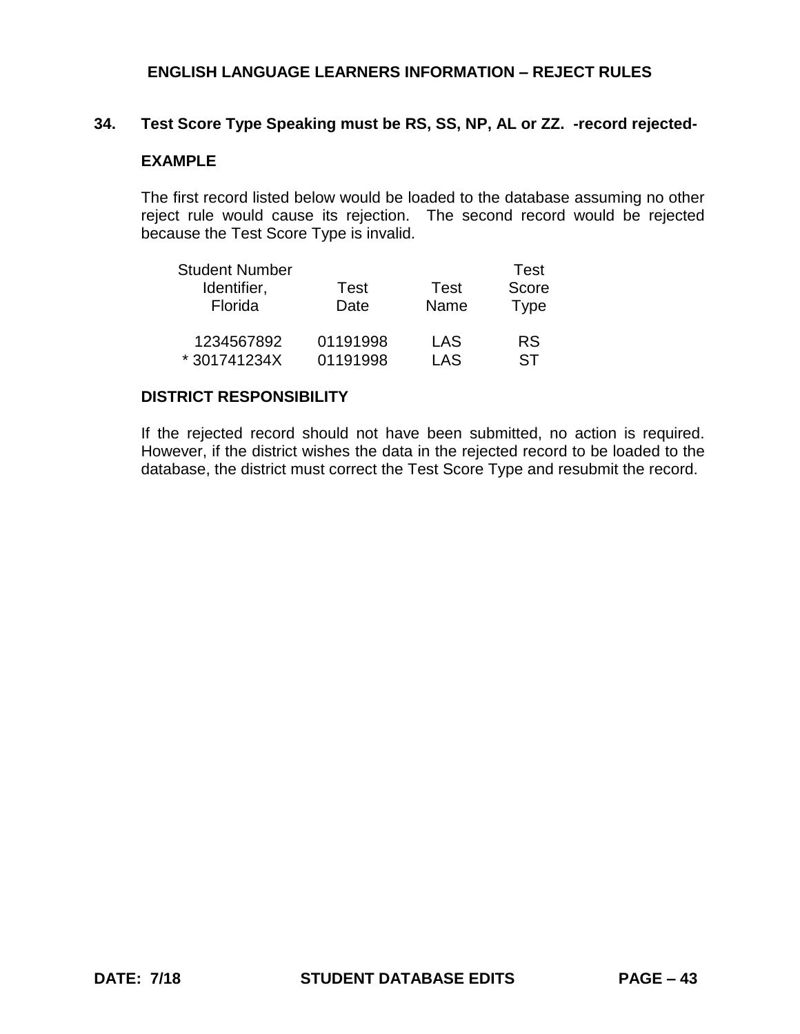## ENGLISH LANGUAGE LEARNERS INFORMATION – REJECT RULES

### 34. Test Score Type Speaking must be RS, SS, NP, AL or ZZ. -record rejected-

**EXAMPLE**

The first record listed below would be loaded to the database assuming no other reject rule would cause its rejection. The second record would be rejected because the Test Score Type is invalid.

| Student Number Identifier, Florida | Test Date | Test Name | Test Score Type |
|---|---|---|---|
| 1234567892 | 01191998 | LAS | RS |
| * 301741234X | 01191998 | LAS | ST |

**DISTRICT RESPONSIBILITY**

If the rejected record should not have been submitted, no action is required. However, if the district wishes the data in the rejected record to be loaded to the database, the district must correct the Test Score Type and resubmit the record.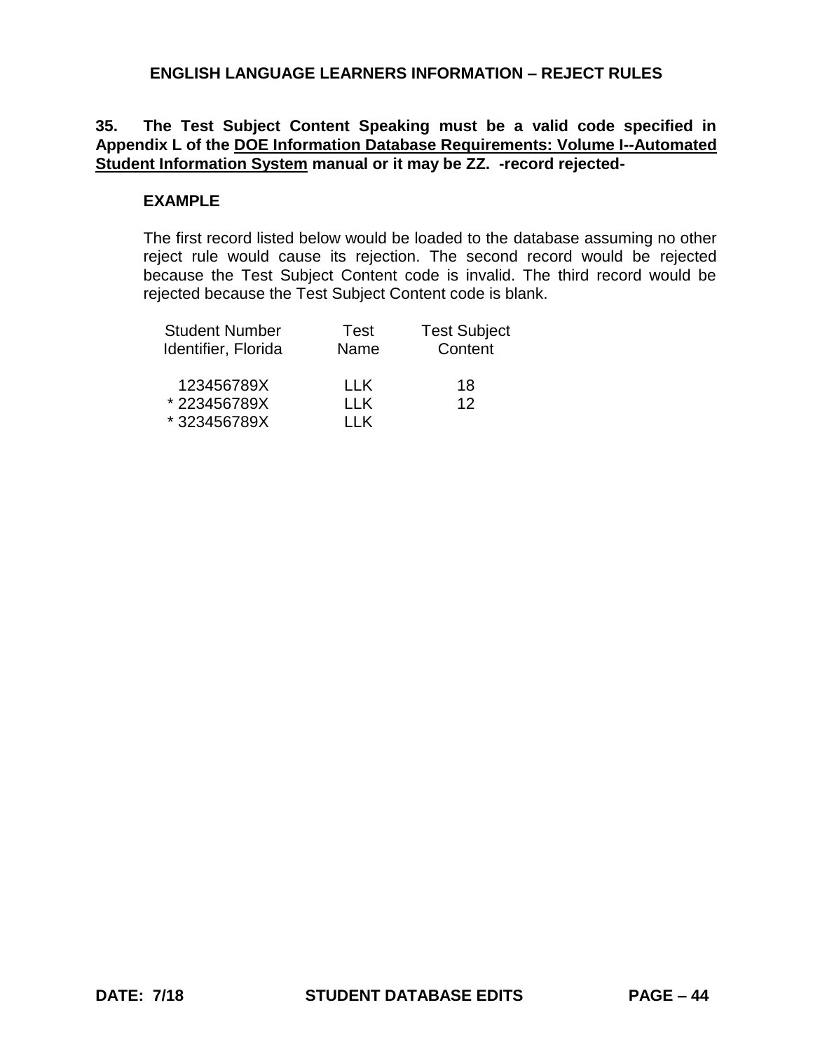## ENGLISH LANGUAGE LEARNERS INFORMATION – REJECT RULES

**35. The Test Subject Content Speaking must be a valid code specified in Appendix L of the <u>DOE Information Database Requirements: Volume I--Automated Student Information System</u> manual or it may be ZZ. -record rejected-**

**EXAMPLE**

The first record listed below would be loaded to the database assuming no other reject rule would cause its rejection. The second record would be rejected because the Test Subject Content code is invalid. The third record would be rejected because the Test Subject Content code is blank.

| Student Number Identifier, Florida | Test Name | Test Subject Content |
|---|---|---|
| 123456789X | LLK | 18 |
| * 223456789X | LLK | 12 |
| * 323456789X | LLK | |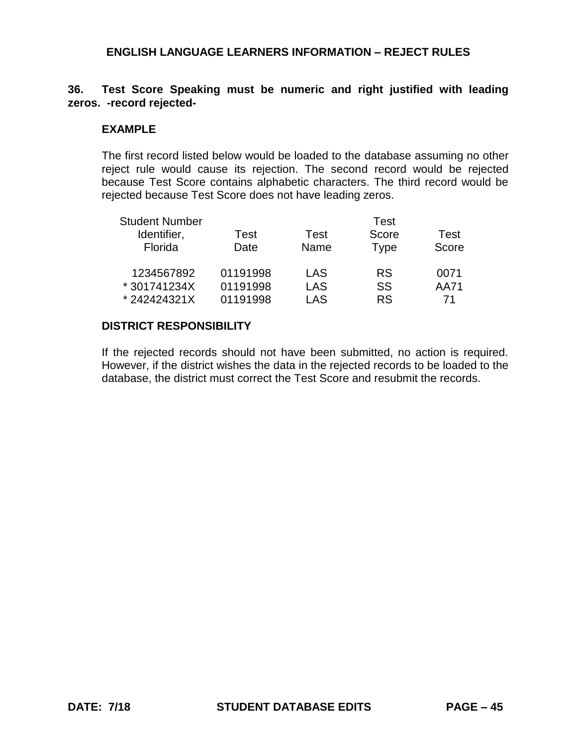## ENGLISH LANGUAGE LEARNERS INFORMATION – REJECT RULES

**36. Test Score Speaking must be numeric and right justified with leading zeros. -record rejected-**

**EXAMPLE**

The first record listed below would be loaded to the database assuming no other reject rule would cause its rejection. The second record would be rejected because Test Score contains alphabetic characters. The third record would be rejected because Test Score does not have leading zeros.

| Student Number Identifier, Florida | Test Date | Test Name | Test Score Type | Test Score |
|---|---|---|---|---|
| 1234567892 | 01191998 | LAS | RS | 0071 |
| * 301741234X | 01191998 | LAS | SS | AA71 |
| * 242424321X | 01191998 | LAS | RS | 71 |

**DISTRICT RESPONSIBILITY**

If the rejected records should not have been submitted, no action is required. However, if the district wishes the data in the rejected records to be loaded to the database, the district must correct the Test Score and resubmit the records.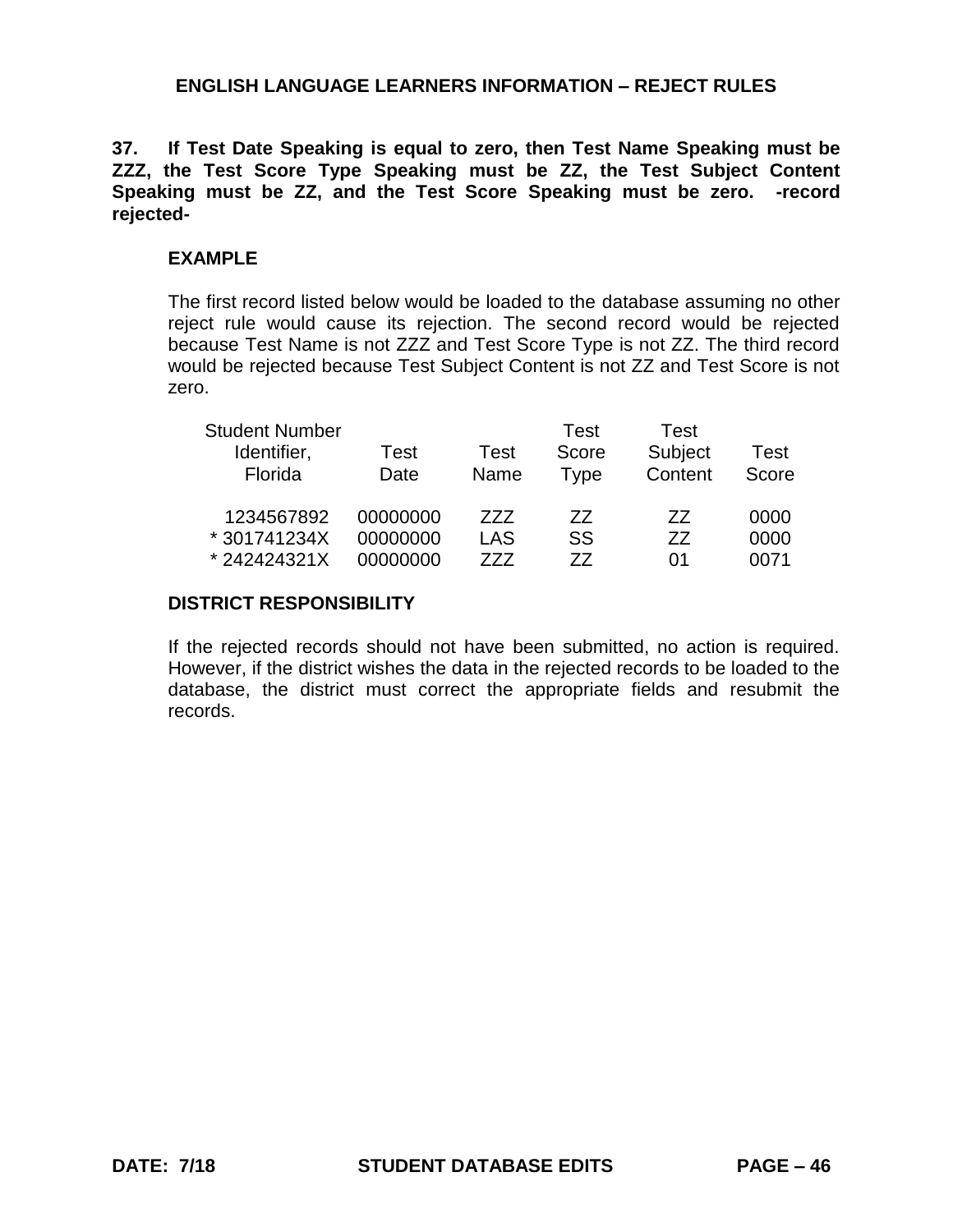## ENGLISH LANGUAGE LEARNERS INFORMATION – REJECT RULES

**37. If Test Date Speaking is equal to zero, then Test Name Speaking must be ZZZ, the Test Score Type Speaking must be ZZ, the Test Subject Content Speaking must be ZZ, and the Test Score Speaking must be zero. -record rejected-**

### EXAMPLE

The first record listed below would be loaded to the database assuming no other reject rule would cause its rejection. The second record would be rejected because Test Name is not ZZZ and Test Score Type is not ZZ. The third record would be rejected because Test Subject Content is not ZZ and Test Score is not zero.

| Student Number Identifier, Florida | Test Date | Test Name | Test Score Type | Test Subject Content | Test Score |
|---|---|---|---|---|---|
| 1234567892 | 00000000 | ZZZ | ZZ | ZZ | 0000 |
| * 301741234X | 00000000 | LAS | SS | ZZ | 0000 |
| * 242424321X | 00000000 | ZZZ | ZZ | 01 | 0071 |

### DISTRICT RESPONSIBILITY

If the rejected records should not have been submitted, no action is required. However, if the district wishes the data in the rejected records to be loaded to the database, the district must correct the appropriate fields and resubmit the records.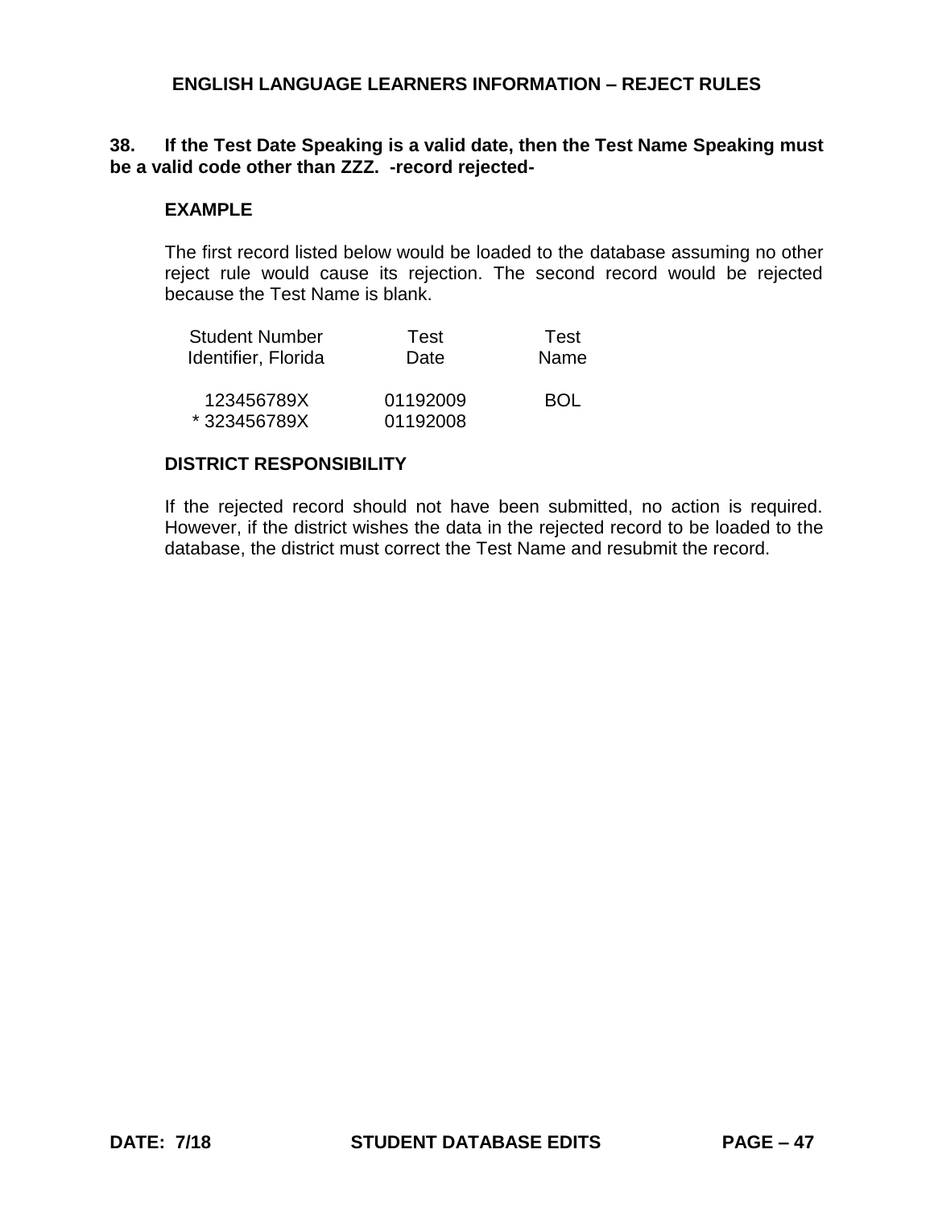## ENGLISH LANGUAGE LEARNERS INFORMATION – REJECT RULES

**38. If the Test Date Speaking is a valid date, then the Test Name Speaking must be a valid code other than ZZZ. -record rejected-**

**EXAMPLE**

The first record listed below would be loaded to the database assuming no other reject rule would cause its rejection. The second record would be rejected because the Test Name is blank.

| Student Number Identifier, Florida | Test Date | Test Name |
|---|---|---|
| 123456789X | 01192009 | BOL |
| * 323456789X | 01192008 | |

**DISTRICT RESPONSIBILITY**

If the rejected record should not have been submitted, no action is required. However, if the district wishes the data in the rejected record to be loaded to the database, the district must correct the Test Name and resubmit the record.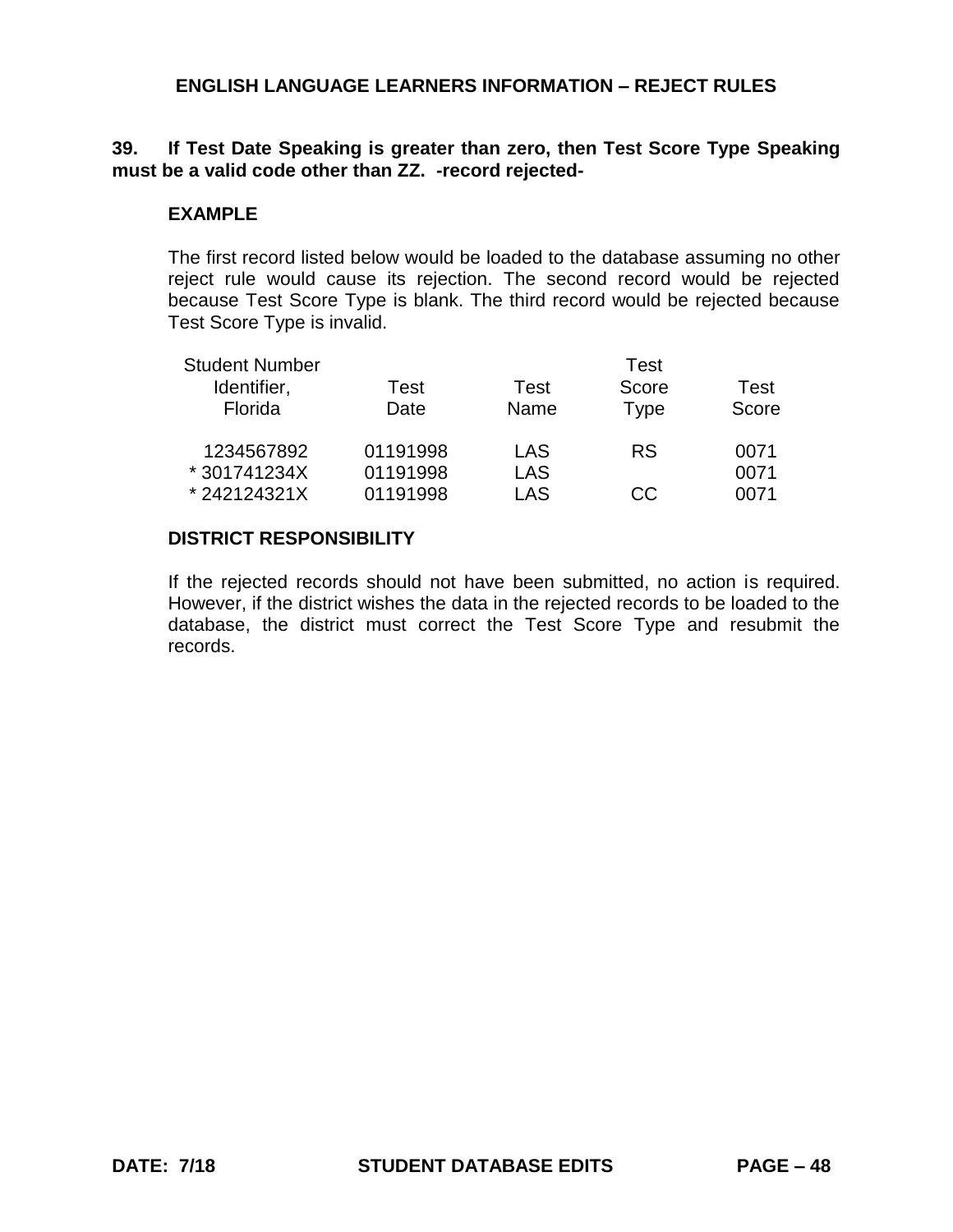## ENGLISH LANGUAGE LEARNERS INFORMATION – REJECT RULES

**39. If Test Date Speaking is greater than zero, then Test Score Type Speaking must be a valid code other than ZZ. -record rejected-**

**EXAMPLE**

The first record listed below would be loaded to the database assuming no other reject rule would cause its rejection. The second record would be rejected because Test Score Type is blank. The third record would be rejected because Test Score Type is invalid.

| Student Number Identifier, Florida | Test Date | Test Name | Test Score Type | Test Score |
|---|---|---|---|---|
| 1234567892 | 01191998 | LAS | RS | 0071 |
| * 301741234X | 01191998 | LAS | | 0071 |
| * 242124321X | 01191998 | LAS | CC | 0071 |

**DISTRICT RESPONSIBILITY**

If the rejected records should not have been submitted, no action is required. However, if the district wishes the data in the rejected records to be loaded to the database, the district must correct the Test Score Type and resubmit the records.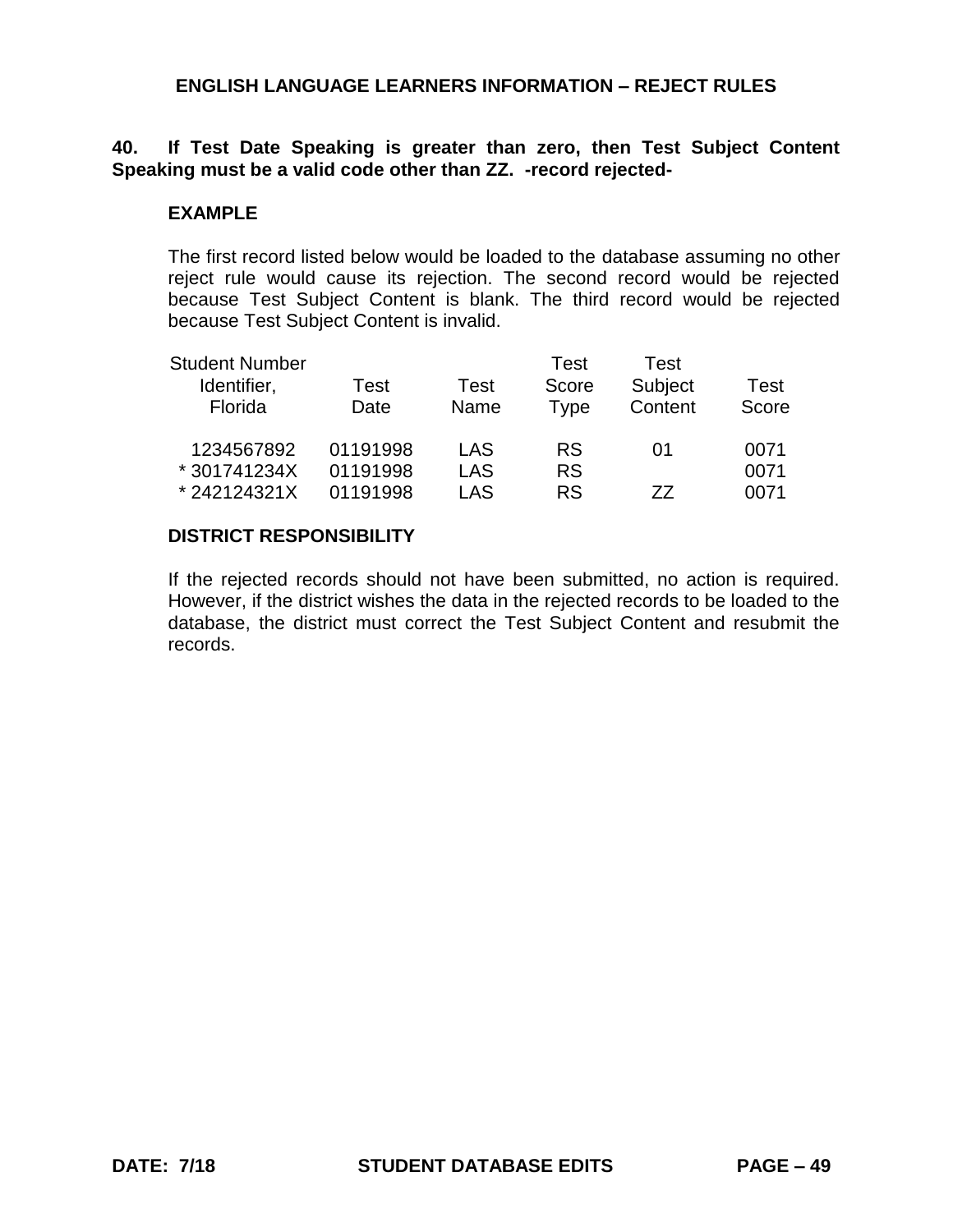## ENGLISH LANGUAGE LEARNERS INFORMATION – REJECT RULES

**40. If Test Date Speaking is greater than zero, then Test Subject Content Speaking must be a valid code other than ZZ. -record rejected-**

### EXAMPLE

The first record listed below would be loaded to the database assuming no other reject rule would cause its rejection. The second record would be rejected because Test Subject Content is blank. The third record would be rejected because Test Subject Content is invalid.

| Student Number Identifier, Florida | Test Date | Test Name | Test Score Type | Test Subject Content | Test Score |
|---|---|---|---|---|---|
| 1234567892 | 01191998 | LAS | RS | 01 | 0071 |
| * 301741234X | 01191998 | LAS | RS | | 0071 |
| * 242124321X | 01191998 | LAS | RS | ZZ | 0071 |

### DISTRICT RESPONSIBILITY

If the rejected records should not have been submitted, no action is required. However, if the district wishes the data in the rejected records to be loaded to the database, the district must correct the Test Subject Content and resubmit the records.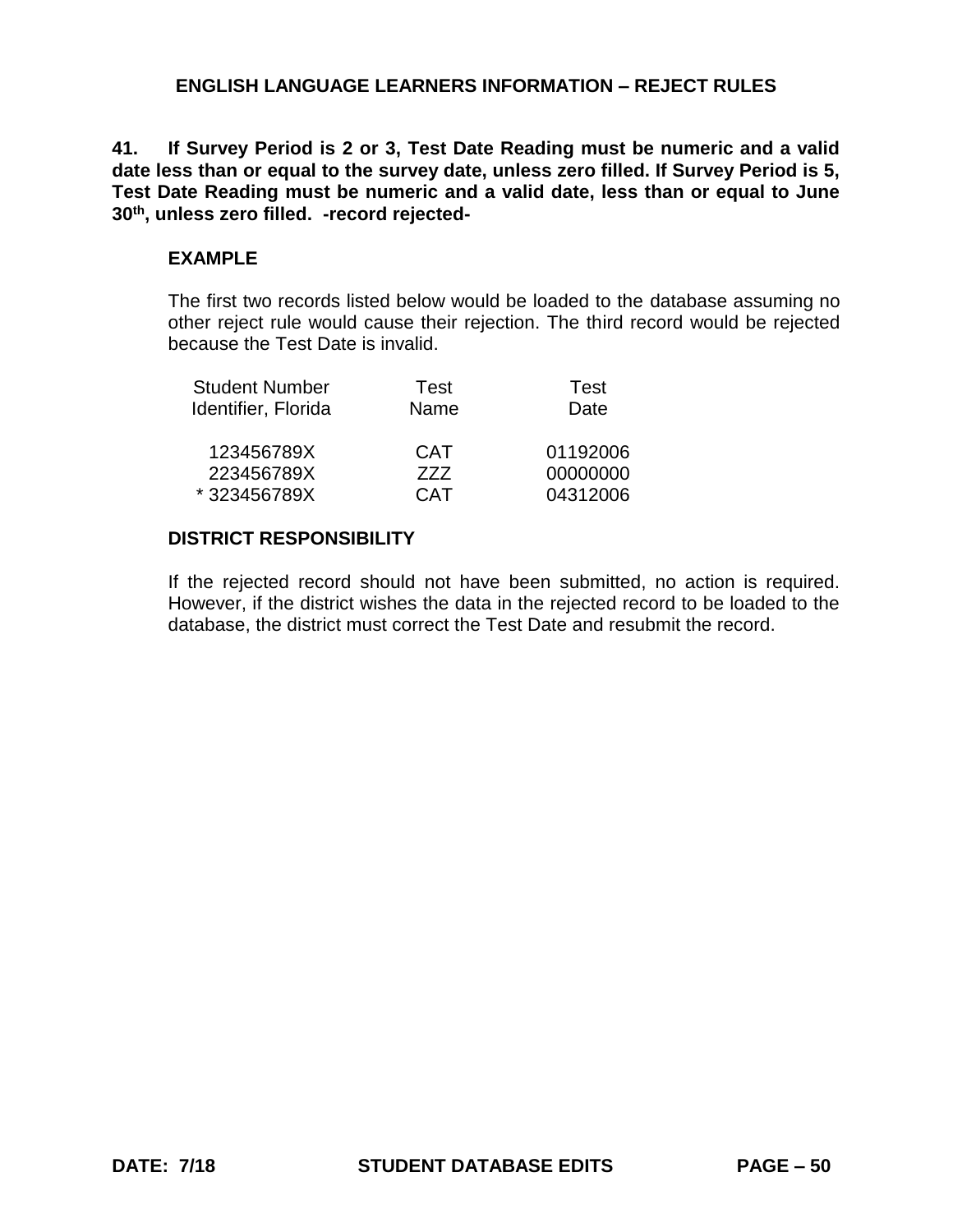## ENGLISH LANGUAGE LEARNERS INFORMATION – REJECT RULES

**41. If Survey Period is 2 or 3, Test Date Reading must be numeric and a valid date less than or equal to the survey date, unless zero filled. If Survey Period is 5, Test Date Reading must be numeric and a valid date, less than or equal to June 30th, unless zero filled. -record rejected-**

**EXAMPLE**

The first two records listed below would be loaded to the database assuming no other reject rule would cause their rejection. The third record would be rejected because the Test Date is invalid.

| Student Number Identifier, Florida | Test Name | Test Date |
|---|---|---|
| 123456789X | CAT | 01192006 |
| 223456789X | ZZZ | 00000000 |
| * 323456789X | CAT | 04312006 |

**DISTRICT RESPONSIBILITY**

If the rejected record should not have been submitted, no action is required. However, if the district wishes the data in the rejected record to be loaded to the database, the district must correct the Test Date and resubmit the record.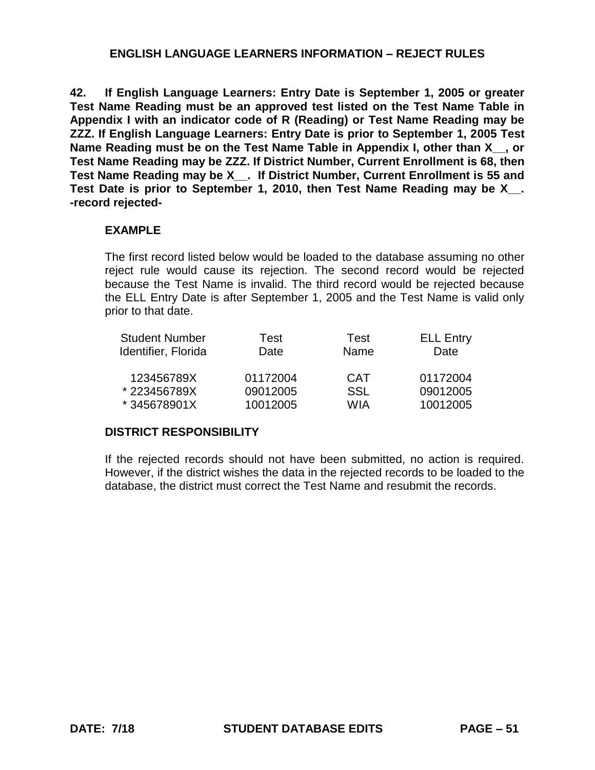## ENGLISH LANGUAGE LEARNERS INFORMATION – REJECT RULES

**42. If English Language Learners: Entry Date is September 1, 2005 or greater Test Name Reading must be an approved test listed on the Test Name Table in Appendix I with an indicator code of R (Reading) or Test Name Reading may be ZZZ. If English Language Learners: Entry Date is prior to September 1, 2005 Test Name Reading must be on the Test Name Table in Appendix I, other than X__, or Test Name Reading may be ZZZ. If District Number, Current Enrollment is 68, then Test Name Reading may be X__. If District Number, Current Enrollment is 55 and Test Date is prior to September 1, 2010, then Test Name Reading may be X__. -record rejected-**

**EXAMPLE**

The first record listed below would be loaded to the database assuming no other reject rule would cause its rejection. The second record would be rejected because the Test Name is invalid. The third record would be rejected because the ELL Entry Date is after September 1, 2005 and the Test Name is valid only prior to that date.

| Student Number Identifier, Florida | Test Date | Test Name | ELL Entry Date |
|---|---|---|---|
| 123456789X | 01172004 | CAT | 01172004 |
| * 223456789X | 09012005 | SSL | 09012005 |
| * 345678901X | 10012005 | WIA | 10012005 |

**DISTRICT RESPONSIBILITY**

If the rejected records should not have been submitted, no action is required. However, if the district wishes the data in the rejected records to be loaded to the database, the district must correct the Test Name and resubmit the records.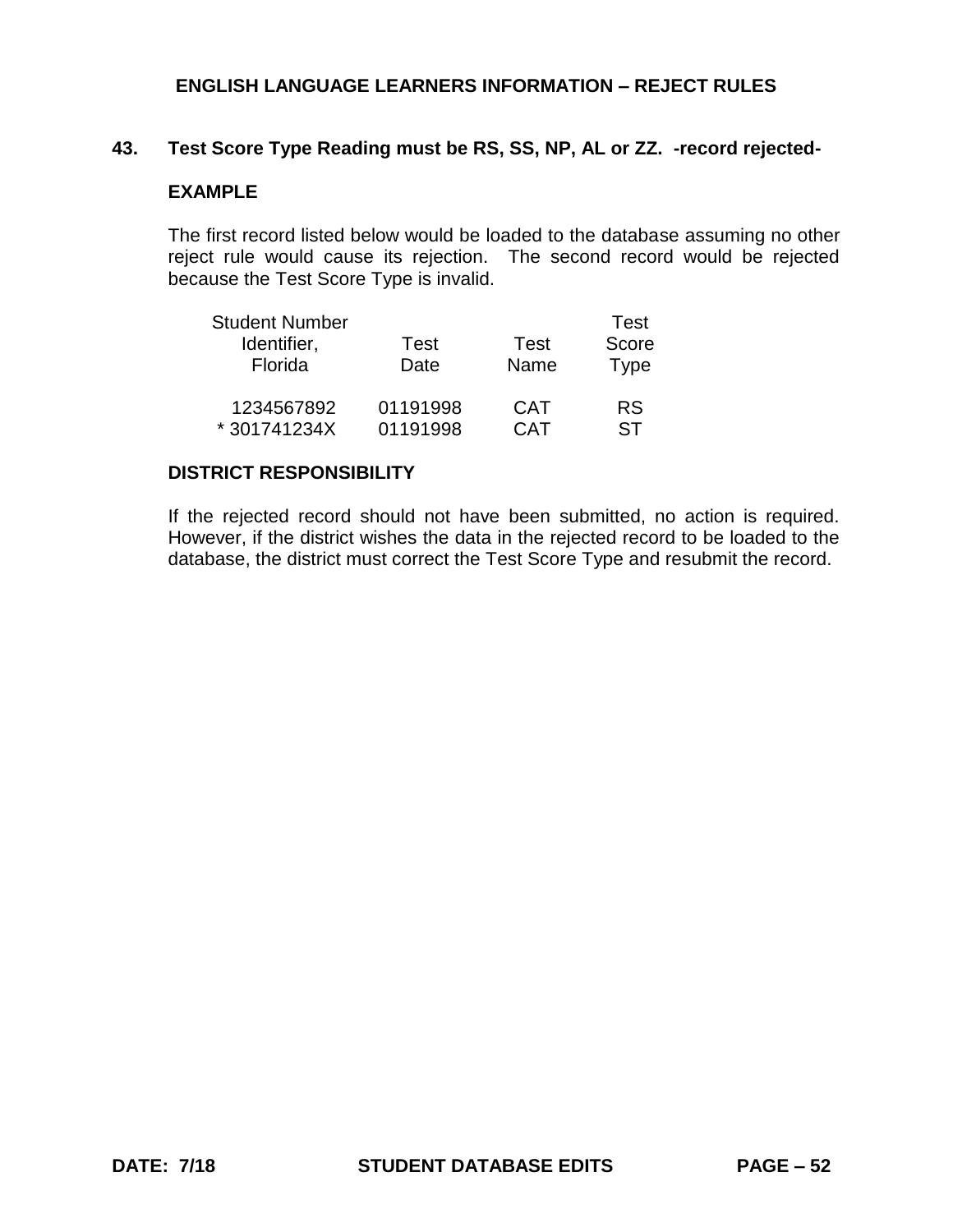## ENGLISH LANGUAGE LEARNERS INFORMATION – REJECT RULES

**43. Test Score Type Reading must be RS, SS, NP, AL or ZZ. -record rejected-**

**EXAMPLE**

The first record listed below would be loaded to the database assuming no other reject rule would cause its rejection. The second record would be rejected because the Test Score Type is invalid.

| Student Number Identifier, Florida | Test Date | Test Name | Test Score Type |
|---|---|---|---|
| 1234567892 | 01191998 | CAT | RS |
| * 301741234X | 01191998 | CAT | ST |

**DISTRICT RESPONSIBILITY**

If the rejected record should not have been submitted, no action is required. However, if the district wishes the data in the rejected record to be loaded to the database, the district must correct the Test Score Type and resubmit the record.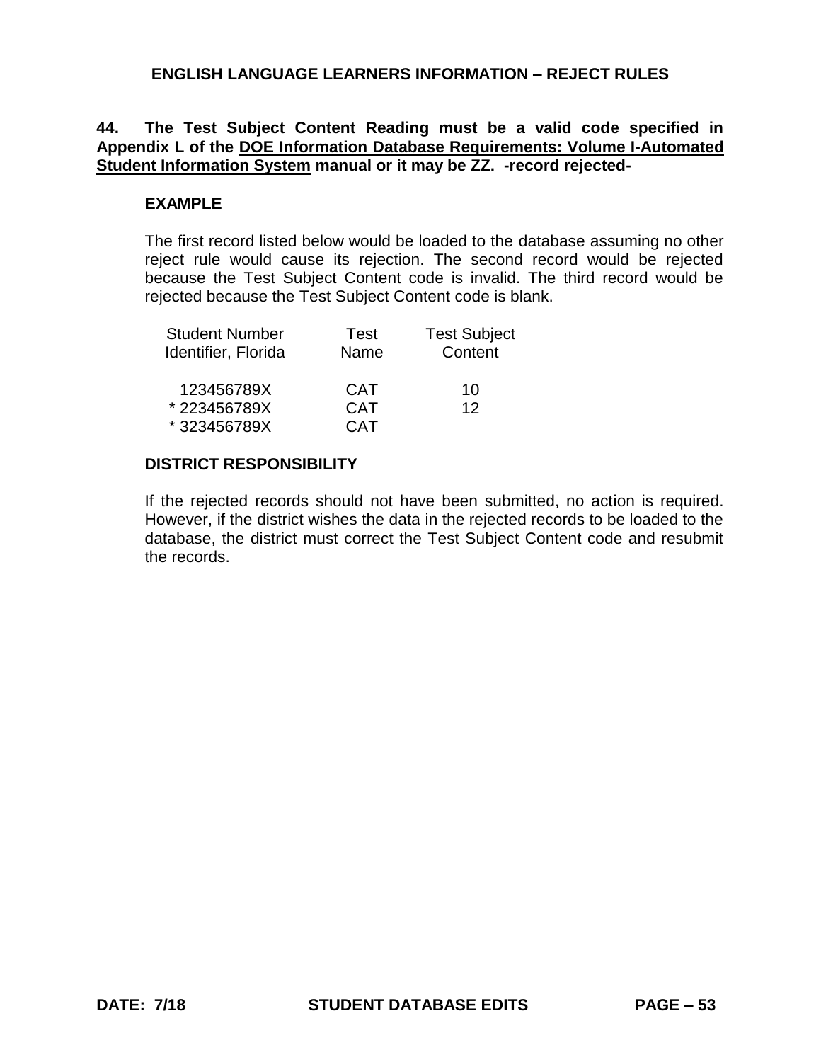## ENGLISH LANGUAGE LEARNERS INFORMATION – REJECT RULES

**44. The Test Subject Content Reading must be a valid code specified in Appendix L of the <u>DOE Information Database Requirements: Volume I-Automated Student Information System</u> manual or it may be ZZ. -record rejected-**

**EXAMPLE**

The first record listed below would be loaded to the database assuming no other reject rule would cause its rejection. The second record would be rejected because the Test Subject Content code is invalid. The third record would be rejected because the Test Subject Content code is blank.

| Student Number Identifier, Florida | Test Name | Test Subject Content |
|---|---|---|
| 123456789X | CAT | 10 |
| * 223456789X | CAT | 12 |
| * 323456789X | CAT | |

**DISTRICT RESPONSIBILITY**

If the rejected records should not have been submitted, no action is required. However, if the district wishes the data in the rejected records to be loaded to the database, the district must correct the Test Subject Content code and resubmit the records.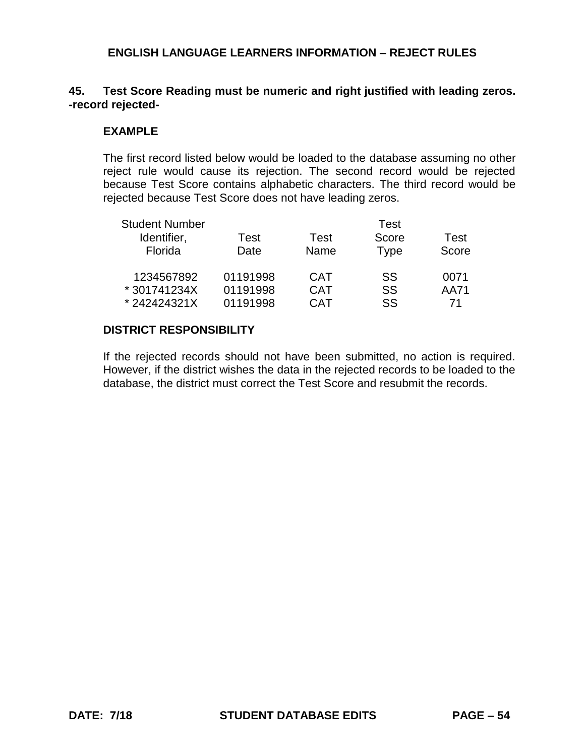## ENGLISH LANGUAGE LEARNERS INFORMATION – REJECT RULES

**45. Test Score Reading must be numeric and right justified with leading zeros. -record rejected-**

**EXAMPLE**

The first record listed below would be loaded to the database assuming no other reject rule would cause its rejection. The second record would be rejected because Test Score contains alphabetic characters. The third record would be rejected because Test Score does not have leading zeros.

| Student Number Identifier, Florida | Test Date | Test Name | Test Score Type | Test Score |
|---|---|---|---|---|
| 1234567892 | 01191998 | CAT | SS | 0071 |
| * 301741234X | 01191998 | CAT | SS | AA71 |
| * 242424321X | 01191998 | CAT | SS | 71 |

**DISTRICT RESPONSIBILITY**

If the rejected records should not have been submitted, no action is required. However, if the district wishes the data in the rejected records to be loaded to the database, the district must correct the Test Score and resubmit the records.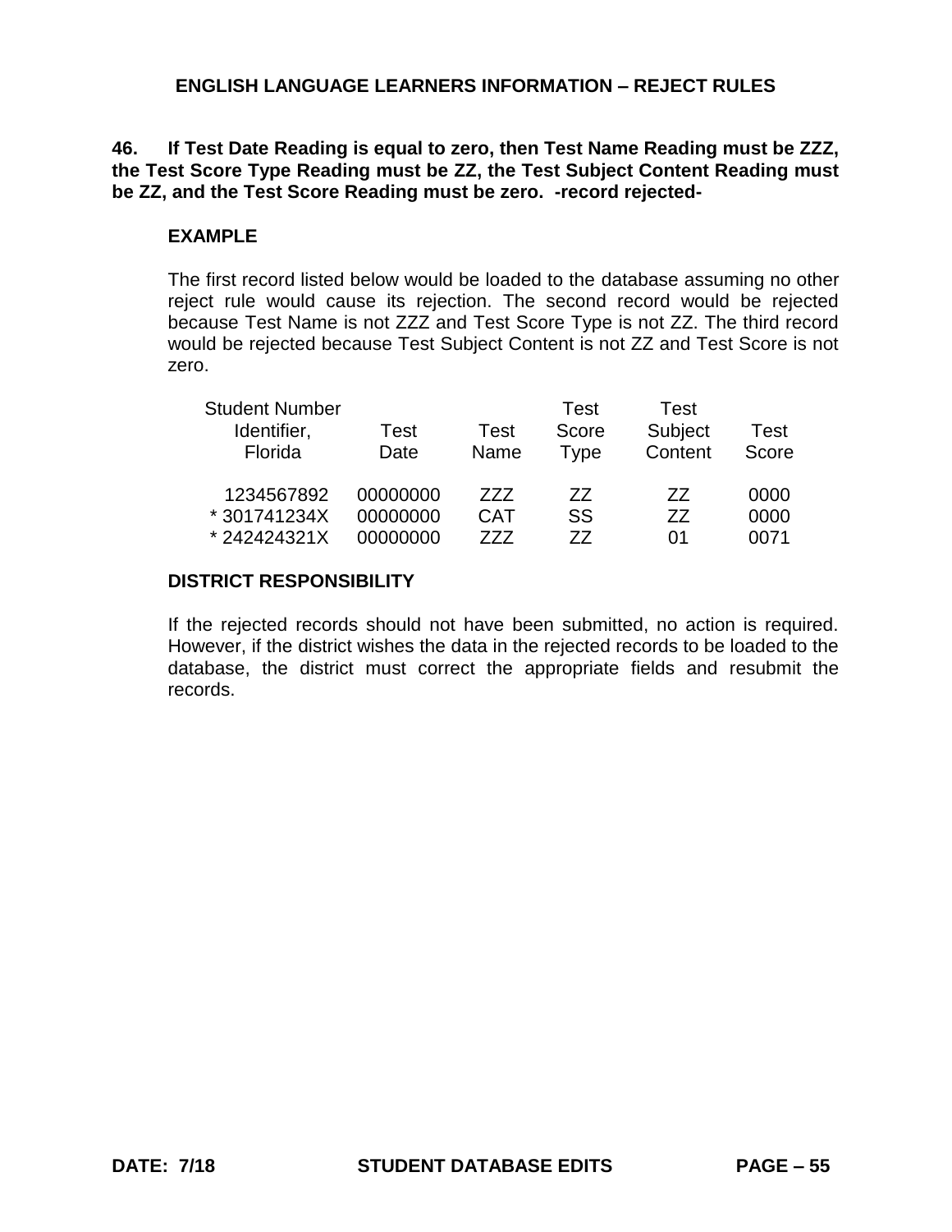## ENGLISH LANGUAGE LEARNERS INFORMATION – REJECT RULES

**46. If Test Date Reading is equal to zero, then Test Name Reading must be ZZZ, the Test Score Type Reading must be ZZ, the Test Subject Content Reading must be ZZ, and the Test Score Reading must be zero. -record rejected-**

**EXAMPLE**

The first record listed below would be loaded to the database assuming no other reject rule would cause its rejection. The second record would be rejected because Test Name is not ZZZ and Test Score Type is not ZZ. The third record would be rejected because Test Subject Content is not ZZ and Test Score is not zero.

| Student Number Identifier, Florida | Test Date | Test Name | Test Score Type | Test Subject Content | Test Score |
|---|---|---|---|---|---|
| 1234567892 | 00000000 | ZZZ | ZZ | ZZ | 0000 |
| * 301741234X | 00000000 | CAT | SS | ZZ | 0000 |
| * 242424321X | 00000000 | ZZZ | ZZ | 01 | 0071 |

**DISTRICT RESPONSIBILITY**

If the rejected records should not have been submitted, no action is required. However, if the district wishes the data in the rejected records to be loaded to the database, the district must correct the appropriate fields and resubmit the records.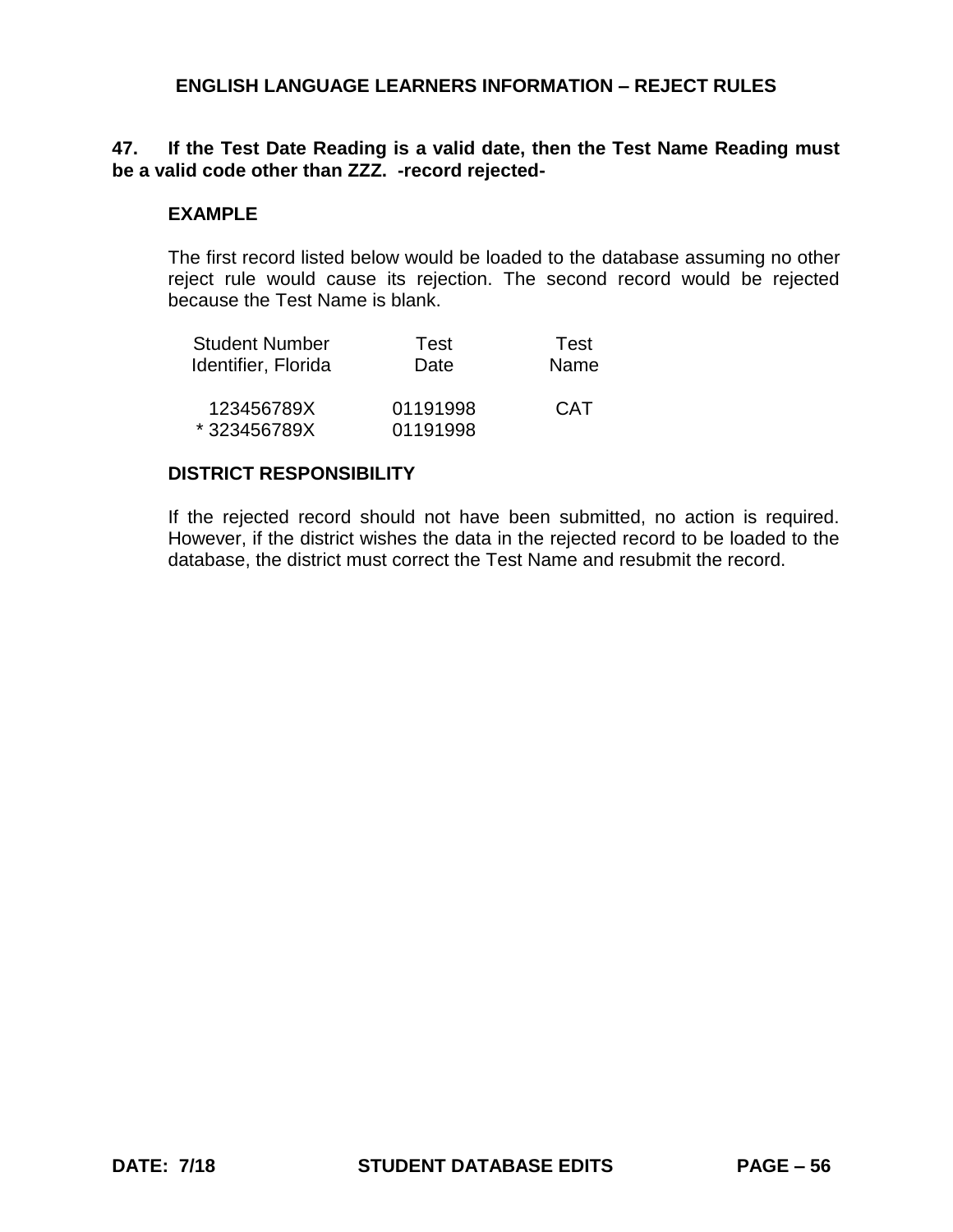## ENGLISH LANGUAGE LEARNERS INFORMATION – REJECT RULES

**47. If the Test Date Reading is a valid date, then the Test Name Reading must be a valid code other than ZZZ. -record rejected-**

**EXAMPLE**

The first record listed below would be loaded to the database assuming no other reject rule would cause its rejection. The second record would be rejected because the Test Name is blank.

| Student Number Identifier, Florida | Test Date | Test Name |
|---|---|---|
| 123456789X | 01191998 | CAT |
| * 323456789X | 01191998 | |

**DISTRICT RESPONSIBILITY**

If the rejected record should not have been submitted, no action is required. However, if the district wishes the data in the rejected record to be loaded to the database, the district must correct the Test Name and resubmit the record.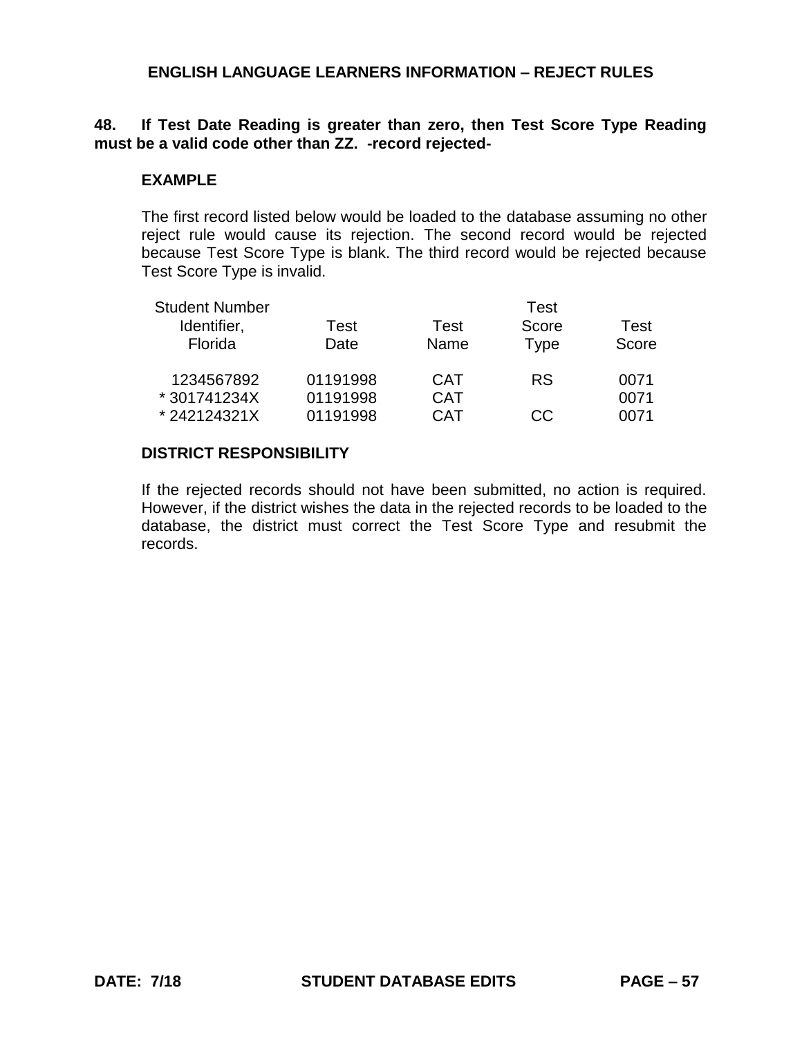## ENGLISH LANGUAGE LEARNERS INFORMATION – REJECT RULES

**48. If Test Date Reading is greater than zero, then Test Score Type Reading must be a valid code other than ZZ. -record rejected-**

**EXAMPLE**

The first record listed below would be loaded to the database assuming no other reject rule would cause its rejection. The second record would be rejected because Test Score Type is blank. The third record would be rejected because Test Score Type is invalid.

| Student Number Identifier, Florida | Test Date | Test Name | Test Score Type | Test Score |
|---|---|---|---|---|
| 1234567892 | 01191998 | CAT | RS | 0071 |
| * 301741234X | 01191998 | CAT | | 0071 |
| * 242124321X | 01191998 | CAT | CC | 0071 |

**DISTRICT RESPONSIBILITY**

If the rejected records should not have been submitted, no action is required. However, if the district wishes the data in the rejected records to be loaded to the database, the district must correct the Test Score Type and resubmit the records.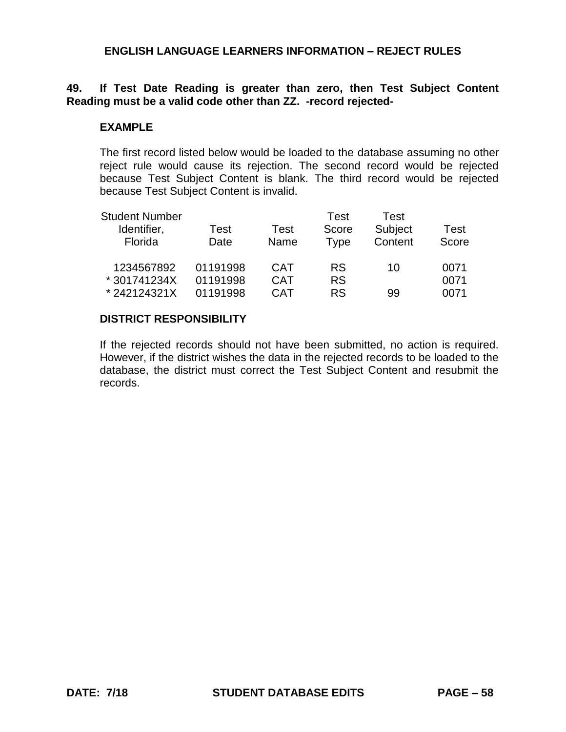## ENGLISH LANGUAGE LEARNERS INFORMATION – REJECT RULES

**49. If Test Date Reading is greater than zero, then Test Subject Content Reading must be a valid code other than ZZ. -record rejected-**

### EXAMPLE

The first record listed below would be loaded to the database assuming no other reject rule would cause its rejection. The second record would be rejected because Test Subject Content is blank. The third record would be rejected because Test Subject Content is invalid.

| Student Number Identifier, Florida | Test Date | Test Name | Test Score Type | Test Subject Content | Test Score |
|---|---|---|---|---|---|
| 1234567892 | 01191998 | CAT | RS | 10 | 0071 |
| * 301741234X | 01191998 | CAT | RS | | 0071 |
| * 242124321X | 01191998 | CAT | RS | 99 | 0071 |

### DISTRICT RESPONSIBILITY

If the rejected records should not have been submitted, no action is required. However, if the district wishes the data in the rejected records to be loaded to the database, the district must correct the Test Subject Content and resubmit the records.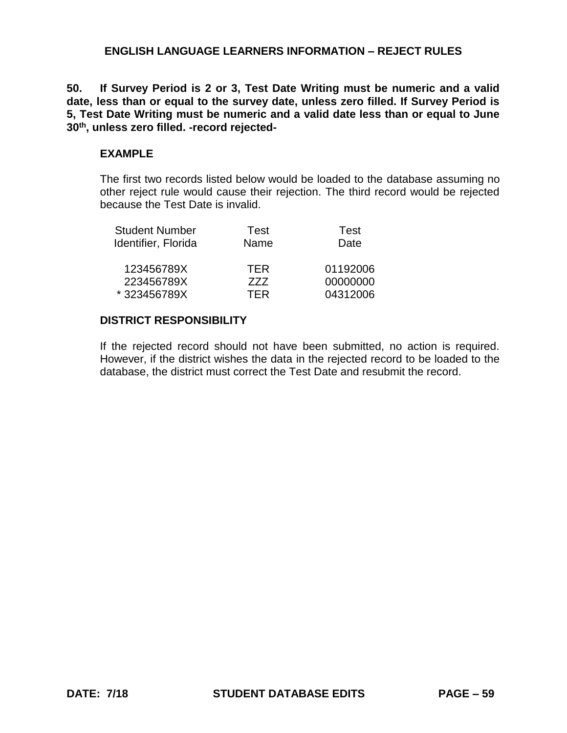## ENGLISH LANGUAGE LEARNERS INFORMATION – REJECT RULES

**50. If Survey Period is 2 or 3, Test Date Writing must be numeric and a valid date, less than or equal to the survey date, unless zero filled. If Survey Period is 5, Test Date Writing must be numeric and a valid date less than or equal to June 30th, unless zero filled. -record rejected-**

**EXAMPLE**

The first two records listed below would be loaded to the database assuming no other reject rule would cause their rejection. The third record would be rejected because the Test Date is invalid.

| Student Number Identifier, Florida | Test Name | Test Date |
|---|---|---|
| 123456789X | TER | 01192006 |
| 223456789X | ZZZ | 00000000 |
| * 323456789X | TER | 04312006 |

**DISTRICT RESPONSIBILITY**

If the rejected record should not have been submitted, no action is required. However, if the district wishes the data in the rejected record to be loaded to the database, the district must correct the Test Date and resubmit the record.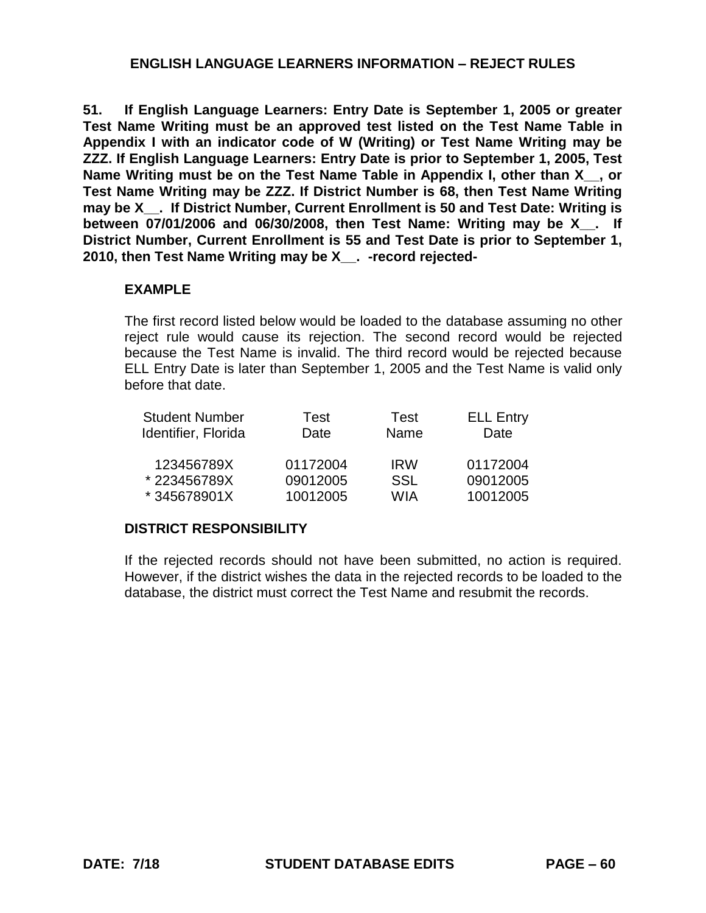## ENGLISH LANGUAGE LEARNERS INFORMATION – REJECT RULES

**51. If English Language Learners: Entry Date is September 1, 2005 or greater Test Name Writing must be an approved test listed on the Test Name Table in Appendix I with an indicator code of W (Writing) or Test Name Writing may be ZZZ. If English Language Learners: Entry Date is prior to September 1, 2005, Test Name Writing must be on the Test Name Table in Appendix I, other than X__, or Test Name Writing may be ZZZ. If District Number is 68, then Test Name Writing may be X__. If District Number, Current Enrollment is 50 and Test Date: Writing is between 07/01/2006 and 06/30/2008, then Test Name: Writing may be X__. If District Number, Current Enrollment is 55 and Test Date is prior to September 1, 2010, then Test Name Writing may be X__. -record rejected-**

**EXAMPLE**

The first record listed below would be loaded to the database assuming no other reject rule would cause its rejection. The second record would be rejected because the Test Name is invalid. The third record would be rejected because ELL Entry Date is later than September 1, 2005 and the Test Name is valid only before that date.

| Student Number Identifier, Florida | Test Date | Test Name | ELL Entry Date |
|---|---|---|---|
| 123456789X | 01172004 | IRW | 01172004 |
| * 223456789X | 09012005 | SSL | 09012005 |
| * 345678901X | 10012005 | WIA | 10012005 |

**DISTRICT RESPONSIBILITY**

If the rejected records should not have been submitted, no action is required. However, if the district wishes the data in the rejected records to be loaded to the database, the district must correct the Test Name and resubmit the records.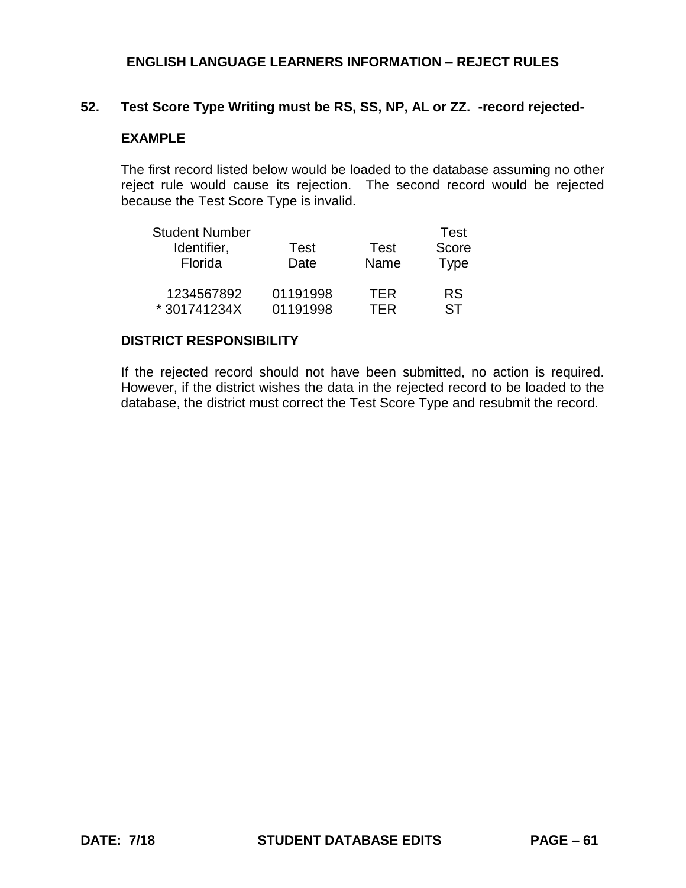## ENGLISH LANGUAGE LEARNERS INFORMATION – REJECT RULES

**52. Test Score Type Writing must be RS, SS, NP, AL or ZZ. -record rejected-**

**EXAMPLE**

The first record listed below would be loaded to the database assuming no other reject rule would cause its rejection. The second record would be rejected because the Test Score Type is invalid.

| Student Number Identifier, Florida | Test Date | Test Name | Test Score Type |
|---|---|---|---|
| 1234567892 | 01191998 | TER | RS |
| * 301741234X | 01191998 | TER | ST |

**DISTRICT RESPONSIBILITY**

If the rejected record should not have been submitted, no action is required. However, if the district wishes the data in the rejected record to be loaded to the database, the district must correct the Test Score Type and resubmit the record.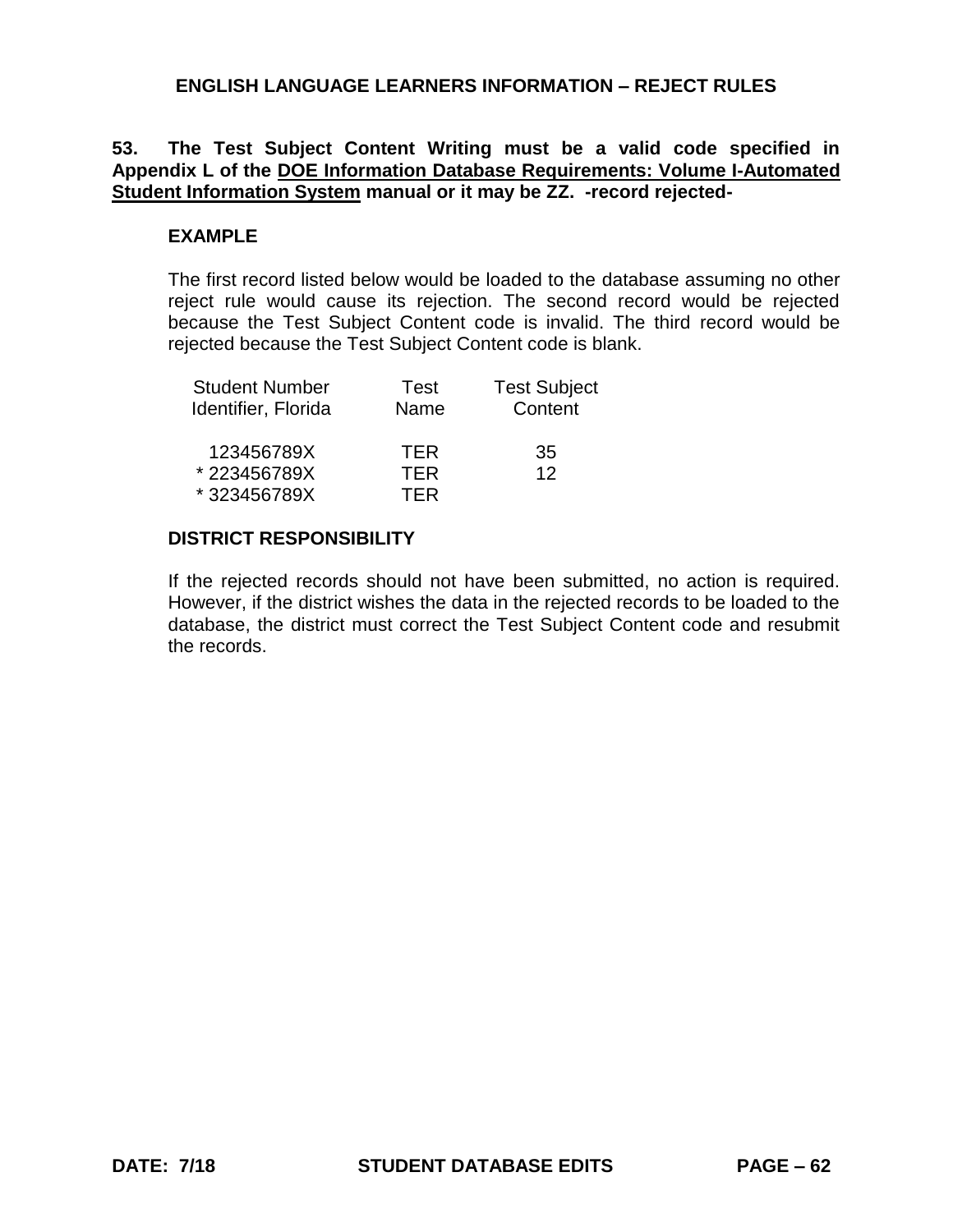## ENGLISH LANGUAGE LEARNERS INFORMATION – REJECT RULES

**53. The Test Subject Content Writing must be a valid code specified in Appendix L of the <u>DOE Information Database Requirements: Volume I-Automated Student Information System</u> manual or it may be ZZ. -record rejected-**

### EXAMPLE

The first record listed below would be loaded to the database assuming no other reject rule would cause its rejection. The second record would be rejected because the Test Subject Content code is invalid. The third record would be rejected because the Test Subject Content code is blank.

| Student Number Identifier, Florida | Test Name | Test Subject Content |
|---|---|---|
| 123456789X | TER | 35 |
| * 223456789X | TER | 12 |
| * 323456789X | TER | |

### DISTRICT RESPONSIBILITY

If the rejected records should not have been submitted, no action is required. However, if the district wishes the data in the rejected records to be loaded to the database, the district must correct the Test Subject Content code and resubmit the records.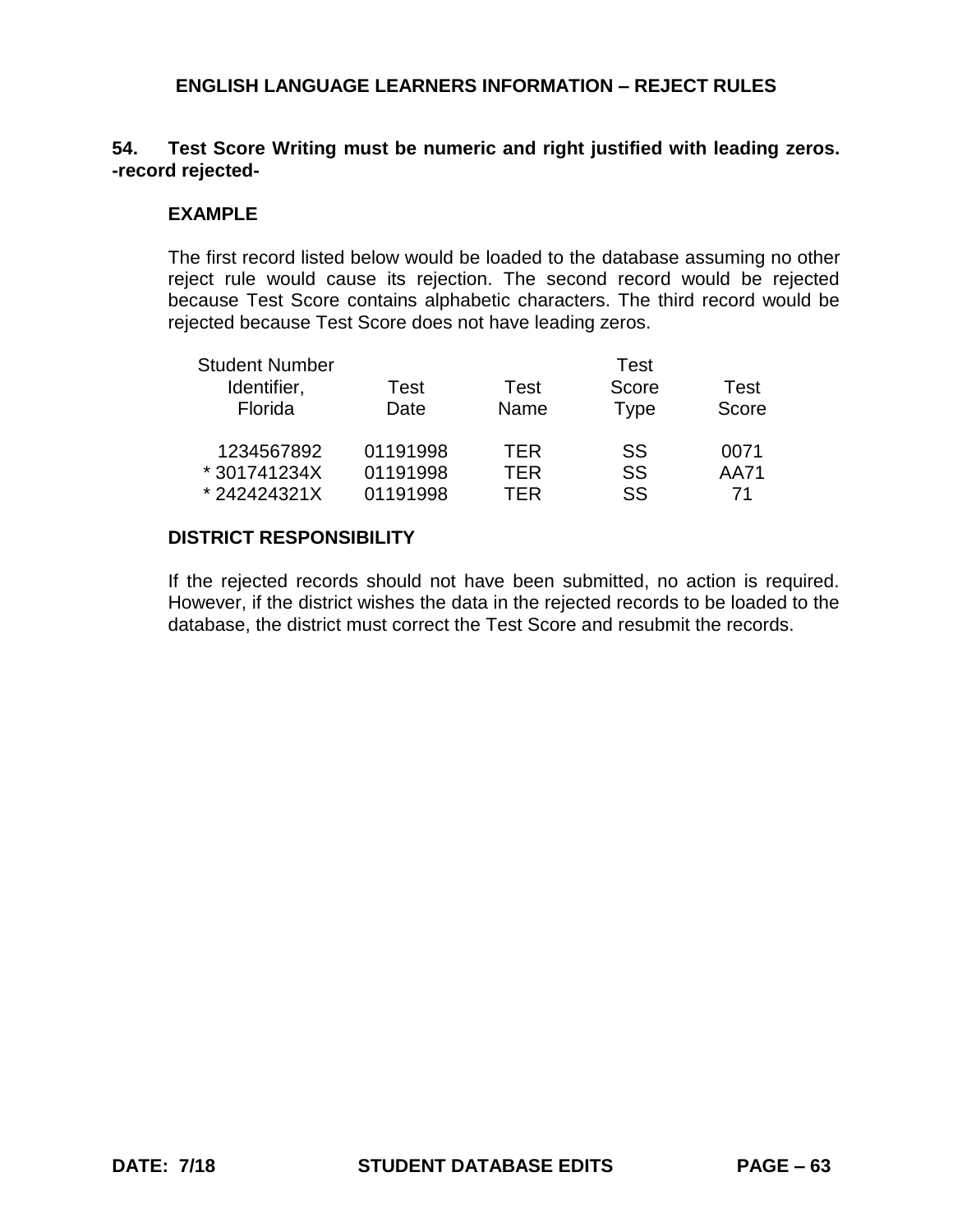## ENGLISH LANGUAGE LEARNERS INFORMATION – REJECT RULES

**54. Test Score Writing must be numeric and right justified with leading zeros. -record rejected-**

**EXAMPLE**

The first record listed below would be loaded to the database assuming no other reject rule would cause its rejection. The second record would be rejected because Test Score contains alphabetic characters. The third record would be rejected because Test Score does not have leading zeros.

| Student Number Identifier, Florida | Test Date | Test Name | Test Score Type | Test Score |
|---|---|---|---|---|
| 1234567892 | 01191998 | TER | SS | 0071 |
| * 301741234X | 01191998 | TER | SS | AA71 |
| * 242424321X | 01191998 | TER | SS | 71 |

**DISTRICT RESPONSIBILITY**

If the rejected records should not have been submitted, no action is required. However, if the district wishes the data in the rejected records to be loaded to the database, the district must correct the Test Score and resubmit the records.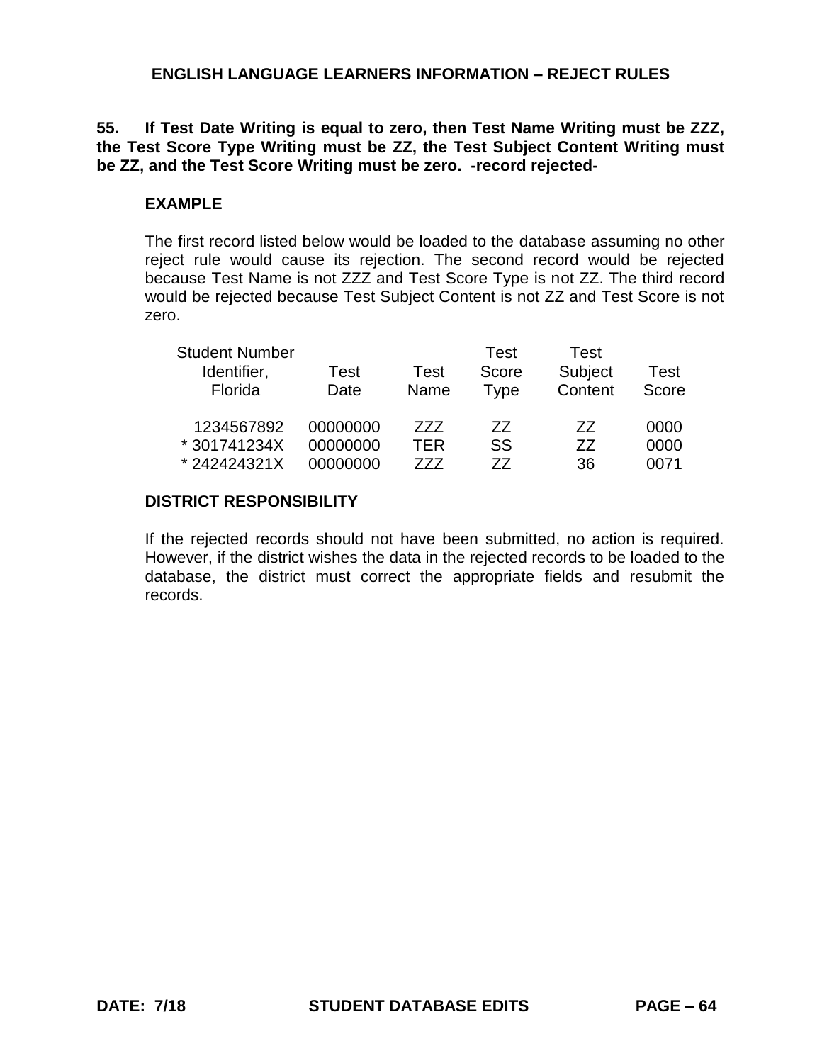## ENGLISH LANGUAGE LEARNERS INFORMATION – REJECT RULES

**55. If Test Date Writing is equal to zero, then Test Name Writing must be ZZZ, the Test Score Type Writing must be ZZ, the Test Subject Content Writing must be ZZ, and the Test Score Writing must be zero. -record rejected-**

**EXAMPLE**

The first record listed below would be loaded to the database assuming no other reject rule would cause its rejection. The second record would be rejected because Test Name is not ZZZ and Test Score Type is not ZZ. The third record would be rejected because Test Subject Content is not ZZ and Test Score is not zero.

| Student Number Identifier, Florida | Test Date | Test Name | Test Score Type | Test Subject Content | Test Score |
|---|---|---|---|---|---|
| 1234567892 | 00000000 | ZZZ | ZZ | ZZ | 0000 |
| * 301741234X | 00000000 | TER | SS | ZZ | 0000 |
| * 242424321X | 00000000 | ZZZ | ZZ | 36 | 0071 |

**DISTRICT RESPONSIBILITY**

If the rejected records should not have been submitted, no action is required. However, if the district wishes the data in the rejected records to be loaded to the database, the district must correct the appropriate fields and resubmit the records.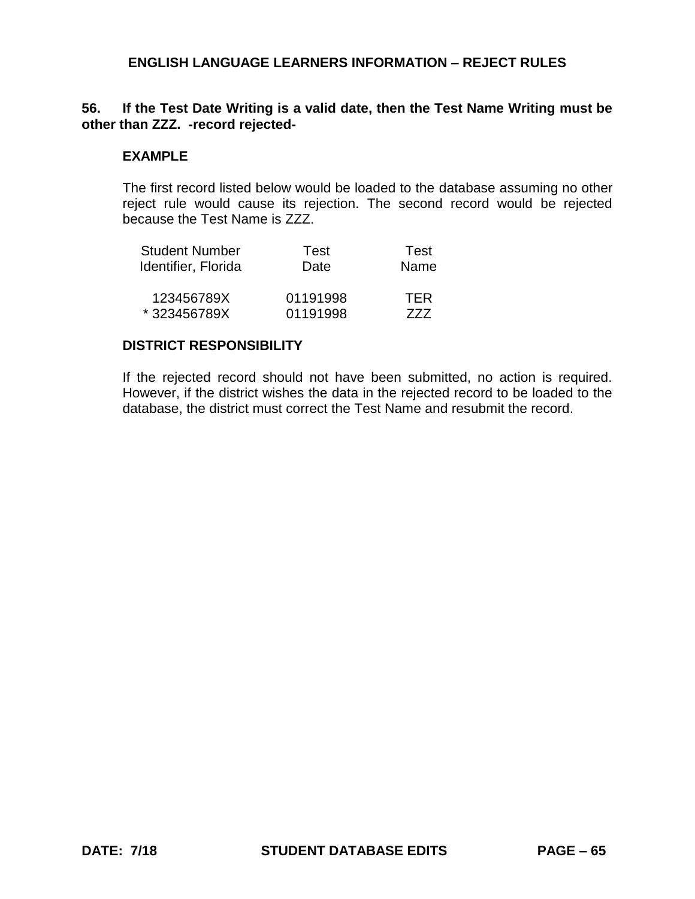## ENGLISH LANGUAGE LEARNERS INFORMATION – REJECT RULES

**56. If the Test Date Writing is a valid date, then the Test Name Writing must be other than ZZZ. -record rejected-**

**EXAMPLE**

The first record listed below would be loaded to the database assuming no other reject rule would cause its rejection. The second record would be rejected because the Test Name is ZZZ.

| Student Number Identifier, Florida | Test Date | Test Name |
|---|---|---|
| 123456789X | 01191998 | TER |
| * 323456789X | 01191998 | ZZZ |

**DISTRICT RESPONSIBILITY**

If the rejected record should not have been submitted, no action is required. However, if the district wishes the data in the rejected record to be loaded to the database, the district must correct the Test Name and resubmit the record.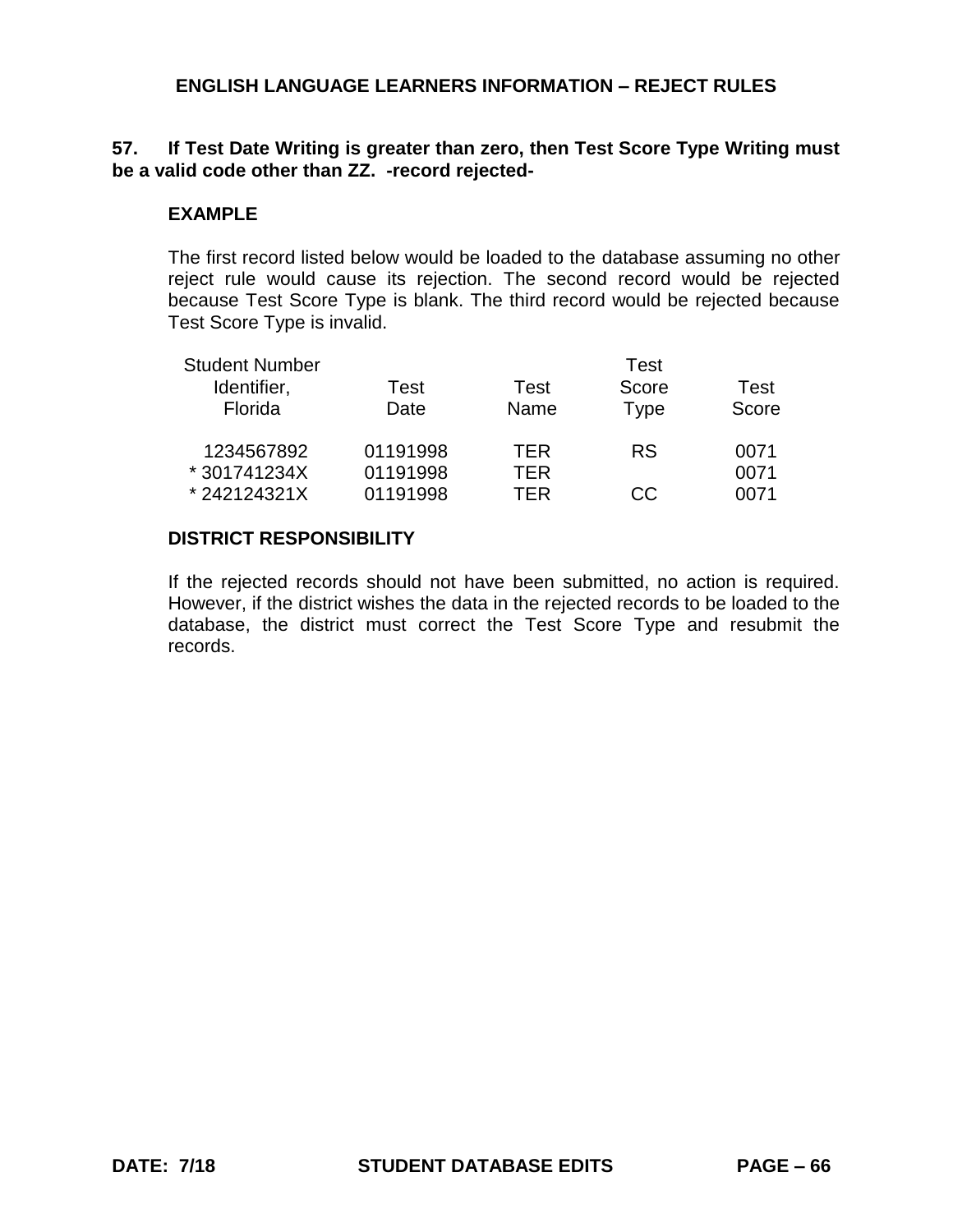## ENGLISH LANGUAGE LEARNERS INFORMATION – REJECT RULES

**57. If Test Date Writing is greater than zero, then Test Score Type Writing must be a valid code other than ZZ. -record rejected-**

### EXAMPLE

The first record listed below would be loaded to the database assuming no other reject rule would cause its rejection. The second record would be rejected because Test Score Type is blank. The third record would be rejected because Test Score Type is invalid.

| Student Number Identifier, Florida | Test Date | Test Name | Test Score Type | Test Score |
|---|---|---|---|---|
| 1234567892 | 01191998 | TER | RS | 0071 |
| * 301741234X | 01191998 | TER | | 0071 |
| * 242124321X | 01191998 | TER | CC | 0071 |

### DISTRICT RESPONSIBILITY

If the rejected records should not have been submitted, no action is required. However, if the district wishes the data in the rejected records to be loaded to the database, the district must correct the Test Score Type and resubmit the records.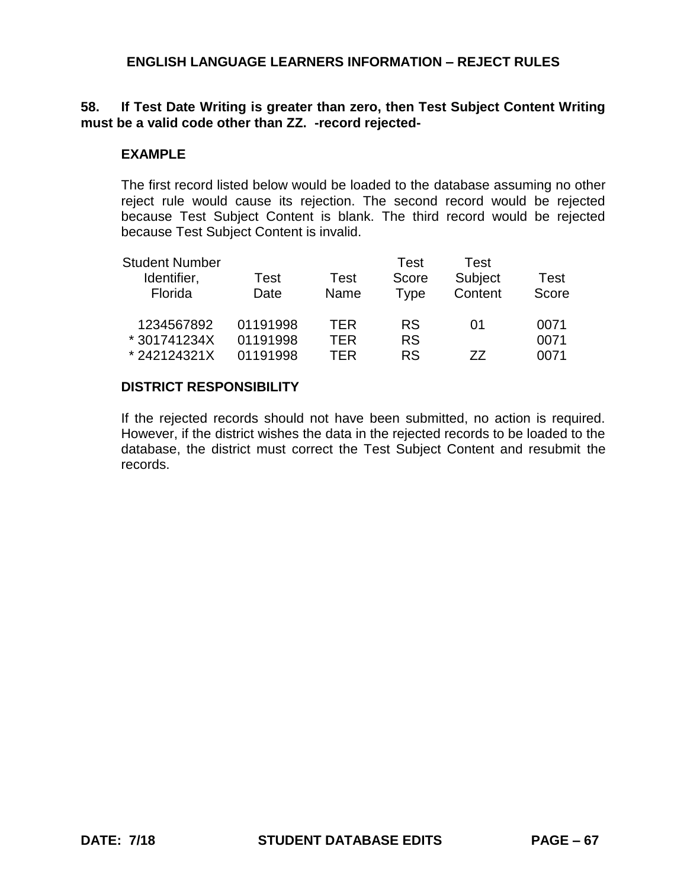## ENGLISH LANGUAGE LEARNERS INFORMATION – REJECT RULES

**58. If Test Date Writing is greater than zero, then Test Subject Content Writing must be a valid code other than ZZ. -record rejected-**

### EXAMPLE

The first record listed below would be loaded to the database assuming no other reject rule would cause its rejection. The second record would be rejected because Test Subject Content is blank. The third record would be rejected because Test Subject Content is invalid.

| Student Number Identifier, Florida | Test Date | Test Name | Test Score Type | Test Subject Content | Test Score |
|---|---|---|---|---|---|
| 1234567892 | 01191998 | TER | RS | 01 | 0071 |
| * 301741234X | 01191998 | TER | RS | | 0071 |
| * 242124321X | 01191998 | TER | RS | ZZ | 0071 |

### DISTRICT RESPONSIBILITY

If the rejected records should not have been submitted, no action is required. However, if the district wishes the data in the rejected records to be loaded to the database, the district must correct the Test Subject Content and resubmit the records.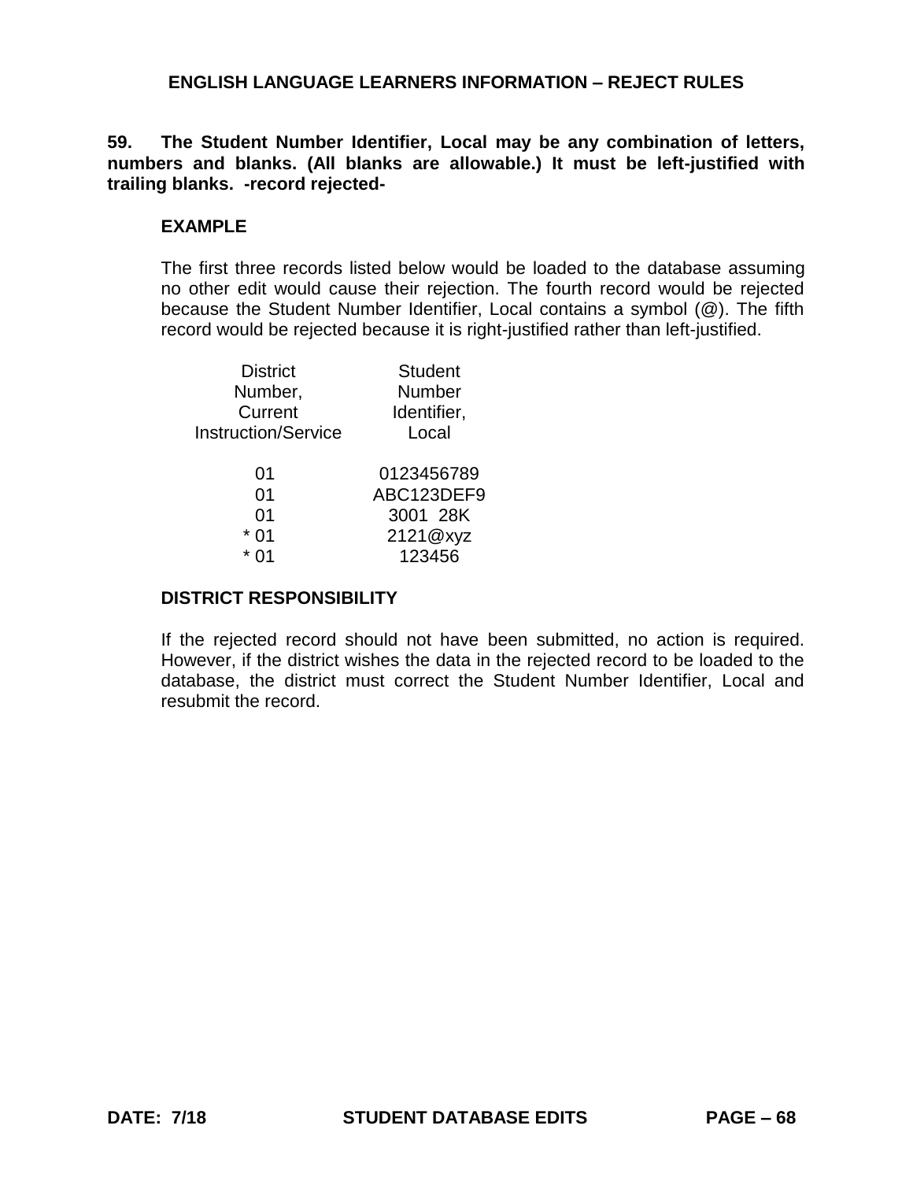## ENGLISH LANGUAGE LEARNERS INFORMATION – REJECT RULES

**59. The Student Number Identifier, Local may be any combination of letters, numbers and blanks. (All blanks are allowable.) It must be left-justified with trailing blanks. -record rejected-**

**EXAMPLE**

The first three records listed below would be loaded to the database assuming no other edit would cause their rejection. The fourth record would be rejected because the Student Number Identifier, Local contains a symbol (@). The fifth record would be rejected because it is right-justified rather than left-justified.

| District Number, Current Instruction/Service | Student Number Identifier, Local |
|---|---|
| 01 | 0123456789 |
| 01 | ABC123DEF9 |
| 01 | 3001  28K |
| * 01 | 2121@xyz |
| * 01 | 123456 |

**DISTRICT RESPONSIBILITY**

If the rejected record should not have been submitted, no action is required. However, if the district wishes the data in the rejected record to be loaded to the database, the district must correct the Student Number Identifier, Local and resubmit the record.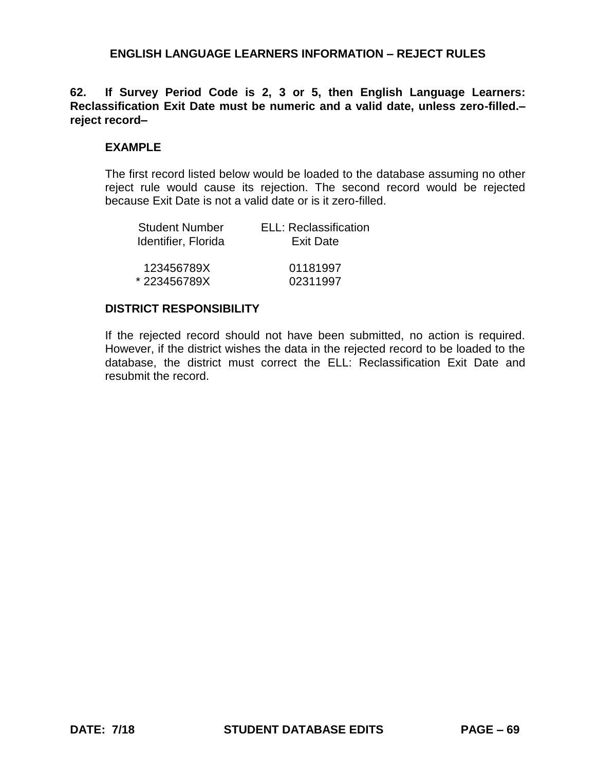## ENGLISH LANGUAGE LEARNERS INFORMATION – REJECT RULES

**62. If Survey Period Code is 2, 3 or 5, then English Language Learners: Reclassification Exit Date must be numeric and a valid date, unless zero-filled.– reject record–**

### EXAMPLE

The first record listed below would be loaded to the database assuming no other reject rule would cause its rejection. The second record would be rejected because Exit Date is not a valid date or is it zero-filled.

| Student Number Identifier, Florida | ELL: Reclassification Exit Date |
|---|---|
| 123456789X | 01181997 |
| * 223456789X | 02311997 |

### DISTRICT RESPONSIBILITY

If the rejected record should not have been submitted, no action is required. However, if the district wishes the data in the rejected record to be loaded to the database, the district must correct the ELL: Reclassification Exit Date and resubmit the record.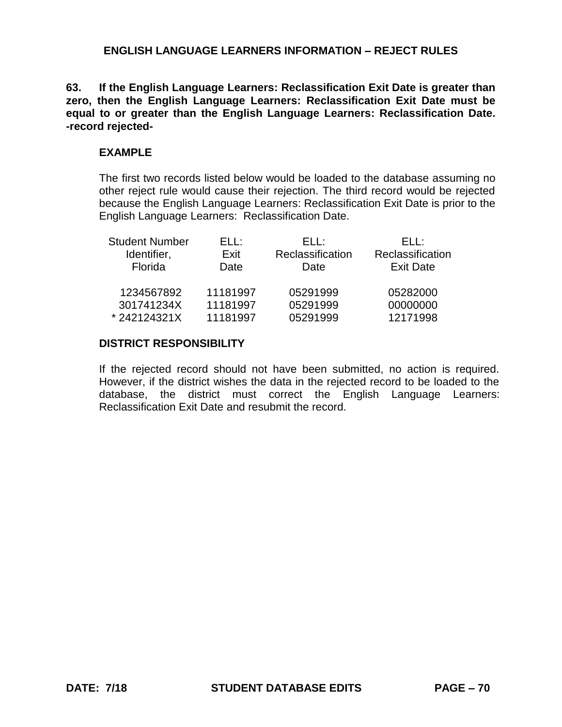## ENGLISH LANGUAGE LEARNERS INFORMATION – REJECT RULES

**63. If the English Language Learners: Reclassification Exit Date is greater than zero, then the English Language Learners: Reclassification Exit Date must be equal to or greater than the English Language Learners: Reclassification Date. -record rejected-**

### EXAMPLE

The first two records listed below would be loaded to the database assuming no other reject rule would cause their rejection. The third record would be rejected because the English Language Learners: Reclassification Exit Date is prior to the English Language Learners: Reclassification Date.

| Student Number Identifier, Florida | ELL: Exit Date | ELL: Reclassification Date | ELL: Reclassification Exit Date |
|---|---|---|---|
| 1234567892 | 11181997 | 05291999 | 05282000 |
| 301741234X | 11181997 | 05291999 | 00000000 |
| * 242124321X | 11181997 | 05291999 | 12171998 |

### DISTRICT RESPONSIBILITY

If the rejected record should not have been submitted, no action is required. However, if the district wishes the data in the rejected record to be loaded to the database, the district must correct the English Language Learners: Reclassification Exit Date and resubmit the record.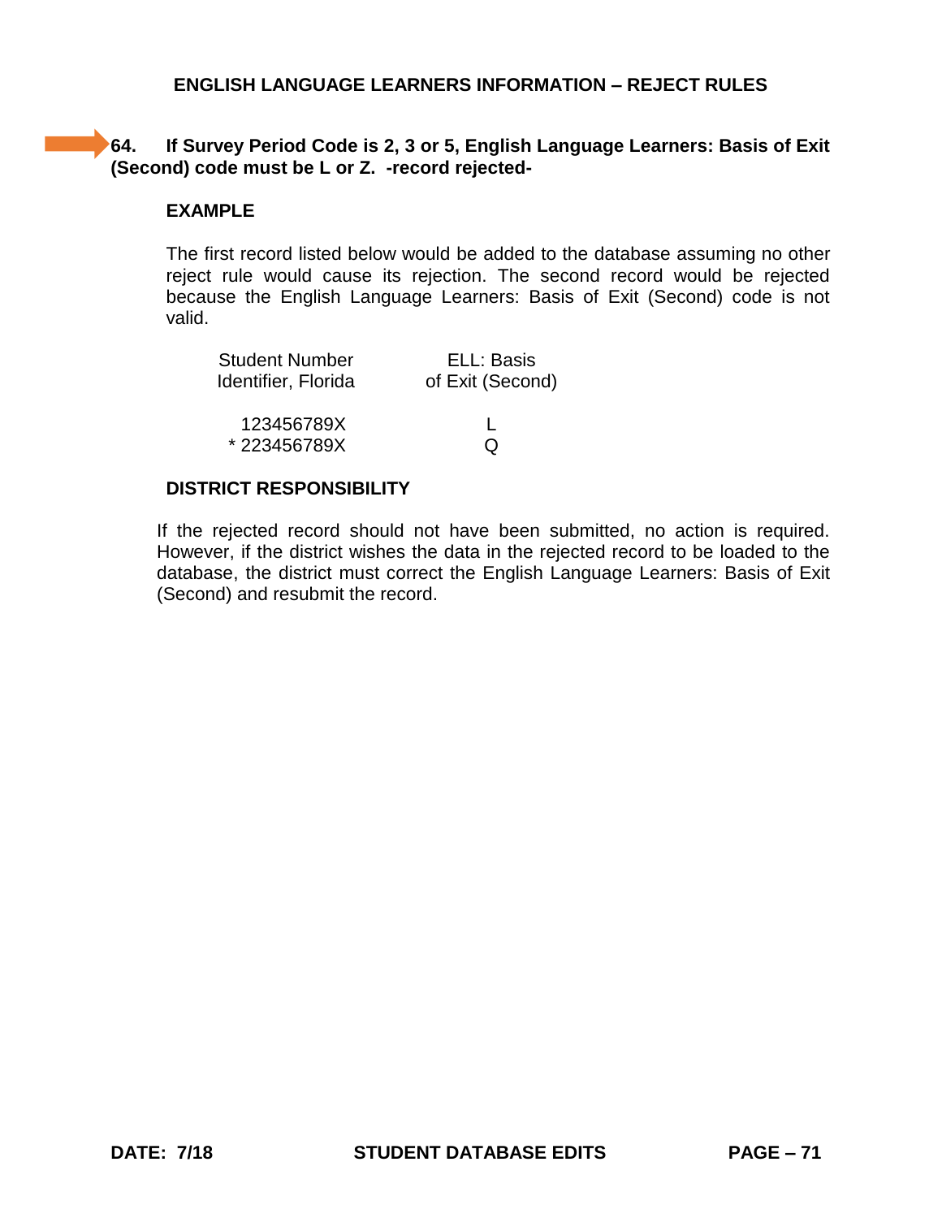## ENGLISH LANGUAGE LEARNERS INFORMATION – REJECT RULES

**64. If Survey Period Code is 2, 3 or 5, English Language Learners: Basis of Exit (Second) code must be L or Z. -record rejected-**

**EXAMPLE**

The first record listed below would be added to the database assuming no other reject rule would cause its rejection. The second record would be rejected because the English Language Learners: Basis of Exit (Second) code is not valid.

| Student Number Identifier, Florida | ELL: Basis of Exit (Second) |
|---|---|
| 123456789X | L |
| * 223456789X | Q |

**DISTRICT RESPONSIBILITY**

If the rejected record should not have been submitted, no action is required. However, if the district wishes the data in the rejected record to be loaded to the database, the district must correct the English Language Learners: Basis of Exit (Second) and resubmit the record.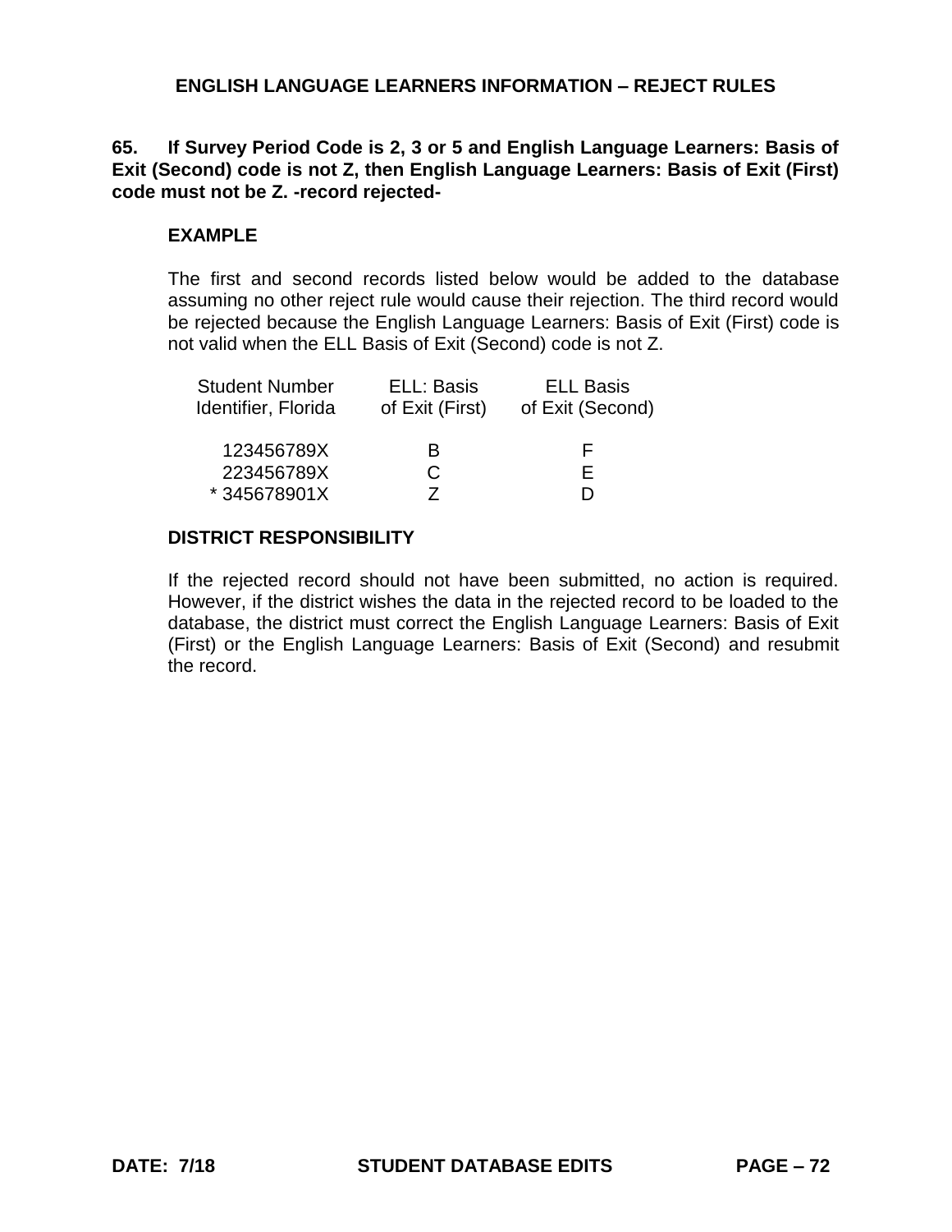## ENGLISH LANGUAGE LEARNERS INFORMATION – REJECT RULES

**65. If Survey Period Code is 2, 3 or 5 and English Language Learners: Basis of Exit (Second) code is not Z, then English Language Learners: Basis of Exit (First) code must not be Z. -record rejected-**

### EXAMPLE

The first and second records listed below would be added to the database assuming no other reject rule would cause their rejection. The third record would be rejected because the English Language Learners: Basis of Exit (First) code is not valid when the ELL Basis of Exit (Second) code is not Z.

| Student Number Identifier, Florida | ELL: Basis of Exit (First) | ELL Basis of Exit (Second) |
|---|---|---|
| 123456789X | B | F |
| 223456789X | C | E |
| * 345678901X | Z | D |

### DISTRICT RESPONSIBILITY

If the rejected record should not have been submitted, no action is required. However, if the district wishes the data in the rejected record to be loaded to the database, the district must correct the English Language Learners: Basis of Exit (First) or the English Language Learners: Basis of Exit (Second) and resubmit the record.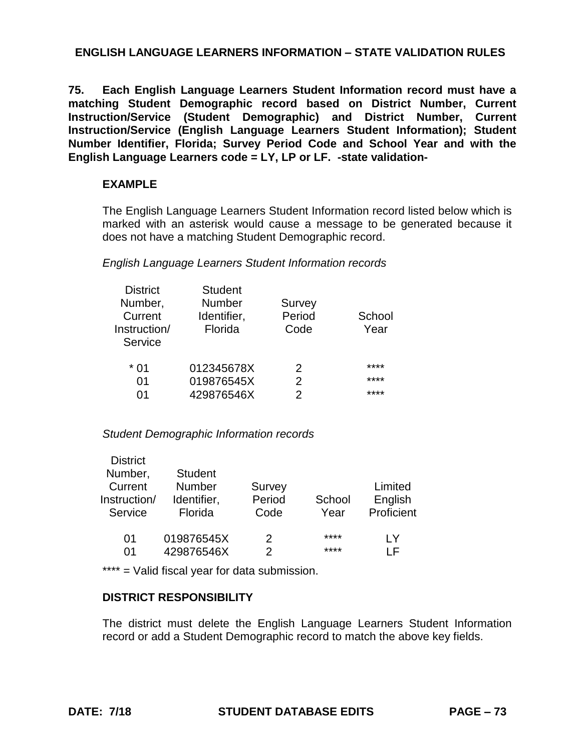## ENGLISH LANGUAGE LEARNERS INFORMATION – STATE VALIDATION RULES

**75. Each English Language Learners Student Information record must have a matching Student Demographic record based on District Number, Current Instruction/Service (Student Demographic) and District Number, Current Instruction/Service (English Language Learners Student Information); Student Number Identifier, Florida; Survey Period Code and School Year and with the English Language Learners code = LY, LP or LF. -state validation-**

**EXAMPLE**

The English Language Learners Student Information record listed below which is marked with an asterisk would cause a message to be generated because it does not have a matching Student Demographic record.

*English Language Learners Student Information records*

| District Number, Current Instruction/ Service | Student Number Identifier, Florida | Survey Period Code | School Year |
|---|---|---|---|
| * 01 | 012345678X | 2 | **** |
| 01 | 019876545X | 2 | **** |
| 01 | 429876546X | 2 | **** |

*Student Demographic Information records*

| District Number, Current Instruction/ Service | Student Number Identifier, Florida | Survey Period Code | School Year | Limited English Proficient |
|---|---|---|---|---|
| 01 | 019876545X | 2 | **** | LY |
| 01 | 429876546X | 2 | **** | LF |

**** = Valid fiscal year for data submission.

**DISTRICT RESPONSIBILITY**

The district must delete the English Language Learners Student Information record or add a Student Demographic record to match the above key fields.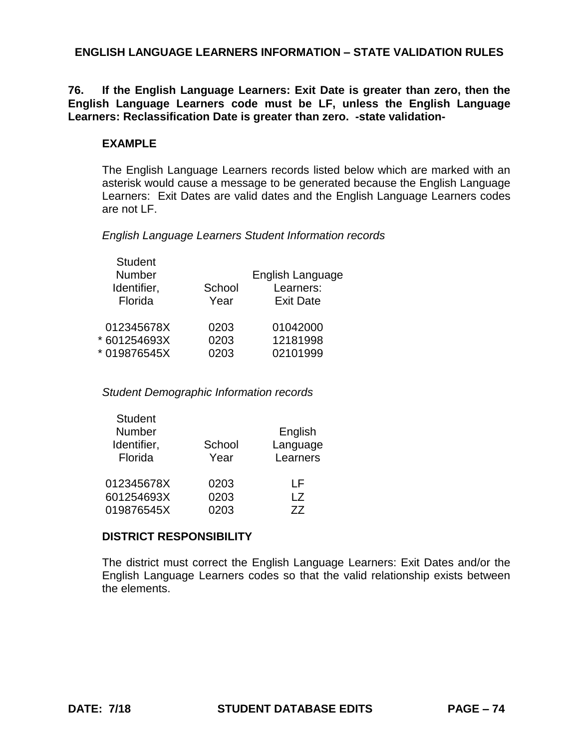## ENGLISH LANGUAGE LEARNERS INFORMATION – STATE VALIDATION RULES

**76. If the English Language Learners: Exit Date is greater than zero, then the English Language Learners code must be LF, unless the English Language Learners: Reclassification Date is greater than zero. -state validation-**

### EXAMPLE

The English Language Learners records listed below which are marked with an asterisk would cause a message to be generated because the English Language Learners: Exit Dates are valid dates and the English Language Learners codes are not LF.

*English Language Learners Student Information records*

| Student Number Identifier, Florida | School Year | English Language Learners: Exit Date |
|---|---|---|
| 012345678X | 0203 | 01042000 |
| * 601254693X | 0203 | 12181998 |
| * 019876545X | 0203 | 02101999 |

*Student Demographic Information records*

| Student Number Identifier, Florida | School Year | English Language Learners |
|---|---|---|
| 012345678X | 0203 | LF |
| 601254693X | 0203 | LZ |
| 019876545X | 0203 | ZZ |

### DISTRICT RESPONSIBILITY

The district must correct the English Language Learners: Exit Dates and/or the English Language Learners codes so that the valid relationship exists between the elements.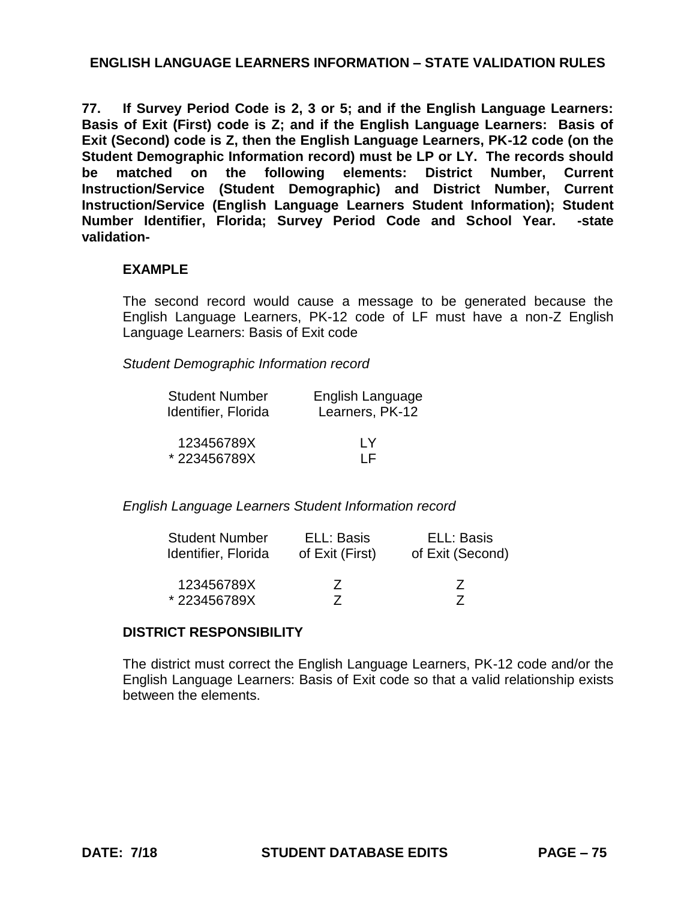## ENGLISH LANGUAGE LEARNERS INFORMATION – STATE VALIDATION RULES

**77. If Survey Period Code is 2, 3 or 5; and if the English Language Learners: Basis of Exit (First) code is Z; and if the English Language Learners: Basis of Exit (Second) code is Z, then the English Language Learners, PK-12 code (on the Student Demographic Information record) must be LP or LY. The records should be matched on the following elements: District Number, Current Instruction/Service (Student Demographic) and District Number, Current Instruction/Service (English Language Learners Student Information); Student Number Identifier, Florida; Survey Period Code and School Year. -state validation-**

### EXAMPLE

The second record would cause a message to be generated because the English Language Learners, PK-12 code of LF must have a non-Z English Language Learners: Basis of Exit code

*Student Demographic Information record*

| Student Number Identifier, Florida | English Language Learners, PK-12 |
|---|---|
| 123456789X | LY |
| * 223456789X | LF |

*English Language Learners Student Information record*

| Student Number Identifier, Florida | ELL: Basis of Exit (First) | ELL: Basis of Exit (Second) |
|---|---|---|
| 123456789X | Z | Z |
| * 223456789X | Z | Z |

### DISTRICT RESPONSIBILITY

The district must correct the English Language Learners, PK-12 code and/or the English Language Learners: Basis of Exit code so that a valid relationship exists between the elements.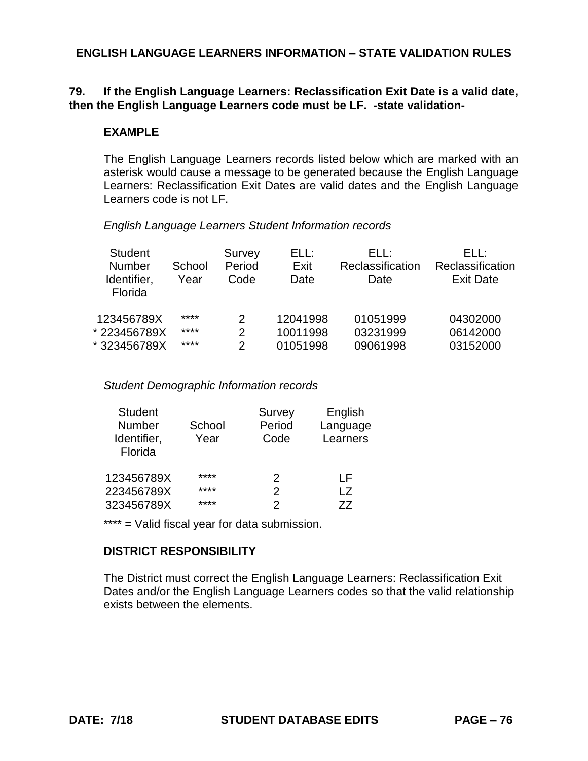## ENGLISH LANGUAGE LEARNERS INFORMATION – STATE VALIDATION RULES

**79. If the English Language Learners: Reclassification Exit Date is a valid date, then the English Language Learners code must be LF. -state validation-**

**EXAMPLE**

The English Language Learners records listed below which are marked with an asterisk would cause a message to be generated because the English Language Learners: Reclassification Exit Dates are valid dates and the English Language Learners code is not LF.

*English Language Learners Student Information records*

| Student Number Identifier, Florida | School Year | Survey Period Code | ELL: Exit Date | ELL: Reclassification Date | ELL: Reclassification Exit Date |
|---|---|---|---|---|---|
| 123456789X | **** | 2 | 12041998 | 01051999 | 04302000 |
| * 223456789X | **** | 2 | 10011998 | 03231999 | 06142000 |
| * 323456789X | **** | 2 | 01051998 | 09061998 | 03152000 |

*Student Demographic Information records*

| Student Number Identifier, Florida | School Year | Survey Period Code | English Language Learners |
|---|---|---|---|
| 123456789X | **** | 2 | LF |
| 223456789X | **** | 2 | LZ |
| 323456789X | **** | 2 | ZZ |

**** = Valid fiscal year for data submission.

**DISTRICT RESPONSIBILITY**

The District must correct the English Language Learners: Reclassification Exit Dates and/or the English Language Learners codes so that the valid relationship exists between the elements.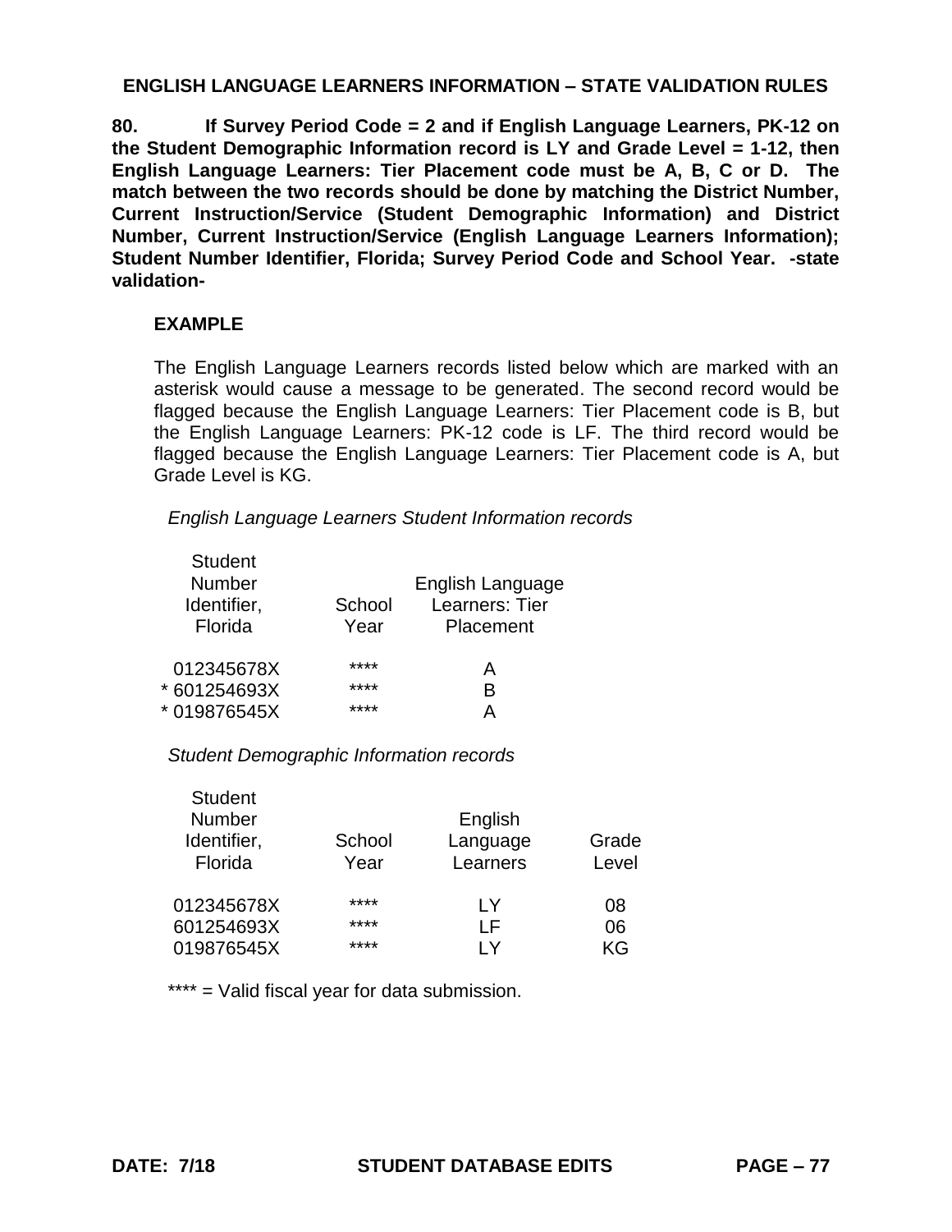**ENGLISH LANGUAGE LEARNERS INFORMATION – STATE VALIDATION RULES**

**80. If Survey Period Code = 2 and if English Language Learners, PK-12 on the Student Demographic Information record is LY and Grade Level = 1-12, then English Language Learners: Tier Placement code must be A, B, C or D. The match between the two records should be done by matching the District Number, Current Instruction/Service (Student Demographic Information) and District Number, Current Instruction/Service (English Language Learners Information); Student Number Identifier, Florida; Survey Period Code and School Year. -state validation-**

**EXAMPLE**

The English Language Learners records listed below which are marked with an asterisk would cause a message to be generated. The second record would be flagged because the English Language Learners: Tier Placement code is B, but the English Language Learners: PK-12 code is LF. The third record would be flagged because the English Language Learners: Tier Placement code is A, but Grade Level is KG.

*English Language Learners Student Information records*

| Student Number Identifier, Florida | School Year | English Language Learners: Tier Placement |
|---|---|---|
| 012345678X | **** | A |
| * 601254693X | **** | B |
| * 019876545X | **** | A |

*Student Demographic Information records*

| Student Number Identifier, Florida | School Year | English Language Learners | Grade Level |
|---|---|---|---|
| 012345678X | **** | LY | 08 |
| 601254693X | **** | LF | 06 |
| 019876545X | **** | LY | KG |

**** = Valid fiscal year for data submission.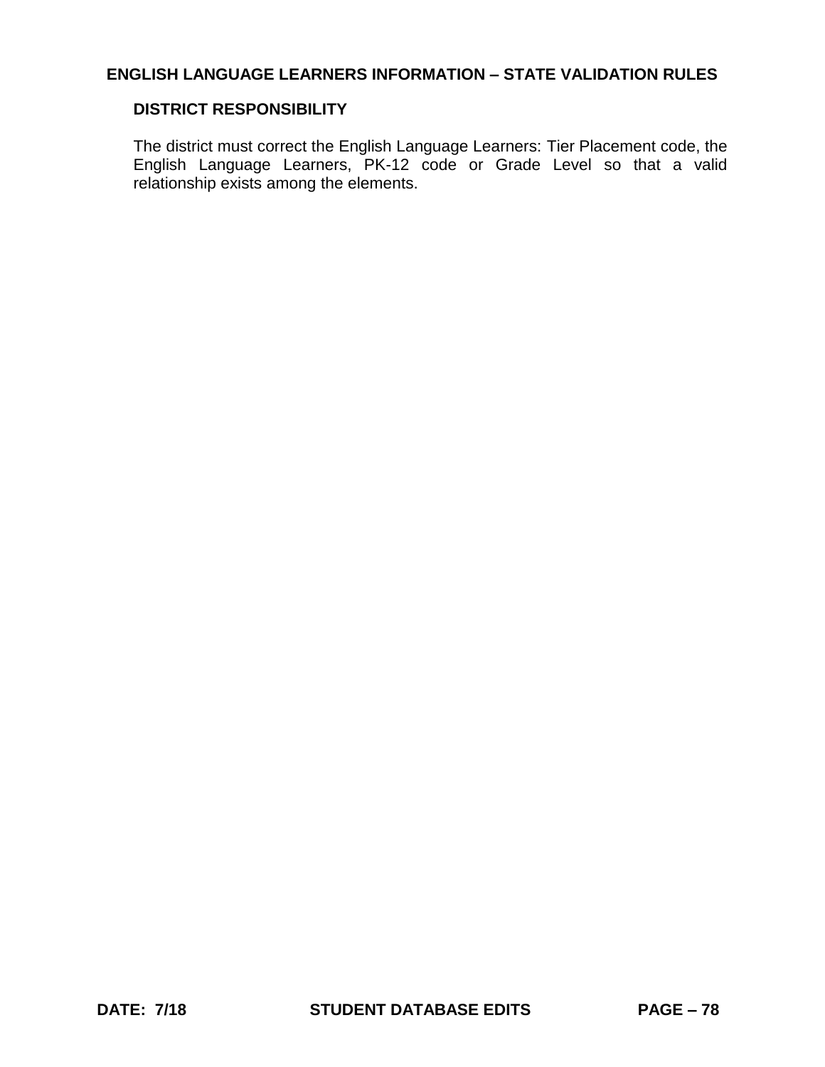**DISTRICT RESPONSIBILITY**

The district must correct the English Language Learners: Tier Placement code, the English Language Learners, PK-12 code or Grade Level so that a valid relationship exists among the elements.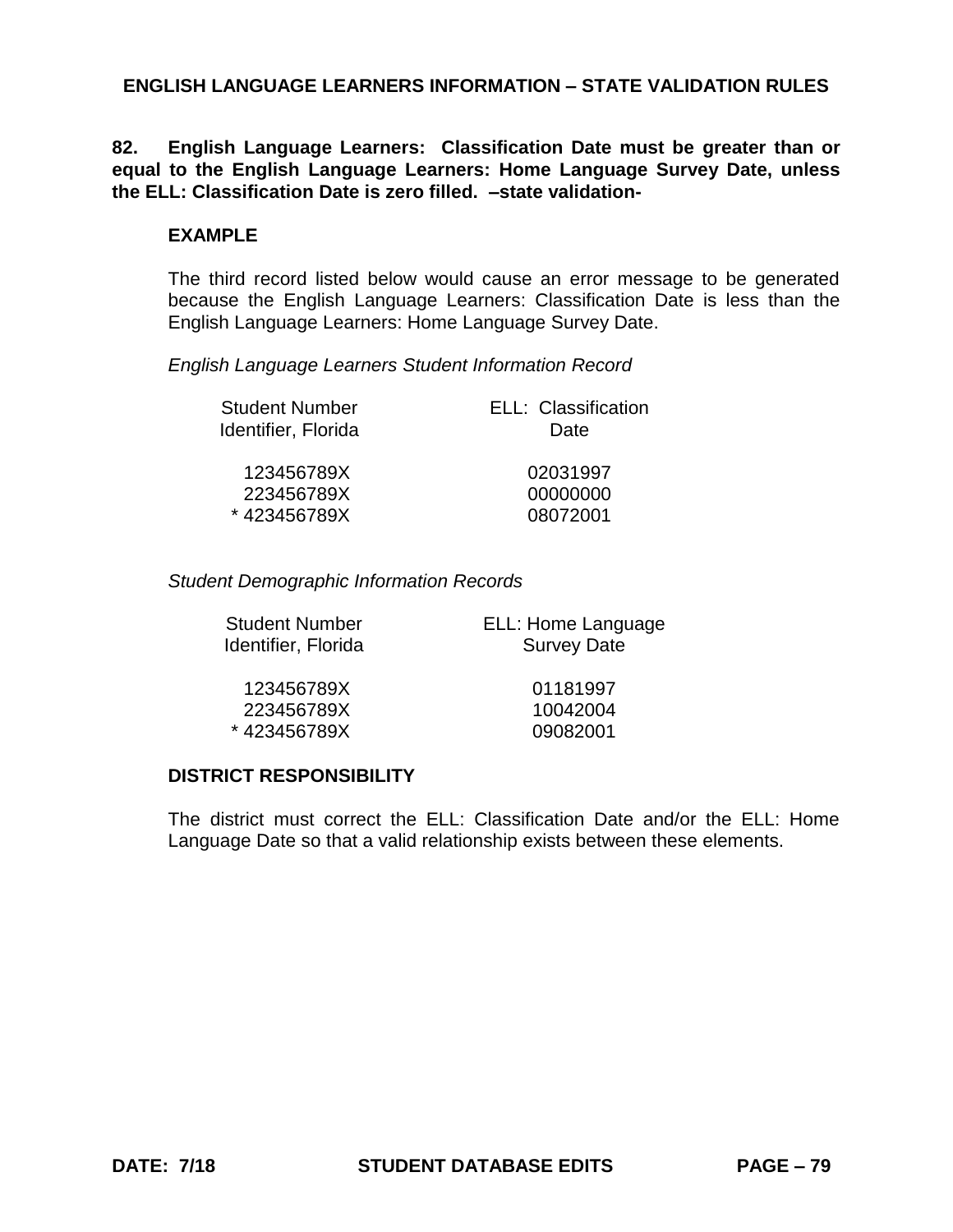## ENGLISH LANGUAGE LEARNERS INFORMATION – STATE VALIDATION RULES

**82. English Language Learners: Classification Date must be greater than or equal to the English Language Learners: Home Language Survey Date, unless the ELL: Classification Date is zero filled. –state validation-**

**EXAMPLE**

The third record listed below would cause an error message to be generated because the English Language Learners: Classification Date is less than the English Language Learners: Home Language Survey Date.

*English Language Learners Student Information Record*

| Student Number Identifier, Florida | ELL: Classification Date |
|---|---|
| 123456789X | 02031997 |
| 223456789X | 00000000 |
| * 423456789X | 08072001 |

*Student Demographic Information Records*

| Student Number Identifier, Florida | ELL: Home Language Survey Date |
|---|---|
| 123456789X | 01181997 |
| 223456789X | 10042004 |
| * 423456789X | 09082001 |

**DISTRICT RESPONSIBILITY**

The district must correct the ELL: Classification Date and/or the ELL: Home Language Date so that a valid relationship exists between these elements.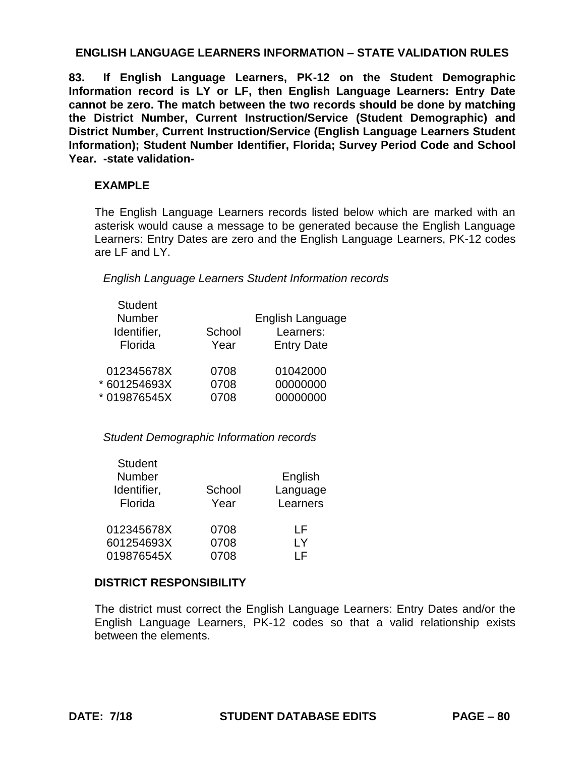## ENGLISH LANGUAGE LEARNERS INFORMATION – STATE VALIDATION RULES

**83. If English Language Learners, PK-12 on the Student Demographic Information record is LY or LF, then English Language Learners: Entry Date cannot be zero. The match between the two records should be done by matching the District Number, Current Instruction/Service (Student Demographic) and District Number, Current Instruction/Service (English Language Learners Student Information); Student Number Identifier, Florida; Survey Period Code and School Year. -state validation-**

### EXAMPLE

The English Language Learners records listed below which are marked with an asterisk would cause a message to be generated because the English Language Learners: Entry Dates are zero and the English Language Learners, PK-12 codes are LF and LY.

*English Language Learners Student Information records*

| Student Number Identifier, Florida | School Year | English Language Learners: Entry Date |
|---|---|---|
| 012345678X | 0708 | 01042000 |
| * 601254693X | 0708 | 00000000 |
| * 019876545X | 0708 | 00000000 |

*Student Demographic Information records*

| Student Number Identifier, Florida | School Year | English Language Learners |
|---|---|---|
| 012345678X | 0708 | LF |
| 601254693X | 0708 | LY |
| 019876545X | 0708 | LF |

### DISTRICT RESPONSIBILITY

The district must correct the English Language Learners: Entry Dates and/or the English Language Learners, PK-12 codes so that a valid relationship exists between the elements.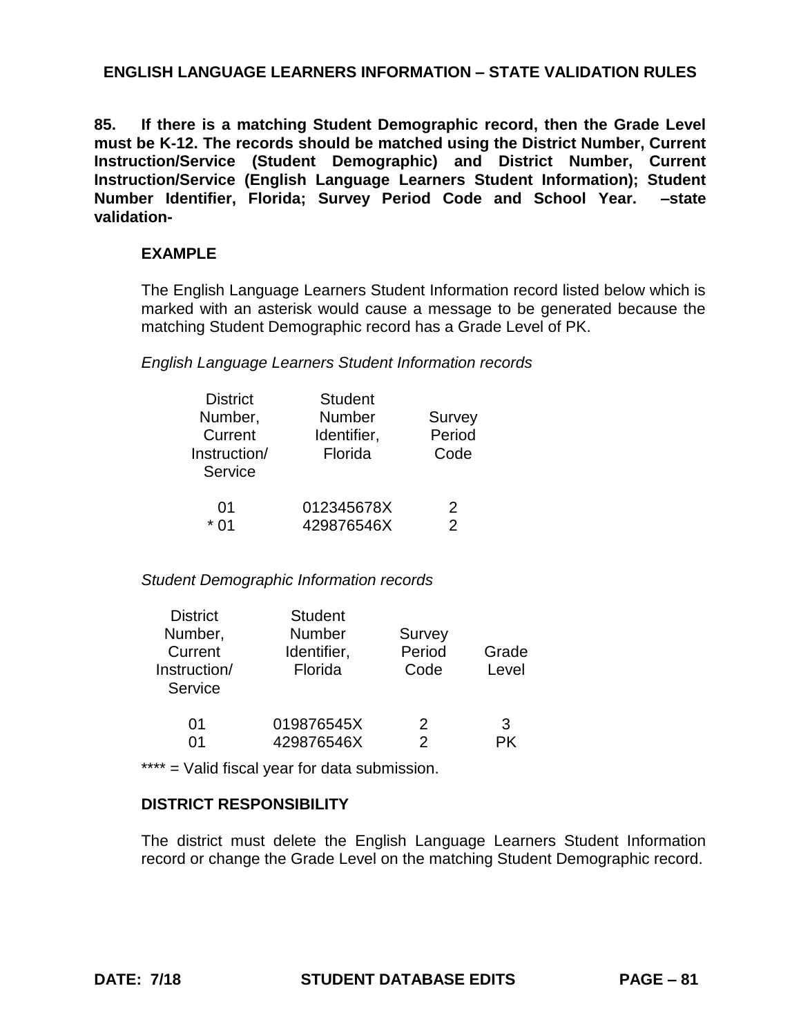## ENGLISH LANGUAGE LEARNERS INFORMATION – STATE VALIDATION RULES

**85. If there is a matching Student Demographic record, then the Grade Level must be K-12. The records should be matched using the District Number, Current Instruction/Service (Student Demographic) and District Number, Current Instruction/Service (English Language Learners Student Information); Student Number Identifier, Florida; Survey Period Code and School Year. –state validation-**

**EXAMPLE**

The English Language Learners Student Information record listed below which is marked with an asterisk would cause a message to be generated because the matching Student Demographic record has a Grade Level of PK.

*English Language Learners Student Information records*

| District Number, Current Instruction/ Service | Student Number Identifier, Florida | Survey Period Code |
|---|---|---|
| 01 | 012345678X | 2 |
| * 01 | 429876546X | 2 |

*Student Demographic Information records*

| District Number, Current Instruction/ Service | Student Number Identifier, Florida | Survey Period Code | Grade Level |
|---|---|---|---|
| 01 | 019876545X | 2 | 3 |
| 01 | 429876546X | 2 | PK |

**** = Valid fiscal year for data submission.

**DISTRICT RESPONSIBILITY**

The district must delete the English Language Learners Student Information record or change the Grade Level on the matching Student Demographic record.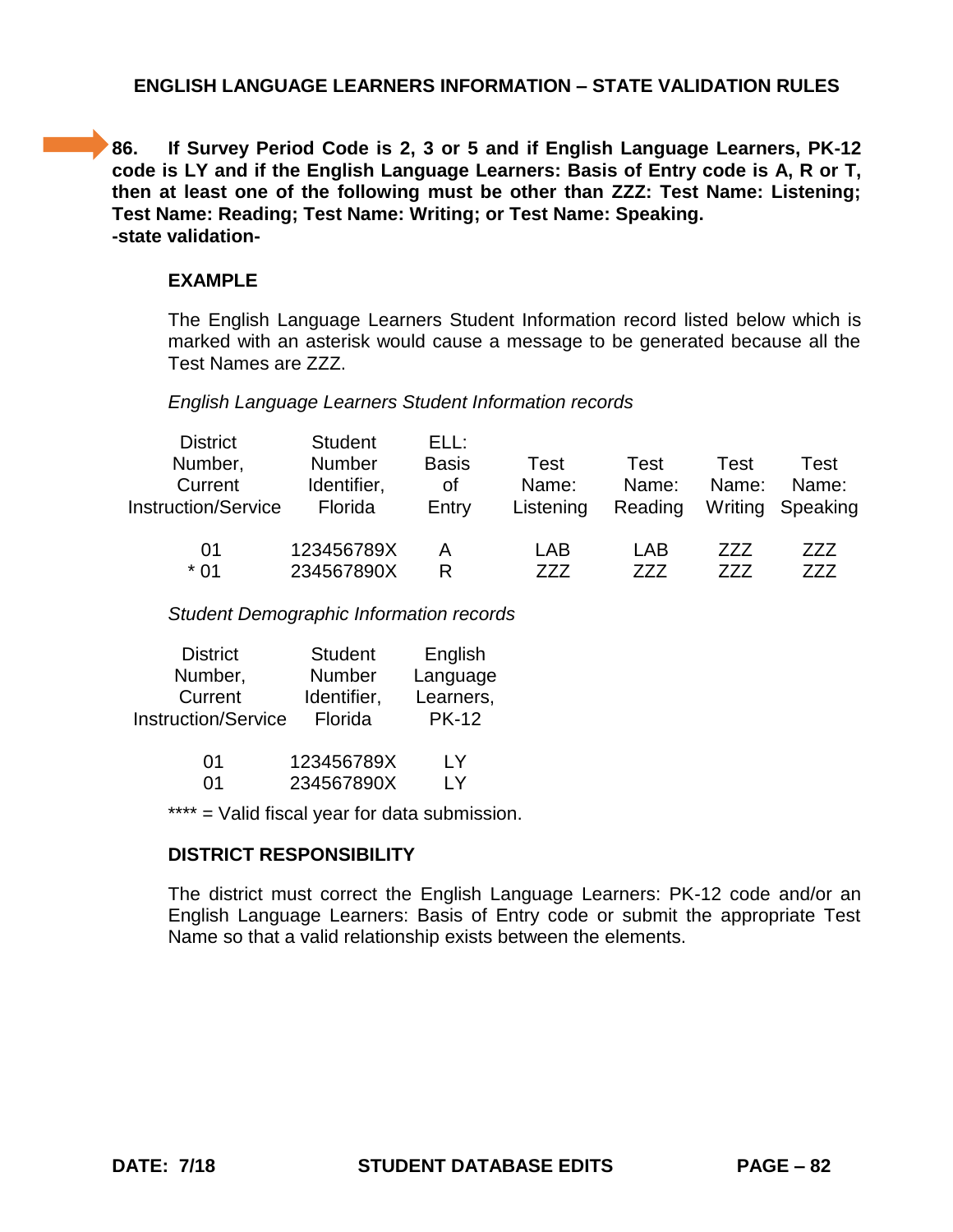## ENGLISH LANGUAGE LEARNERS INFORMATION – STATE VALIDATION RULES

**86. If Survey Period Code is 2, 3 or 5 and if English Language Learners, PK-12 code is LY and if the English Language Learners: Basis of Entry code is A, R or T, then at least one of the following must be other than ZZZ: Test Name: Listening; Test Name: Reading; Test Name: Writing; or Test Name: Speaking.**
**-state validation-**

**EXAMPLE**

The English Language Learners Student Information record listed below which is marked with an asterisk would cause a message to be generated because all the Test Names are ZZZ.

*English Language Learners Student Information records*

| District Number, Current Instruction/Service | Student Number Identifier, Florida | ELL: Basis of Entry | Test Name: Listening | Test Name: Reading | Test Name: Writing | Test Name: Speaking |
|---|---|---|---|---|---|---|
| 01 | 123456789X | A | LAB | LAB | ZZZ | ZZZ |
| * 01 | 234567890X | R | ZZZ | ZZZ | ZZZ | ZZZ |

*Student Demographic Information records*

| District Number, Current Instruction/Service | Student Number Identifier, Florida | English Language Learners, PK-12 |
|---|---|---|
| 01 | 123456789X | LY |
| 01 | 234567890X | LY |

**** = Valid fiscal year for data submission.

**DISTRICT RESPONSIBILITY**

The district must correct the English Language Learners: PK-12 code and/or an English Language Learners: Basis of Entry code or submit the appropriate Test Name so that a valid relationship exists between the elements.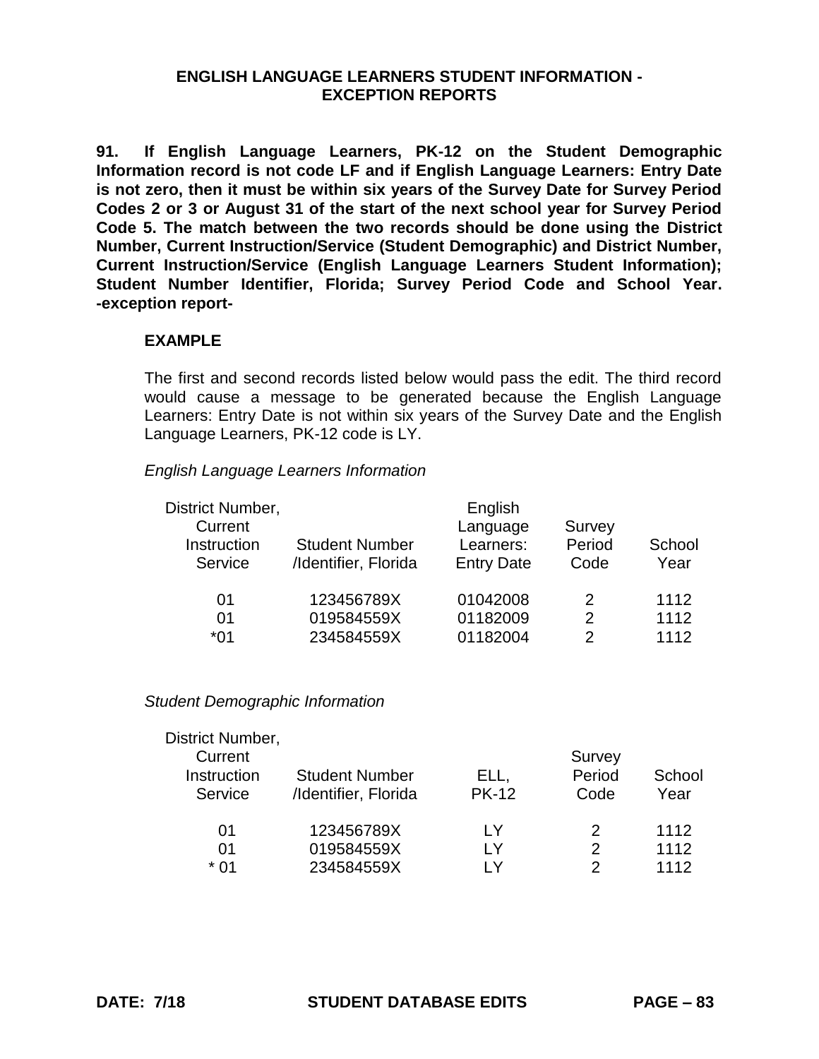## ENGLISH LANGUAGE LEARNERS STUDENT INFORMATION - EXCEPTION REPORTS

**91. If English Language Learners, PK-12 on the Student Demographic Information record is not code LF and if English Language Learners: Entry Date is not zero, then it must be within six years of the Survey Date for Survey Period Codes 2 or 3 or August 31 of the start of the next school year for Survey Period Code 5. The match between the two records should be done using the District Number, Current Instruction/Service (Student Demographic) and District Number, Current Instruction/Service (English Language Learners Student Information); Student Number Identifier, Florida; Survey Period Code and School Year. -exception report-**

**EXAMPLE**

The first and second records listed below would pass the edit. The third record would cause a message to be generated because the English Language Learners: Entry Date is not within six years of the Survey Date and the English Language Learners, PK-12 code is LY.

*English Language Learners Information*

| District Number, Current Instruction Service | Student Number /Identifier, Florida | English Language Learners: Entry Date | Survey Period Code | School Year |
|---|---|---|---|---|
| 01 | 123456789X | 01042008 | 2 | 1112 |
| 01 | 019584559X | 01182009 | 2 | 1112 |
| *01 | 234584559X | 01182004 | 2 | 1112 |

*Student Demographic Information*

| District Number, Current Instruction Service | Student Number /Identifier, Florida | ELL, PK-12 | Survey Period Code | School Year |
|---|---|---|---|---|
| 01 | 123456789X | LY | 2 | 1112 |
| 01 | 019584559X | LY | 2 | 1112 |
| * 01 | 234584559X | LY | 2 | 1112 |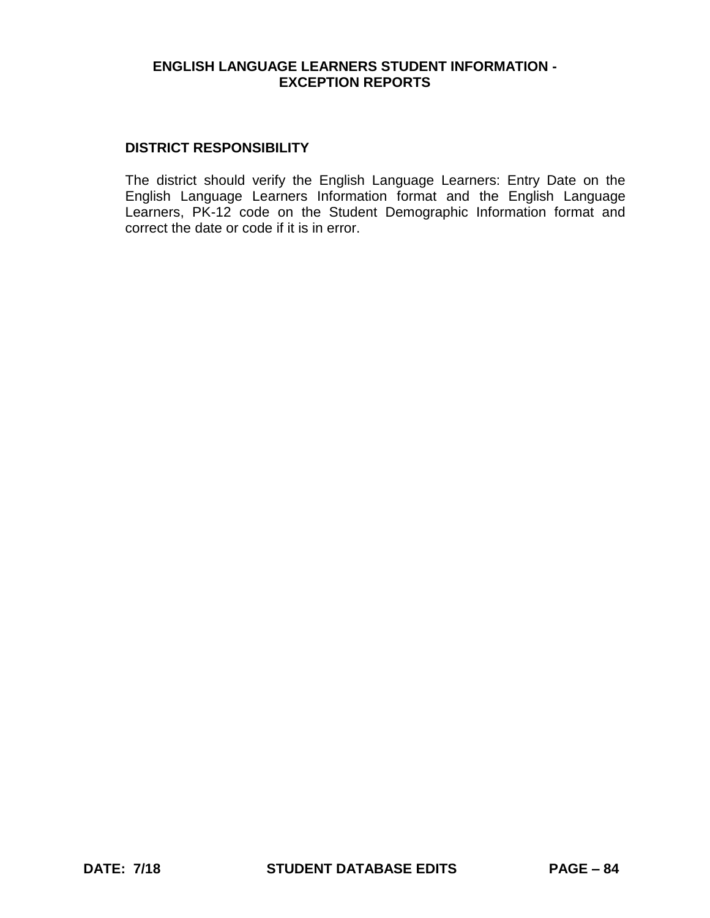# ENGLISH LANGUAGE LEARNERS STUDENT INFORMATION - EXCEPTION REPORTS

## DISTRICT RESPONSIBILITY

The district should verify the English Language Learners: Entry Date on the English Language Learners Information format and the English Language Learners, PK-12 code on the Student Demographic Information format and correct the date or code if it is in error.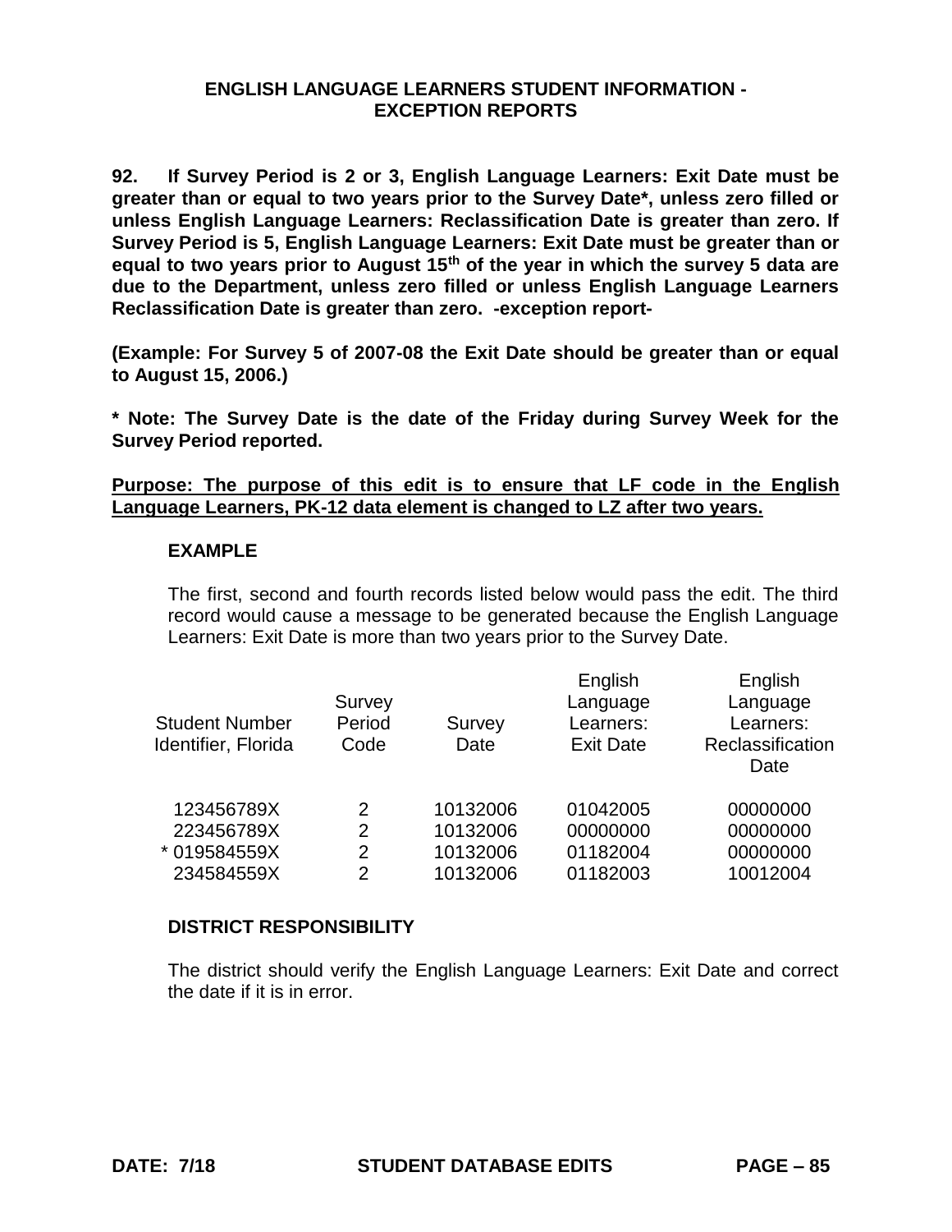## ENGLISH LANGUAGE LEARNERS STUDENT INFORMATION - EXCEPTION REPORTS

**92. If Survey Period is 2 or 3, English Language Learners: Exit Date must be greater than or equal to two years prior to the Survey Date*, unless zero filled or unless English Language Learners: Reclassification Date is greater than zero. If Survey Period is 5, English Language Learners: Exit Date must be greater than or equal to two years prior to August 15th of the year in which the survey 5 data are due to the Department, unless zero filled or unless English Language Learners Reclassification Date is greater than zero. -exception report-**

**(Example: For Survey 5 of 2007-08 the Exit Date should be greater than or equal to August 15, 2006.)**

**\* Note: The Survey Date is the date of the Friday during Survey Week for the Survey Period reported.**

**<u>Purpose: The purpose of this edit is to ensure that LF code in the English Language Learners, PK-12 data element is changed to LZ after two years.</u>**

### EXAMPLE

The first, second and fourth records listed below would pass the edit. The third record would cause a message to be generated because the English Language Learners: Exit Date is more than two years prior to the Survey Date.

| Student Number Identifier, Florida | Survey Period Code | Survey Date | English Language Learners: Exit Date | English Language Learners: Reclassification Date |
|---|---|---|---|---|
| 123456789X | 2 | 10132006 | 01042005 | 00000000 |
| 223456789X | 2 | 10132006 | 00000000 | 00000000 |
| * 019584559X | 2 | 10132006 | 01182004 | 00000000 |
| 234584559X | 2 | 10132006 | 01182003 | 10012004 |

### DISTRICT RESPONSIBILITY

The district should verify the English Language Learners: Exit Date and correct the date if it is in error.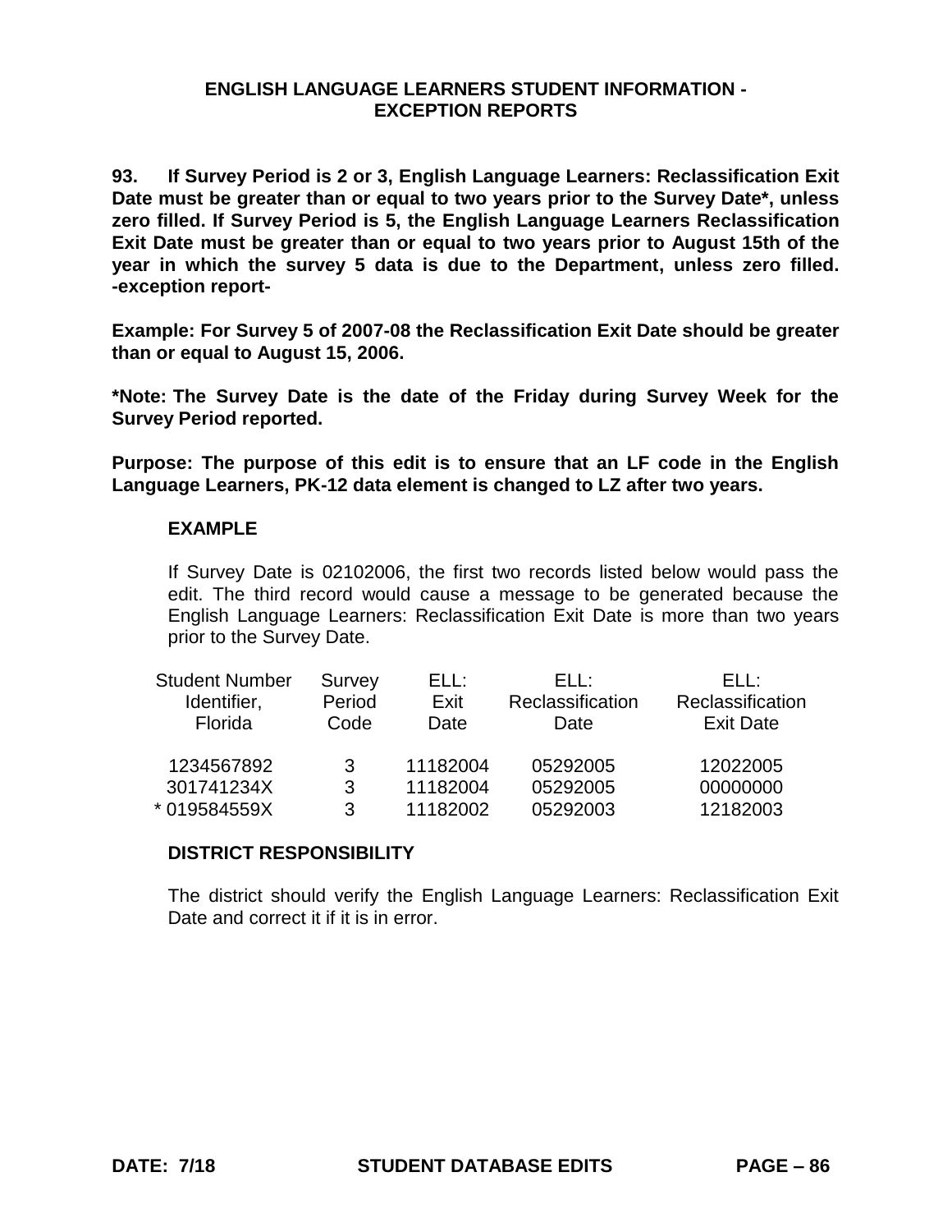## ENGLISH LANGUAGE LEARNERS STUDENT INFORMATION - EXCEPTION REPORTS

**93. If Survey Period is 2 or 3, English Language Learners: Reclassification Exit Date must be greater than or equal to two years prior to the Survey Date*, unless zero filled. If Survey Period is 5, the English Language Learners Reclassification Exit Date must be greater than or equal to two years prior to August 15th of the year in which the survey 5 data is due to the Department, unless zero filled. -exception report-**

**Example: For Survey 5 of 2007-08 the Reclassification Exit Date should be greater than or equal to August 15, 2006.**

***Note: The Survey Date is the date of the Friday during Survey Week for the Survey Period reported.**

**Purpose: The purpose of this edit is to ensure that an LF code in the English Language Learners, PK-12 data element is changed to LZ after two years.**

### EXAMPLE

If Survey Date is 02102006, the first two records listed below would pass the edit. The third record would cause a message to be generated because the English Language Learners: Reclassification Exit Date is more than two years prior to the Survey Date.

| Student Number Identifier, Florida | Survey Period Code | ELL: Exit Date | ELL: Reclassification Date | ELL: Reclassification Exit Date |
|---|---|---|---|---|
| 1234567892 | 3 | 11182004 | 05292005 | 12022005 |
| 301741234X | 3 | 11182004 | 05292005 | 00000000 |
| * 019584559X | 3 | 11182002 | 05292003 | 12182003 |

### DISTRICT RESPONSIBILITY

The district should verify the English Language Learners: Reclassification Exit Date and correct it if it is in error.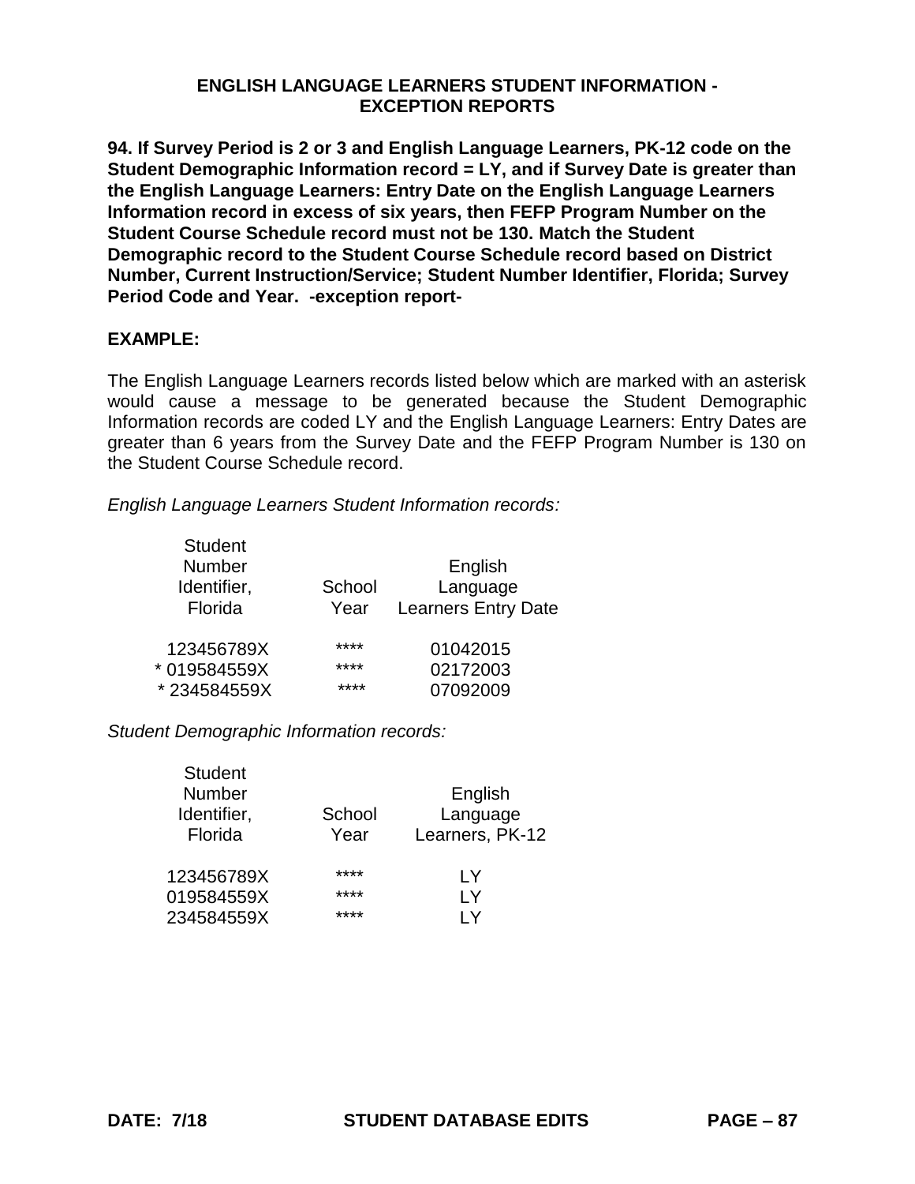## ENGLISH LANGUAGE LEARNERS STUDENT INFORMATION - EXCEPTION REPORTS

**94. If Survey Period is 2 or 3 and English Language Learners, PK-12 code on the Student Demographic Information record = LY, and if Survey Date is greater than the English Language Learners: Entry Date on the English Language Learners Information record in excess of six years, then FEFP Program Number on the Student Course Schedule record must not be 130. Match the Student Demographic record to the Student Course Schedule record based on District Number, Current Instruction/Service; Student Number Identifier, Florida; Survey Period Code and Year. -exception report-**

**EXAMPLE:**

The English Language Learners records listed below which are marked with an asterisk would cause a message to be generated because the Student Demographic Information records are coded LY and the English Language Learners: Entry Dates are greater than 6 years from the Survey Date and the FEFP Program Number is 130 on the Student Course Schedule record.

*English Language Learners Student Information records:*

| Student Number Identifier, Florida | School Year | English Language Learners Entry Date |
|---|---|---|
| 123456789X | **** | 01042015 |
| * 019584559X | **** | 02172003 |
| * 234584559X | **** | 07092009 |

*Student Demographic Information records:*

| Student Number Identifier, Florida | School Year | English Language Learners, PK-12 |
|---|---|---|
| 123456789X | **** | LY |
| 019584559X | **** | LY |
| 234584559X | **** | LY |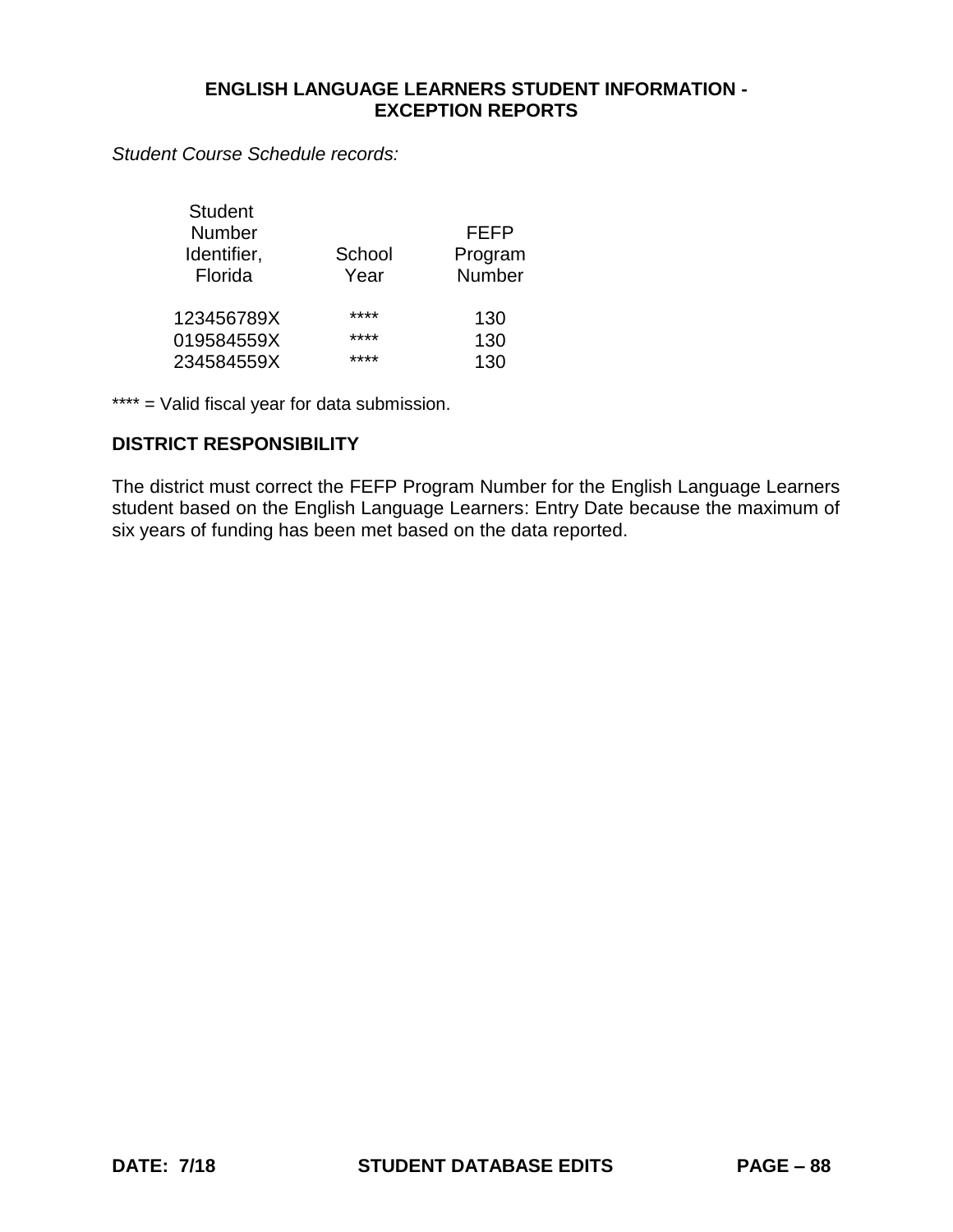**ENGLISH LANGUAGE LEARNERS STUDENT INFORMATION - EXCEPTION REPORTS**

*Student Course Schedule records:*

| Student Number Identifier, Florida | School Year | FEFP Program Number |
|---|---|---|
| 123456789X | **** | 130 |
| 019584559X | **** | 130 |
| 234584559X | **** | 130 |

**** = Valid fiscal year for data submission.

**DISTRICT RESPONSIBILITY**

The district must correct the FEFP Program Number for the English Language Learners student based on the English Language Learners: Entry Date because the maximum of six years of funding has been met based on the data reported.